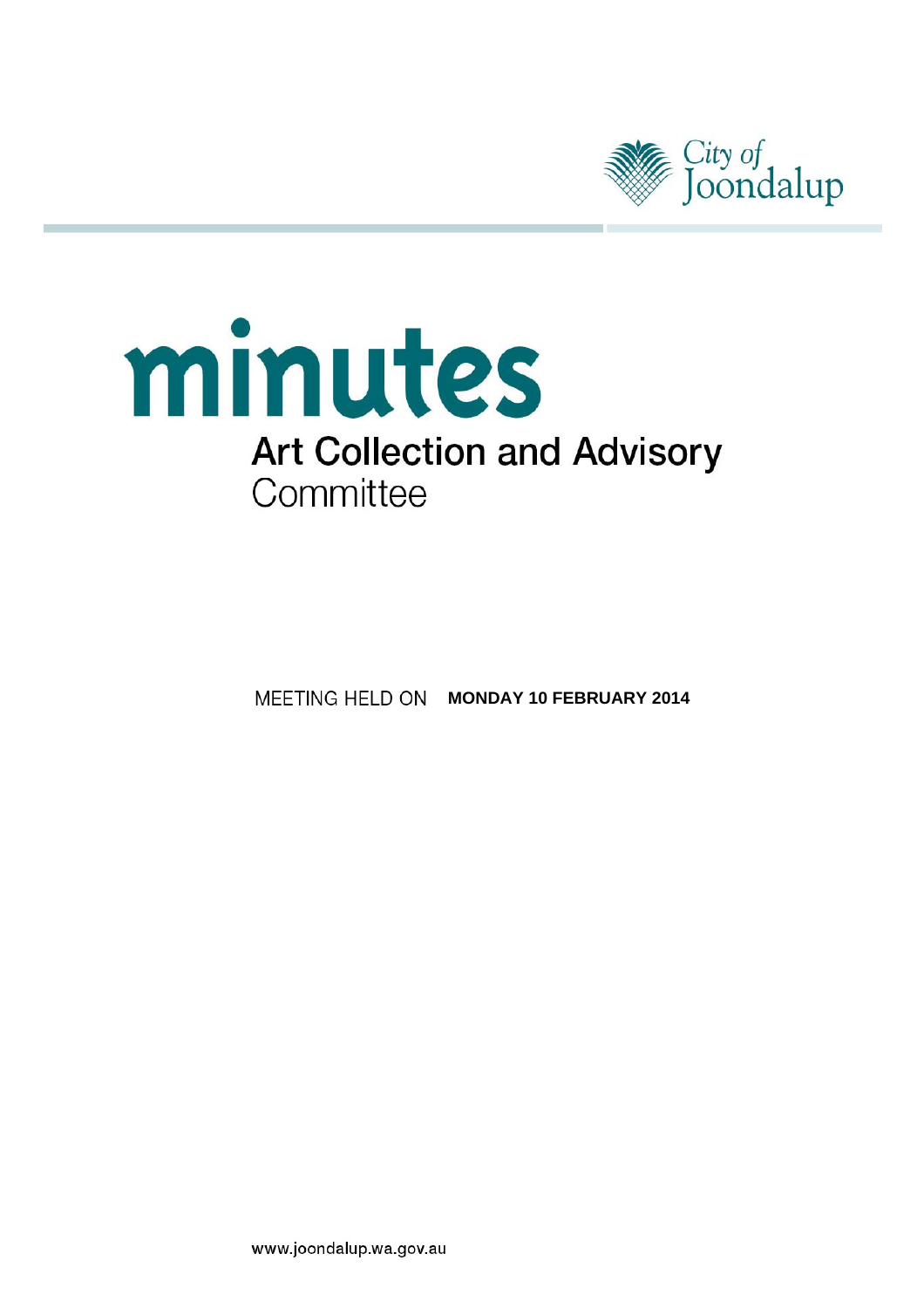City of Joondalup

# minutes

## Art Collection and Advisory Committee

MEETING HELD ON **MONDAY 10 FEBRUARY 2014**

www.joondalup.wa.gov.au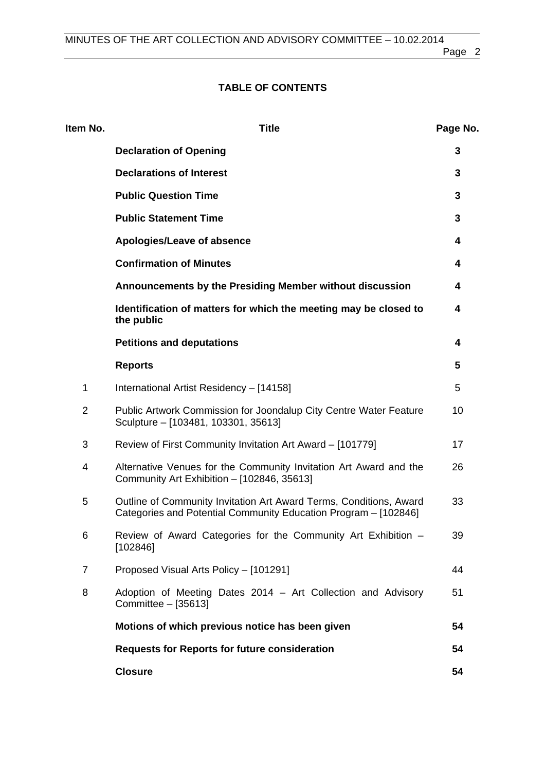## TABLE OF CONTENTS

| Item No. | Title | Page No. |
|---|---|---|
| | **Declaration of Opening** | **3** |
| | **Declarations of Interest** | **3** |
| | **Public Question Time** | **3** |
| | **Public Statement Time** | **3** |
| | **Apologies/Leave of absence** | **4** |
| | **Confirmation of Minutes** | **4** |
| | **Announcements by the Presiding Member without discussion** | **4** |
| | **Identification of matters for which the meeting may be closed to the public** | **4** |
| | **Petitions and deputations** | **4** |
| | **Reports** | **5** |
| 1 | International Artist Residency – [14158] | 5 |
| 2 | Public Artwork Commission for Joondalup City Centre Water Feature Sculpture – [103481, 103301, 35613] | 10 |
| 3 | Review of First Community Invitation Art Award – [101779] | 17 |
| 4 | Alternative Venues for the Community Invitation Art Award and the Community Art Exhibition – [102846, 35613] | 26 |
| 5 | Outline of Community Invitation Art Award Terms, Conditions, Award Categories and Potential Community Education Program – [102846] | 33 |
| 6 | Review of Award Categories for the Community Art Exhibition – [102846] | 39 |
| 7 | Proposed Visual Arts Policy – [101291] | 44 |
| 8 | Adoption of Meeting Dates 2014 – Art Collection and Advisory Committee – [35613] | 51 |
| | **Motions of which previous notice has been given** | **54** |
| | **Requests for Reports for future consideration** | **54** |
| | **Closure** | **54** |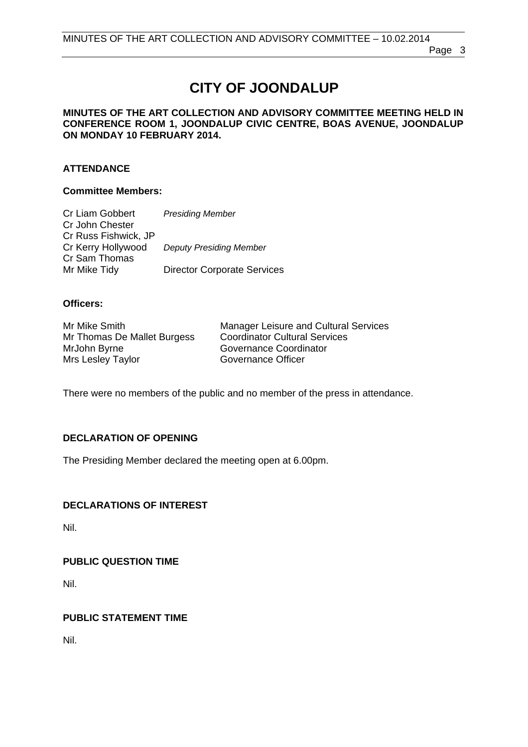# CITY OF JOONDALUP

**MINUTES OF THE ART COLLECTION AND ADVISORY COMMITTEE MEETING HELD IN CONFERENCE ROOM 1, JOONDALUP CIVIC CENTRE, BOAS AVENUE, JOONDALUP ON MONDAY 10 FEBRUARY 2014.**

## ATTENDANCE

### Committee Members:

| | |
|---|---|
| Cr Liam Gobbert | *Presiding Member* |
| Cr John Chester | |
| Cr Russ Fishwick, JP | |
| Cr Kerry Hollywood | *Deputy Presiding Member* |
| Cr Sam Thomas | |
| Mr Mike Tidy | Director Corporate Services |

### Officers:

| | |
|---|---|
| Mr Mike Smith | Manager Leisure and Cultural Services |
| Mr Thomas De Mallet Burgess | Coordinator Cultural Services |
| MrJohn Byrne | Governance Coordinator |
| Mrs Lesley Taylor | Governance Officer |

There were no members of the public and no member of the press in attendance.

## DECLARATION OF OPENING

The Presiding Member declared the meeting open at 6.00pm.

## DECLARATIONS OF INTEREST

Nil.

## PUBLIC QUESTION TIME

Nil.

## PUBLIC STATEMENT TIME

Nil.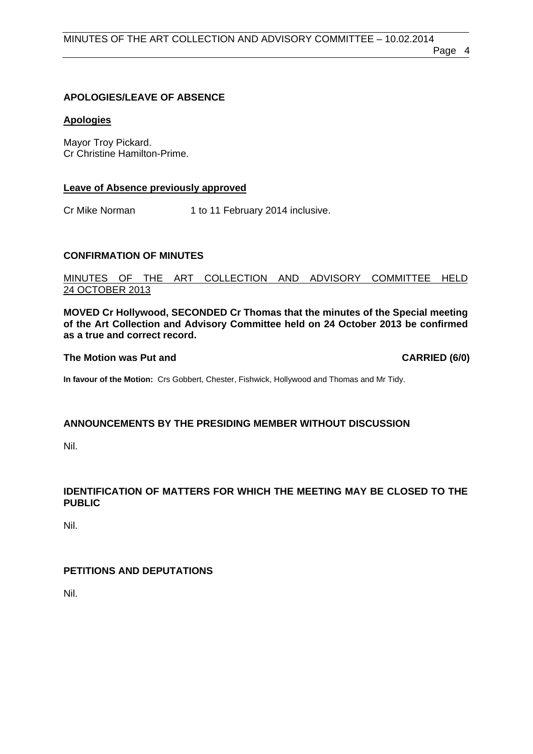## APOLOGIES/LEAVE OF ABSENCE

**Apologies**

Mayor Troy Pickard.
Cr Christine Hamilton-Prime.

**Leave of Absence previously approved**

Cr Mike Norman 1 to 11 February 2014 inclusive.

## CONFIRMATION OF MINUTES

MINUTES OF THE ART COLLECTION AND ADVISORY COMMITTEE HELD 24 OCTOBER 2013

**MOVED Cr Hollywood, SECONDED Cr Thomas that the minutes of the Special meeting of the Art Collection and Advisory Committee held on 24 October 2013 be confirmed as a true and correct record.**

**The Motion was Put and CARRIED (6/0)**

**In favour of the Motion:** Crs Gobbert, Chester, Fishwick, Hollywood and Thomas and Mr Tidy.

## ANNOUNCEMENTS BY THE PRESIDING MEMBER WITHOUT DISCUSSION

Nil.

## IDENTIFICATION OF MATTERS FOR WHICH THE MEETING MAY BE CLOSED TO THE PUBLIC

Nil.

## PETITIONS AND DEPUTATIONS

Nil.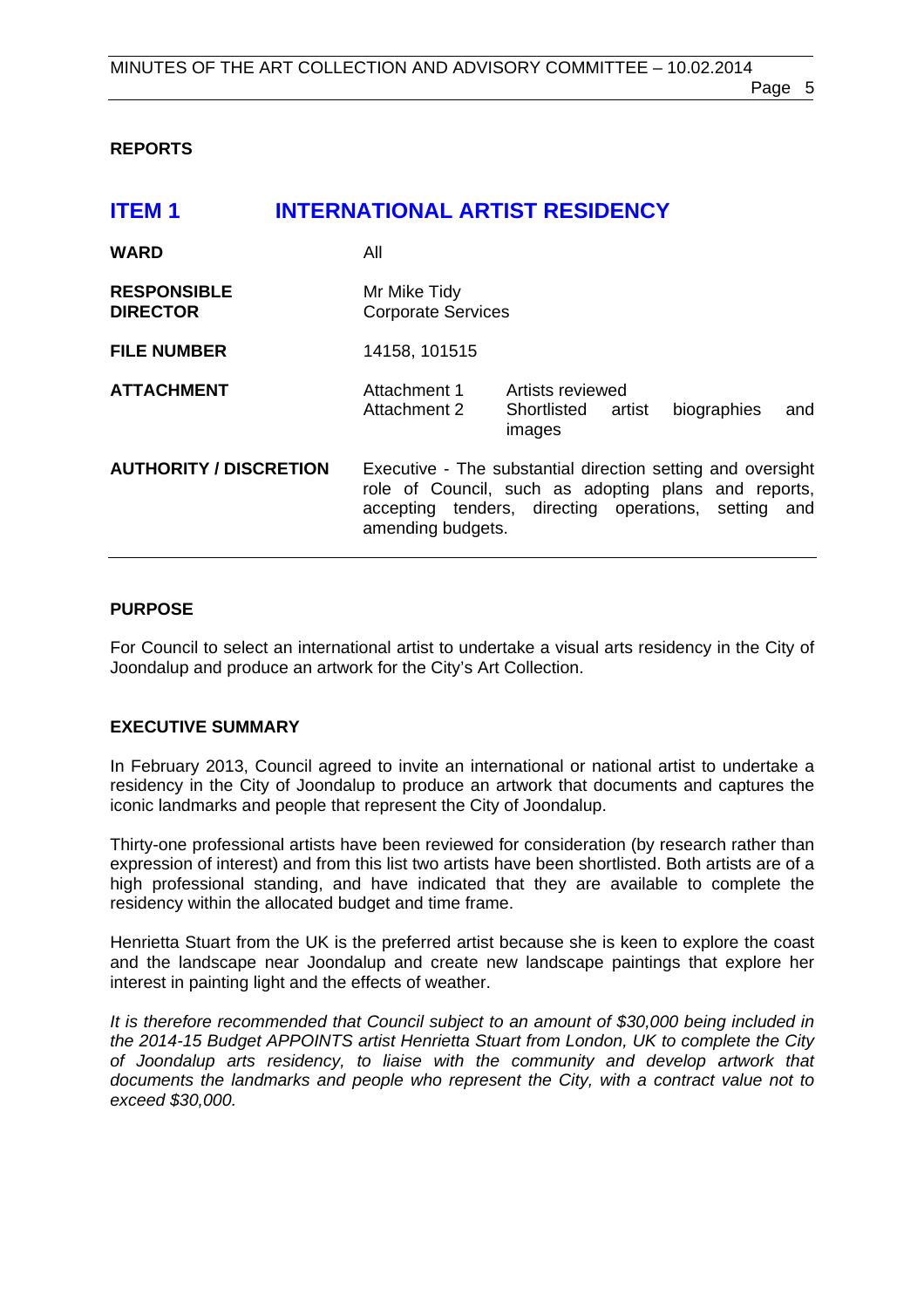## REPORTS

# ITEM 1 INTERNATIONAL ARTIST RESIDENCY

| | | |
|---|---|---|
| **WARD** | All | |
| **RESPONSIBLE DIRECTOR** | Mr Mike Tidy<br>Corporate Services | |
| **FILE NUMBER** | 14158, 101515 | |
| **ATTACHMENT** | Attachment 1<br>Attachment 2 | Artists reviewed<br>Shortlisted artist biographies and images |
| **AUTHORITY / DISCRETION** | Executive - The substantial direction setting and oversight role of Council, such as adopting plans and reports, accepting tenders, directing operations, setting and amending budgets. | |

### PURPOSE

For Council to select an international artist to undertake a visual arts residency in the City of Joondalup and produce an artwork for the City's Art Collection.

### EXECUTIVE SUMMARY

In February 2013, Council agreed to invite an international or national artist to undertake a residency in the City of Joondalup to produce an artwork that documents and captures the iconic landmarks and people that represent the City of Joondalup.

Thirty-one professional artists have been reviewed for consideration (by research rather than expression of interest) and from this list two artists have been shortlisted. Both artists are of a high professional standing, and have indicated that they are available to complete the residency within the allocated budget and time frame.

Henrietta Stuart from the UK is the preferred artist because she is keen to explore the coast and the landscape near Joondalup and create new landscape paintings that explore her interest in painting light and the effects of weather.

*It is therefore recommended that Council subject to an amount of $30,000 being included in the 2014-15 Budget APPOINTS artist Henrietta Stuart from London, UK to complete the City of Joondalup arts residency, to liaise with the community and develop artwork that documents the landmarks and people who represent the City, with a contract value not to exceed $30,000.*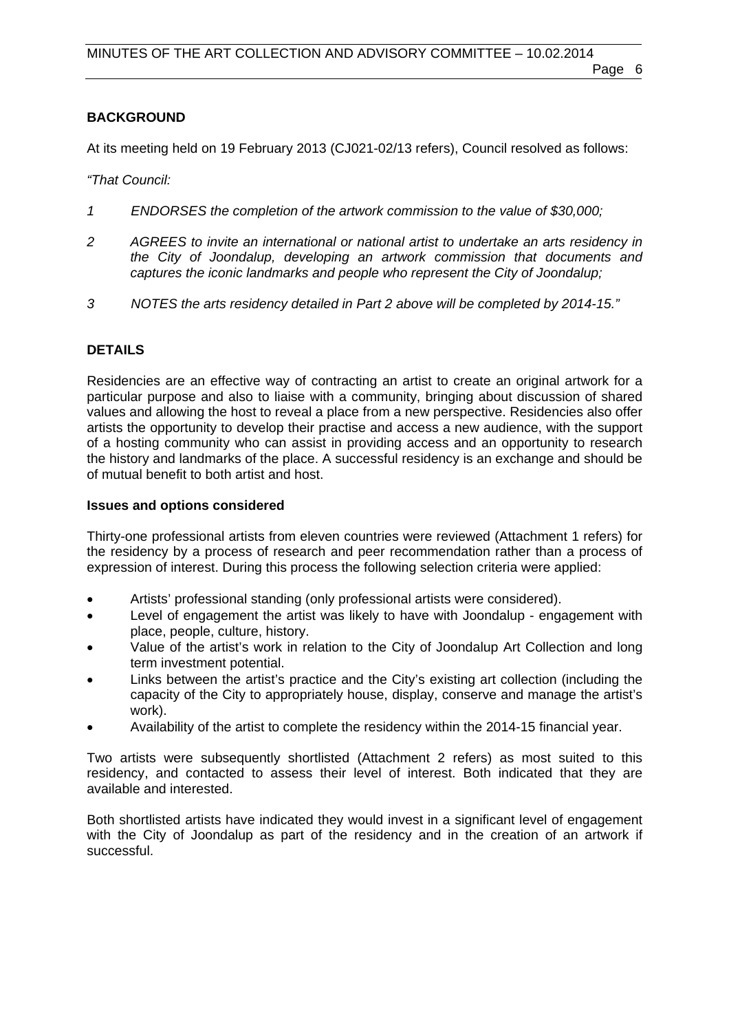**BACKGROUND**

At its meeting held on 19 February 2013 (CJ021-02/13 refers), Council resolved as follows:

*"That Council:*

*1 ENDORSES the completion of the artwork commission to the value of $30,000;*

*2 AGREES to invite an international or national artist to undertake an arts residency in the City of Joondalup, developing an artwork commission that documents and captures the iconic landmarks and people who represent the City of Joondalup;*

*3 NOTES the arts residency detailed in Part 2 above will be completed by 2014-15."*

**DETAILS**

Residencies are an effective way of contracting an artist to create an original artwork for a particular purpose and also to liaise with a community, bringing about discussion of shared values and allowing the host to reveal a place from a new perspective. Residencies also offer artists the opportunity to develop their practise and access a new audience, with the support of a hosting community who can assist in providing access and an opportunity to research the history and landmarks of the place. A successful residency is an exchange and should be of mutual benefit to both artist and host.

**Issues and options considered**

Thirty-one professional artists from eleven countries were reviewed (Attachment 1 refers) for the residency by a process of research and peer recommendation rather than a process of expression of interest. During this process the following selection criteria were applied:

- Artists' professional standing (only professional artists were considered).
- Level of engagement the artist was likely to have with Joondalup - engagement with place, people, culture, history.
- Value of the artist's work in relation to the City of Joondalup Art Collection and long term investment potential.
- Links between the artist's practice and the City's existing art collection (including the capacity of the City to appropriately house, display, conserve and manage the artist's work).
- Availability of the artist to complete the residency within the 2014-15 financial year.

Two artists were subsequently shortlisted (Attachment 2 refers) as most suited to this residency, and contacted to assess their level of interest. Both indicated that they are available and interested.

Both shortlisted artists have indicated they would invest in a significant level of engagement with the City of Joondalup as part of the residency and in the creation of an artwork if successful.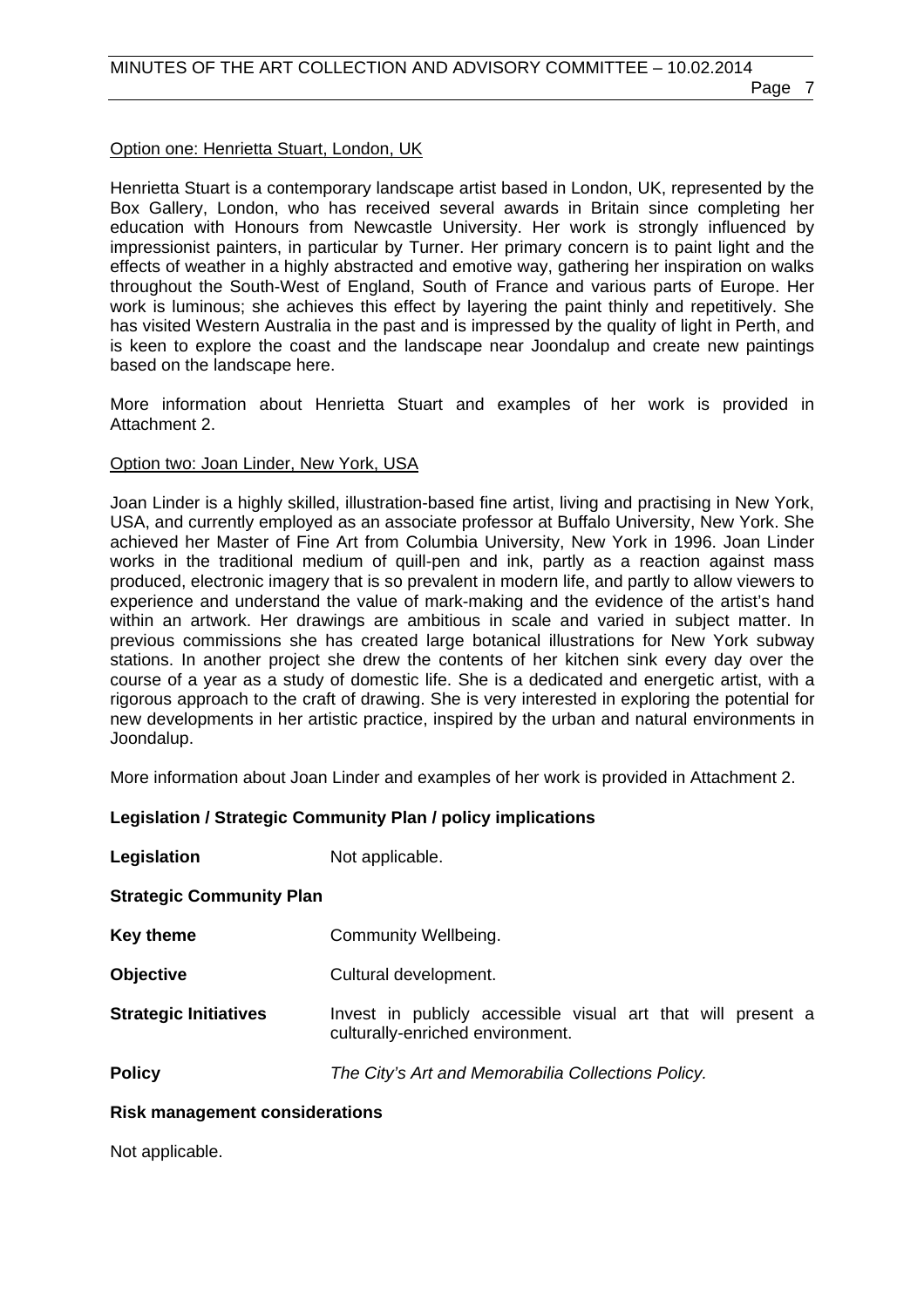<u>Option one: Henrietta Stuart, London, UK</u>

Henrietta Stuart is a contemporary landscape artist based in London, UK, represented by the Box Gallery, London, who has received several awards in Britain since completing her education with Honours from Newcastle University. Her work is strongly influenced by impressionist painters, in particular by Turner. Her primary concern is to paint light and the effects of weather in a highly abstracted and emotive way, gathering her inspiration on walks throughout the South-West of England, South of France and various parts of Europe. Her work is luminous; she achieves this effect by layering the paint thinly and repetitively. She has visited Western Australia in the past and is impressed by the quality of light in Perth, and is keen to explore the coast and the landscape near Joondalup and create new paintings based on the landscape here.

More information about Henrietta Stuart and examples of her work is provided in Attachment 2.

<u>Option two: Joan Linder, New York, USA</u>

Joan Linder is a highly skilled, illustration-based fine artist, living and practising in New York, USA, and currently employed as an associate professor at Buffalo University, New York. She achieved her Master of Fine Art from Columbia University, New York in 1996. Joan Linder works in the traditional medium of quill-pen and ink, partly as a reaction against mass produced, electronic imagery that is so prevalent in modern life, and partly to allow viewers to experience and understand the value of mark-making and the evidence of the artist's hand within an artwork. Her drawings are ambitious in scale and varied in subject matter. In previous commissions she has created large botanical illustrations for New York subway stations. In another project she drew the contents of her kitchen sink every day over the course of a year as a study of domestic life. She is a dedicated and energetic artist, with a rigorous approach to the craft of drawing. She is very interested in exploring the potential for new developments in her artistic practice, inspired by the urban and natural environments in Joondalup.

More information about Joan Linder and examples of her work is provided in Attachment 2.

**Legislation / Strategic Community Plan / policy implications**

**Legislation** Not applicable.

**Strategic Community Plan**

**Key theme** Community Wellbeing.

**Objective** Cultural development.

**Strategic Initiatives** Invest in publicly accessible visual art that will present a culturally-enriched environment.

**Policy** *The City's Art and Memorabilia Collections Policy.*

**Risk management considerations**

Not applicable.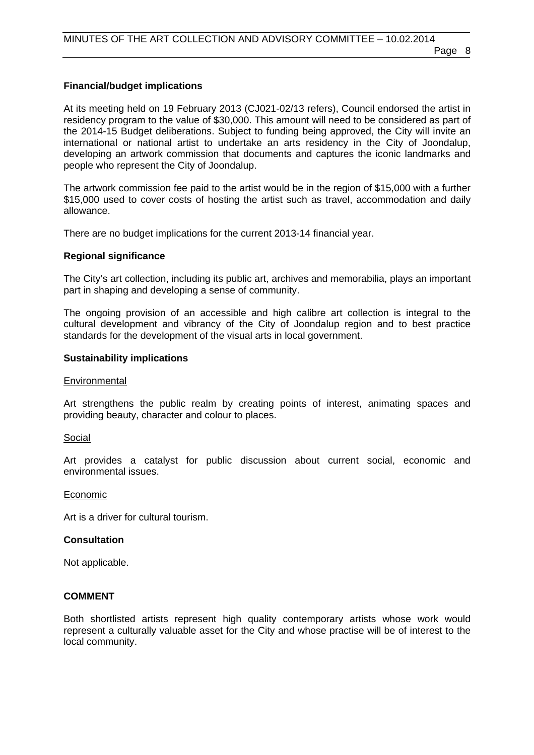### Financial/budget implications

At its meeting held on 19 February 2013 (CJ021-02/13 refers), Council endorsed the artist in residency program to the value of $30,000. This amount will need to be considered as part of the 2014-15 Budget deliberations. Subject to funding being approved, the City will invite an international or national artist to undertake an arts residency in the City of Joondalup, developing an artwork commission that documents and captures the iconic landmarks and people who represent the City of Joondalup.

The artwork commission fee paid to the artist would be in the region of $15,000 with a further $15,000 used to cover costs of hosting the artist such as travel, accommodation and daily allowance.

There are no budget implications for the current 2013-14 financial year.

### Regional significance

The City's art collection, including its public art, archives and memorabilia, plays an important part in shaping and developing a sense of community.

The ongoing provision of an accessible and high calibre art collection is integral to the cultural development and vibrancy of the City of Joondalup region and to best practice standards for the development of the visual arts in local government.

### Sustainability implications

Environmental

Art strengthens the public realm by creating points of interest, animating spaces and providing beauty, character and colour to places.

Social

Art provides a catalyst for public discussion about current social, economic and environmental issues.

Economic

Art is a driver for cultural tourism.

### Consultation

Not applicable.

## COMMENT

Both shortlisted artists represent high quality contemporary artists whose work would represent a culturally valuable asset for the City and whose practise will be of interest to the local community.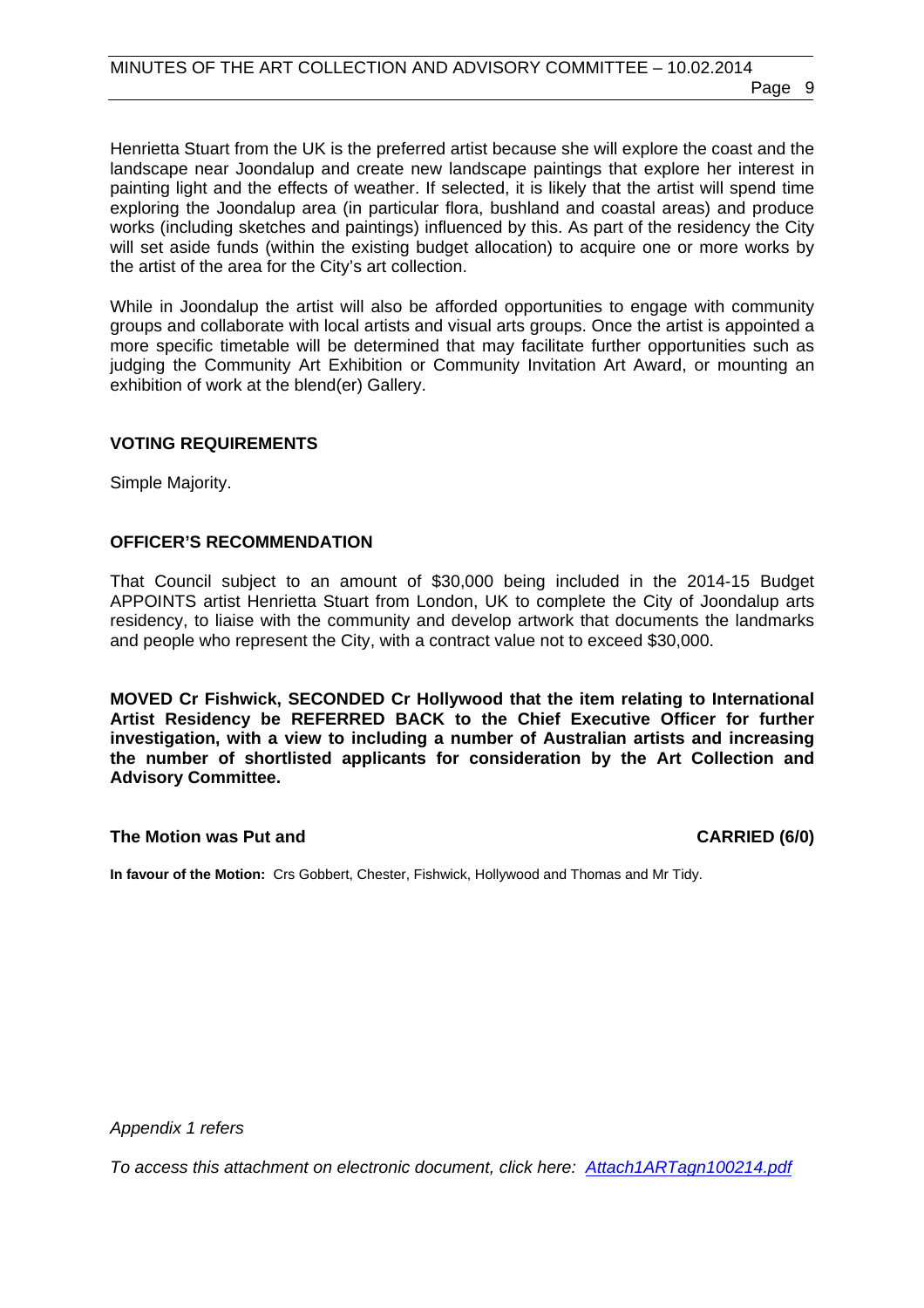Henrietta Stuart from the UK is the preferred artist because she will explore the coast and the landscape near Joondalup and create new landscape paintings that explore her interest in painting light and the effects of weather. If selected, it is likely that the artist will spend time exploring the Joondalup area (in particular flora, bushland and coastal areas) and produce works (including sketches and paintings) influenced by this. As part of the residency the City will set aside funds (within the existing budget allocation) to acquire one or more works by the artist of the area for the City's art collection.

While in Joondalup the artist will also be afforded opportunities to engage with community groups and collaborate with local artists and visual arts groups. Once the artist is appointed a more specific timetable will be determined that may facilitate further opportunities such as judging the Community Art Exhibition or Community Invitation Art Award, or mounting an exhibition of work at the blend(er) Gallery.

## VOTING REQUIREMENTS

Simple Majority.

## OFFICER'S RECOMMENDATION

That Council subject to an amount of $30,000 being included in the 2014-15 Budget APPOINTS artist Henrietta Stuart from London, UK to complete the City of Joondalup arts residency, to liaise with the community and develop artwork that documents the landmarks and people who represent the City, with a contract value not to exceed $30,000.

**MOVED Cr Fishwick, SECONDED Cr Hollywood that the item relating to International Artist Residency be REFERRED BACK to the Chief Executive Officer for further investigation, with a view to including a number of Australian artists and increasing the number of shortlisted applicants for consideration by the Art Collection and Advisory Committee.**

**The Motion was Put and CARRIED (6/0)**

**In favour of the Motion:** Crs Gobbert, Chester, Fishwick, Hollywood and Thomas and Mr Tidy.

*Appendix 1 refers*

*To access this attachment on electronic document, click here: Attach1ARTagn100214.pdf*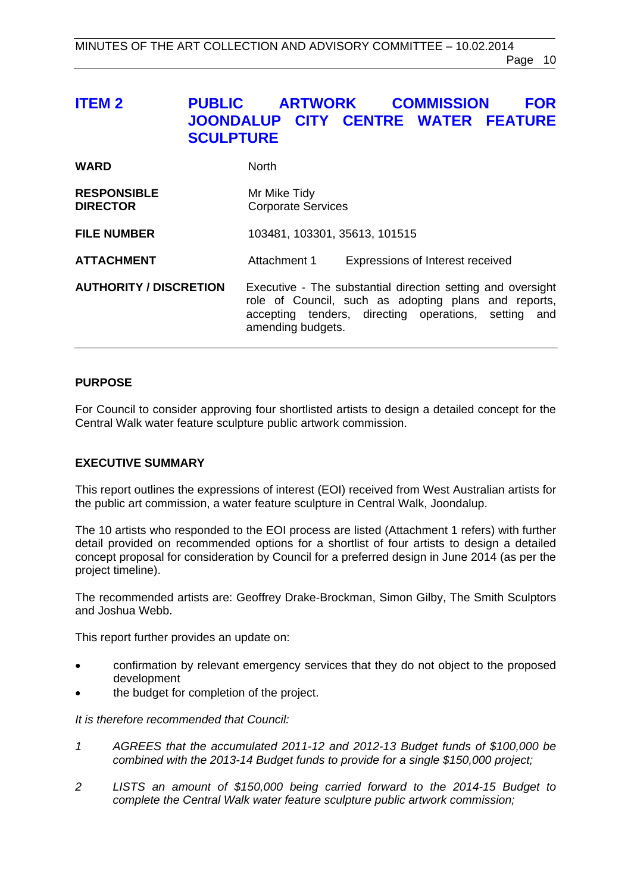## ITEM 2 PUBLIC ARTWORK COMMISSION FOR JOONDALUP CITY CENTRE WATER FEATURE SCULPTURE

| | |
|---|---|
| **WARD** | North |
| **RESPONSIBLE DIRECTOR** | Mr Mike Tidy<br>Corporate Services |
| **FILE NUMBER** | 103481, 103301, 35613, 101515 |
| **ATTACHMENT** | Attachment 1 Expressions of Interest received |
| **AUTHORITY / DISCRETION** | Executive - The substantial direction setting and oversight role of Council, such as adopting plans and reports, accepting tenders, directing operations, setting and amending budgets. |

### PURPOSE

For Council to consider approving four shortlisted artists to design a detailed concept for the Central Walk water feature sculpture public artwork commission.

### EXECUTIVE SUMMARY

This report outlines the expressions of interest (EOI) received from West Australian artists for the public art commission, a water feature sculpture in Central Walk, Joondalup.

The 10 artists who responded to the EOI process are listed (Attachment 1 refers) with further detail provided on recommended options for a shortlist of four artists to design a detailed concept proposal for consideration by Council for a preferred design in June 2014 (as per the project timeline).

The recommended artists are: Geoffrey Drake-Brockman, Simon Gilby, The Smith Sculptors and Joshua Webb.

This report further provides an update on:

- confirmation by relevant emergency services that they do not object to the proposed development
- the budget for completion of the project.

*It is therefore recommended that Council:*

1. *AGREES that the accumulated 2011-12 and 2012-13 Budget funds of $100,000 be combined with the 2013-14 Budget funds to provide for a single $150,000 project;*
2. *LISTS an amount of $150,000 being carried forward to the 2014-15 Budget to complete the Central Walk water feature sculpture public artwork commission;*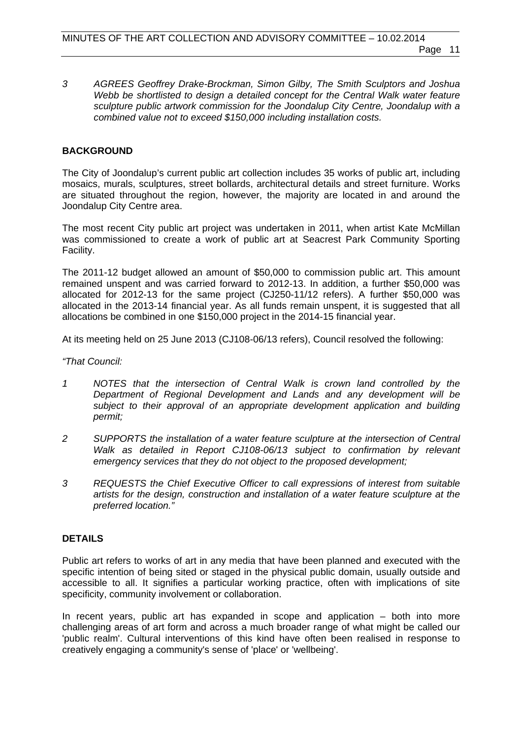*3 AGREES Geoffrey Drake-Brockman, Simon Gilby, The Smith Sculptors and Joshua Webb be shortlisted to design a detailed concept for the Central Walk water feature sculpture public artwork commission for the Joondalup City Centre, Joondalup with a combined value not to exceed $150,000 including installation costs.*

## BACKGROUND

The City of Joondalup's current public art collection includes 35 works of public art, including mosaics, murals, sculptures, street bollards, architectural details and street furniture. Works are situated throughout the region, however, the majority are located in and around the Joondalup City Centre area.

The most recent City public art project was undertaken in 2011, when artist Kate McMillan was commissioned to create a work of public art at Seacrest Park Community Sporting Facility.

The 2011-12 budget allowed an amount of $50,000 to commission public art. This amount remained unspent and was carried forward to 2012-13. In addition, a further $50,000 was allocated for 2012-13 for the same project (CJ250-11/12 refers). A further $50,000 was allocated in the 2013-14 financial year. As all funds remain unspent, it is suggested that all allocations be combined in one $150,000 project in the 2014-15 financial year.

At its meeting held on 25 June 2013 (CJ108-06/13 refers), Council resolved the following:

*"That Council:*

*1 NOTES that the intersection of Central Walk is crown land controlled by the Department of Regional Development and Lands and any development will be subject to their approval of an appropriate development application and building permit;*

*2 SUPPORTS the installation of a water feature sculpture at the intersection of Central Walk as detailed in Report CJ108-06/13 subject to confirmation by relevant emergency services that they do not object to the proposed development;*

*3 REQUESTS the Chief Executive Officer to call expressions of interest from suitable artists for the design, construction and installation of a water feature sculpture at the preferred location."*

## DETAILS

Public art refers to works of art in any media that have been planned and executed with the specific intention of being sited or staged in the physical public domain, usually outside and accessible to all. It signifies a particular working practice, often with implications of site specificity, community involvement or collaboration.

In recent years, public art has expanded in scope and application – both into more challenging areas of art form and across a much broader range of what might be called our 'public realm'. Cultural interventions of this kind have often been realised in response to creatively engaging a community's sense of 'place' or 'wellbeing'.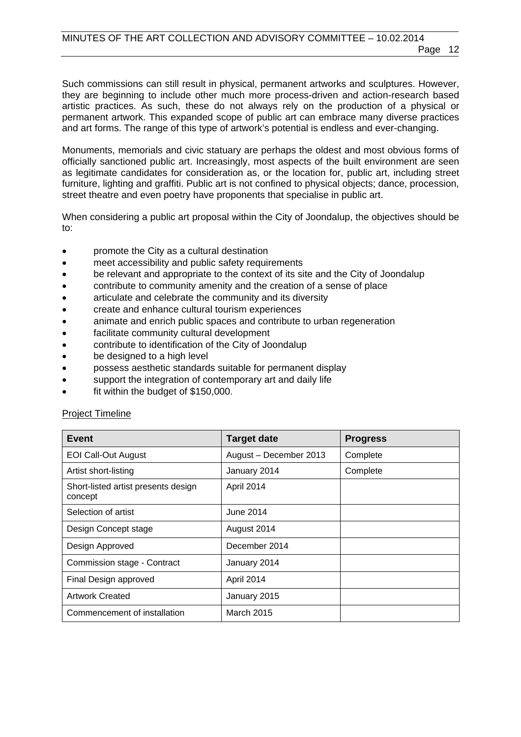Such commissions can still result in physical, permanent artworks and sculptures. However, they are beginning to include other much more process-driven and action-research based artistic practices. As such, these do not always rely on the production of a physical or permanent artwork. This expanded scope of public art can embrace many diverse practices and art forms. The range of this type of artwork's potential is endless and ever-changing.

Monuments, memorials and civic statuary are perhaps the oldest and most obvious forms of officially sanctioned public art. Increasingly, most aspects of the built environment are seen as legitimate candidates for consideration as, or the location for, public art, including street furniture, lighting and graffiti. Public art is not confined to physical objects; dance, procession, street theatre and even poetry have proponents that specialise in public art.

When considering a public art proposal within the City of Joondalup, the objectives should be to:

- promote the City as a cultural destination
- meet accessibility and public safety requirements
- be relevant and appropriate to the context of its site and the City of Joondalup
- contribute to community amenity and the creation of a sense of place
- articulate and celebrate the community and its diversity
- create and enhance cultural tourism experiences
- animate and enrich public spaces and contribute to urban regeneration
- facilitate community cultural development
- contribute to identification of the City of Joondalup
- be designed to a high level
- possess aesthetic standards suitable for permanent display
- support the integration of contemporary art and daily life
- fit within the budget of $150,000.

<u>Project Timeline</u>

| Event | Target date | Progress |
|---|---|---|
| EOI Call-Out August | August – December 2013 | Complete |
| Artist short-listing | January 2014 | Complete |
| Short-listed artist presents design concept | April 2014 | |
| Selection of artist | June 2014 | |
| Design Concept stage | August 2014 | |
| Design Approved | December 2014 | |
| Commission stage - Contract | January 2014 | |
| Final Design approved | April 2014 | |
| Artwork Created | January 2015 | |
| Commencement of installation | March 2015 | |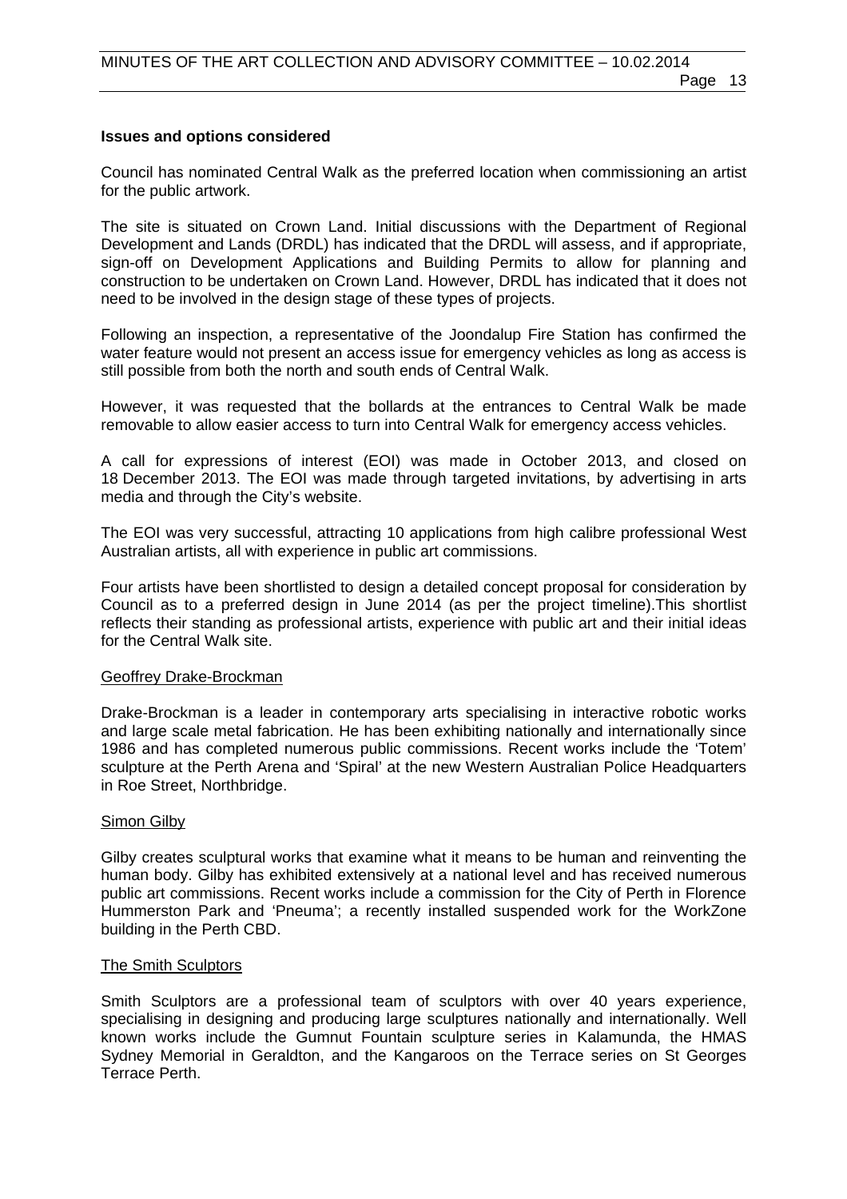**Issues and options considered**

Council has nominated Central Walk as the preferred location when commissioning an artist for the public artwork.

The site is situated on Crown Land. Initial discussions with the Department of Regional Development and Lands (DRDL) has indicated that the DRDL will assess, and if appropriate, sign-off on Development Applications and Building Permits to allow for planning and construction to be undertaken on Crown Land. However, DRDL has indicated that it does not need to be involved in the design stage of these types of projects.

Following an inspection, a representative of the Joondalup Fire Station has confirmed the water feature would not present an access issue for emergency vehicles as long as access is still possible from both the north and south ends of Central Walk.

However, it was requested that the bollards at the entrances to Central Walk be made removable to allow easier access to turn into Central Walk for emergency access vehicles.

A call for expressions of interest (EOI) was made in October 2013, and closed on 18 December 2013. The EOI was made through targeted invitations, by advertising in arts media and through the City's website.

The EOI was very successful, attracting 10 applications from high calibre professional West Australian artists, all with experience in public art commissions.

Four artists have been shortlisted to design a detailed concept proposal for consideration by Council as to a preferred design in June 2014 (as per the project timeline).This shortlist reflects their standing as professional artists, experience with public art and their initial ideas for the Central Walk site.

Geoffrey Drake-Brockman

Drake-Brockman is a leader in contemporary arts specialising in interactive robotic works and large scale metal fabrication. He has been exhibiting nationally and internationally since 1986 and has completed numerous public commissions. Recent works include the 'Totem' sculpture at the Perth Arena and 'Spiral' at the new Western Australian Police Headquarters in Roe Street, Northbridge.

Simon Gilby

Gilby creates sculptural works that examine what it means to be human and reinventing the human body. Gilby has exhibited extensively at a national level and has received numerous public art commissions. Recent works include a commission for the City of Perth in Florence Hummerston Park and 'Pneuma'; a recently installed suspended work for the WorkZone building in the Perth CBD.

The Smith Sculptors

Smith Sculptors are a professional team of sculptors with over 40 years experience, specialising in designing and producing large sculptures nationally and internationally. Well known works include the Gumnut Fountain sculpture series in Kalamunda, the HMAS Sydney Memorial in Geraldton, and the Kangaroos on the Terrace series on St Georges Terrace Perth.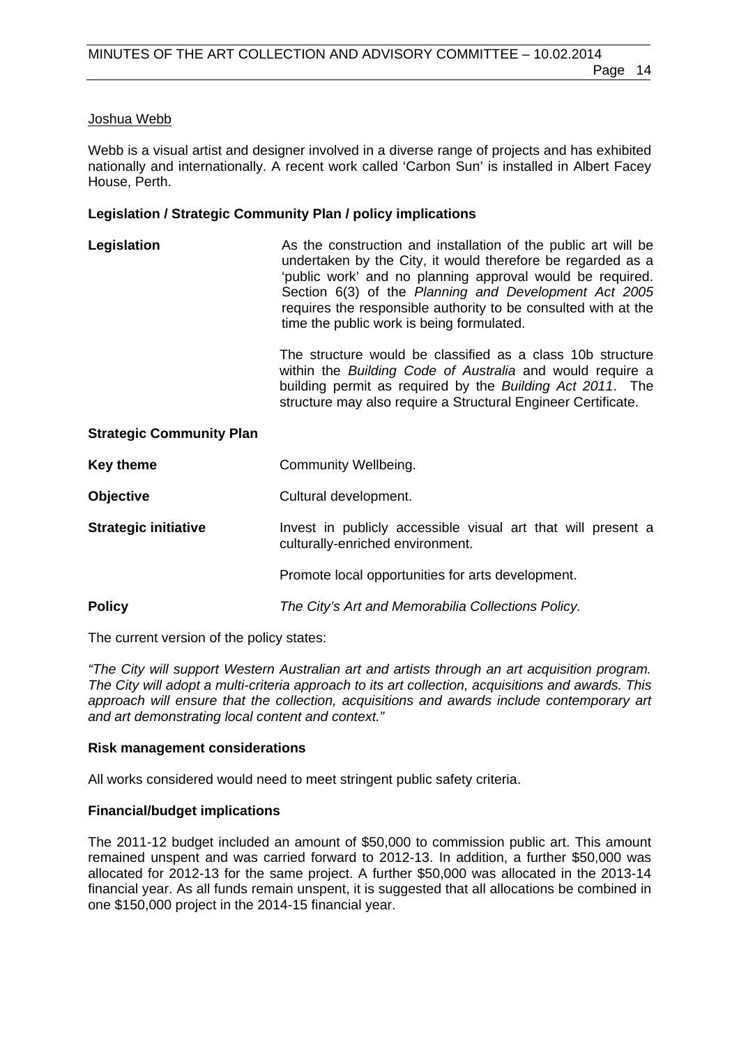<u>Joshua Webb</u>

Webb is a visual artist and designer involved in a diverse range of projects and has exhibited nationally and internationally. A recent work called 'Carbon Sun' is installed in Albert Facey House, Perth.

**Legislation / Strategic Community Plan / policy implications**

**Legislation** As the construction and installation of the public art will be undertaken by the City, it would therefore be regarded as a 'public work' and no planning approval would be required. Section 6(3) of the *Planning and Development Act 2005* requires the responsible authority to be consulted with at the time the public work is being formulated.

The structure would be classified as a class 10b structure within the *Building Code of Australia* and would require a building permit as required by the *Building Act 2011*. The structure may also require a Structural Engineer Certificate.

**Strategic Community Plan**

**Key theme** Community Wellbeing.

**Objective** Cultural development.

**Strategic initiative** Invest in publicly accessible visual art that will present a culturally-enriched environment.

Promote local opportunities for arts development.

**Policy** *The City's Art and Memorabilia Collections Policy.*

The current version of the policy states:

*"The City will support Western Australian art and artists through an art acquisition program. The City will adopt a multi-criteria approach to its art collection, acquisitions and awards. This approach will ensure that the collection, acquisitions and awards include contemporary art and art demonstrating local content and context."*

**Risk management considerations**

All works considered would need to meet stringent public safety criteria.

**Financial/budget implications**

The 2011-12 budget included an amount of $50,000 to commission public art. This amount remained unspent and was carried forward to 2012-13. In addition, a further $50,000 was allocated for 2012-13 for the same project. A further $50,000 was allocated in the 2013-14 financial year. As all funds remain unspent, it is suggested that all allocations be combined in one $150,000 project in the 2014-15 financial year.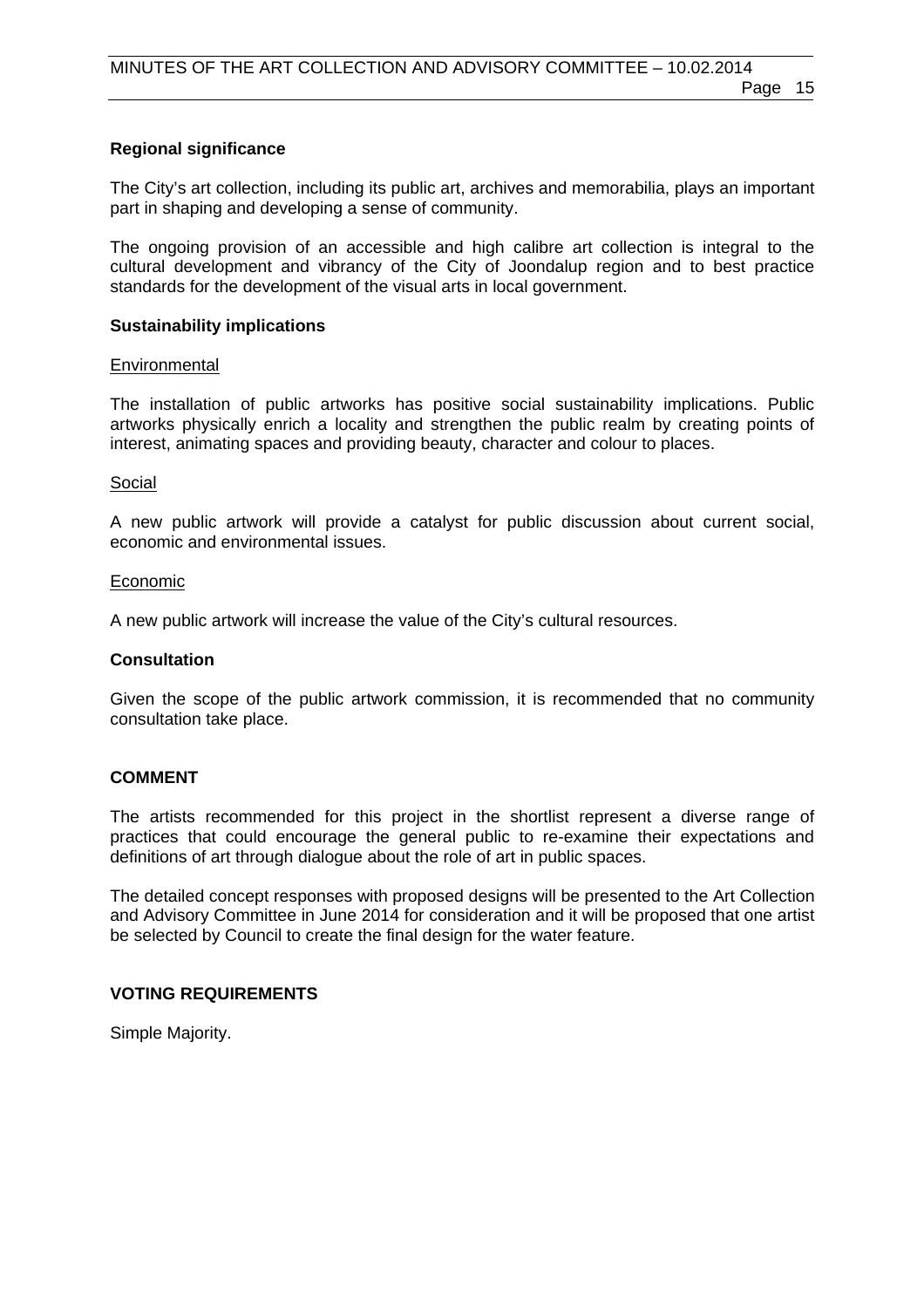**Regional significance**

The City's art collection, including its public art, archives and memorabilia, plays an important part in shaping and developing a sense of community.

The ongoing provision of an accessible and high calibre art collection is integral to the cultural development and vibrancy of the City of Joondalup region and to best practice standards for the development of the visual arts in local government.

**Sustainability implications**

Environmental

The installation of public artworks has positive social sustainability implications. Public artworks physically enrich a locality and strengthen the public realm by creating points of interest, animating spaces and providing beauty, character and colour to places.

Social

A new public artwork will provide a catalyst for public discussion about current social, economic and environmental issues.

Economic

A new public artwork will increase the value of the City's cultural resources.

**Consultation**

Given the scope of the public artwork commission, it is recommended that no community consultation take place.

**COMMENT**

The artists recommended for this project in the shortlist represent a diverse range of practices that could encourage the general public to re-examine their expectations and definitions of art through dialogue about the role of art in public spaces.

The detailed concept responses with proposed designs will be presented to the Art Collection and Advisory Committee in June 2014 for consideration and it will be proposed that one artist be selected by Council to create the final design for the water feature.

**VOTING REQUIREMENTS**

Simple Majority.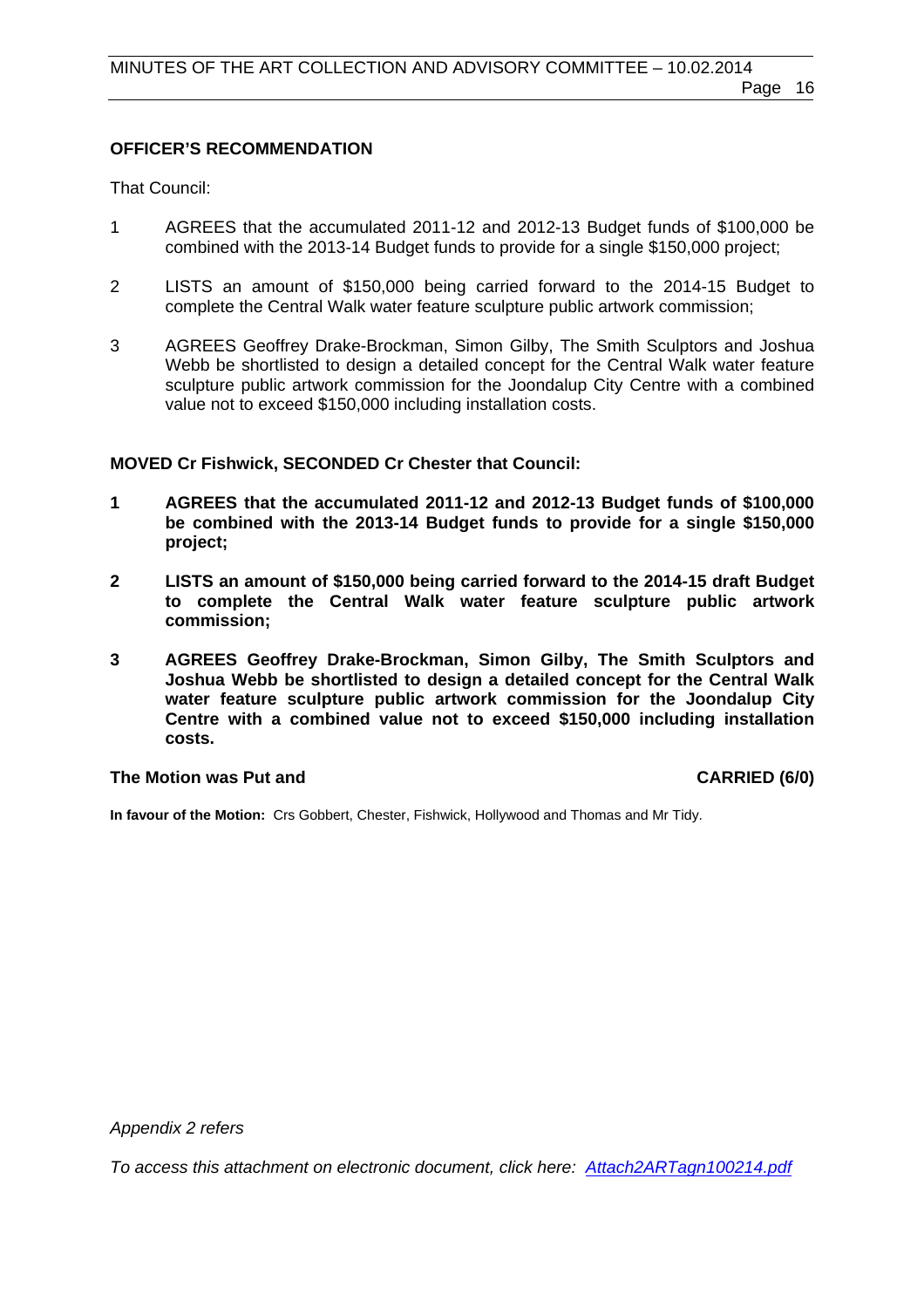**OFFICER'S RECOMMENDATION**

That Council:

1. AGREES that the accumulated 2011-12 and 2012-13 Budget funds of $100,000 be combined with the 2013-14 Budget funds to provide for a single $150,000 project;
2. LISTS an amount of $150,000 being carried forward to the 2014-15 Budget to complete the Central Walk water feature sculpture public artwork commission;
3. AGREES Geoffrey Drake-Brockman, Simon Gilby, The Smith Sculptors and Joshua Webb be shortlisted to design a detailed concept for the Central Walk water feature sculpture public artwork commission for the Joondalup City Centre with a combined value not to exceed $150,000 including installation costs.

**MOVED Cr Fishwick, SECONDED Cr Chester that Council:**

1. **AGREES that the accumulated 2011-12 and 2012-13 Budget funds of $100,000 be combined with the 2013-14 Budget funds to provide for a single $150,000 project;**
2. **LISTS an amount of $150,000 being carried forward to the 2014-15 draft Budget to complete the Central Walk water feature sculpture public artwork commission;**
3. **AGREES Geoffrey Drake-Brockman, Simon Gilby, The Smith Sculptors and Joshua Webb be shortlisted to design a detailed concept for the Central Walk water feature sculpture public artwork commission for the Joondalup City Centre with a combined value not to exceed $150,000 including installation costs.**

**The Motion was Put and CARRIED (6/0)**

**In favour of the Motion:** Crs Gobbert, Chester, Fishwick, Hollywood and Thomas and Mr Tidy.

*Appendix 2 refers*

*To access this attachment on electronic document, click here: Attach2ARTagn100214.pdf*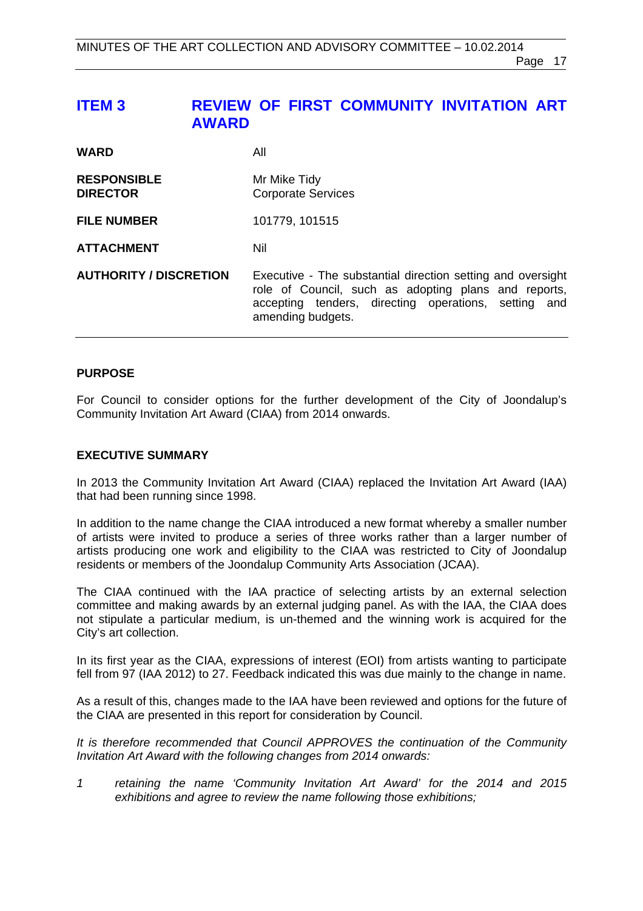## ITEM 3 REVIEW OF FIRST COMMUNITY INVITATION ART AWARD

| | |
|---|---|
| **WARD** | All |
| **RESPONSIBLE DIRECTOR** | Mr Mike Tidy<br>Corporate Services |
| **FILE NUMBER** | 101779, 101515 |
| **ATTACHMENT** | Nil |
| **AUTHORITY / DISCRETION** | Executive - The substantial direction setting and oversight role of Council, such as adopting plans and reports, accepting tenders, directing operations, setting and amending budgets. |

**PURPOSE**

For Council to consider options for the further development of the City of Joondalup's Community Invitation Art Award (CIAA) from 2014 onwards.

**EXECUTIVE SUMMARY**

In 2013 the Community Invitation Art Award (CIAA) replaced the Invitation Art Award (IAA) that had been running since 1998.

In addition to the name change the CIAA introduced a new format whereby a smaller number of artists were invited to produce a series of three works rather than a larger number of artists producing one work and eligibility to the CIAA was restricted to City of Joondalup residents or members of the Joondalup Community Arts Association (JCAA).

The CIAA continued with the IAA practice of selecting artists by an external selection committee and making awards by an external judging panel. As with the IAA, the CIAA does not stipulate a particular medium, is un-themed and the winning work is acquired for the City's art collection.

In its first year as the CIAA, expressions of interest (EOI) from artists wanting to participate fell from 97 (IAA 2012) to 27. Feedback indicated this was due mainly to the change in name.

As a result of this, changes made to the IAA have been reviewed and options for the future of the CIAA are presented in this report for consideration by Council.

*It is therefore recommended that Council APPROVES the continuation of the Community Invitation Art Award with the following changes from 2014 onwards:*

1. *retaining the name 'Community Invitation Art Award' for the 2014 and 2015 exhibitions and agree to review the name following those exhibitions;*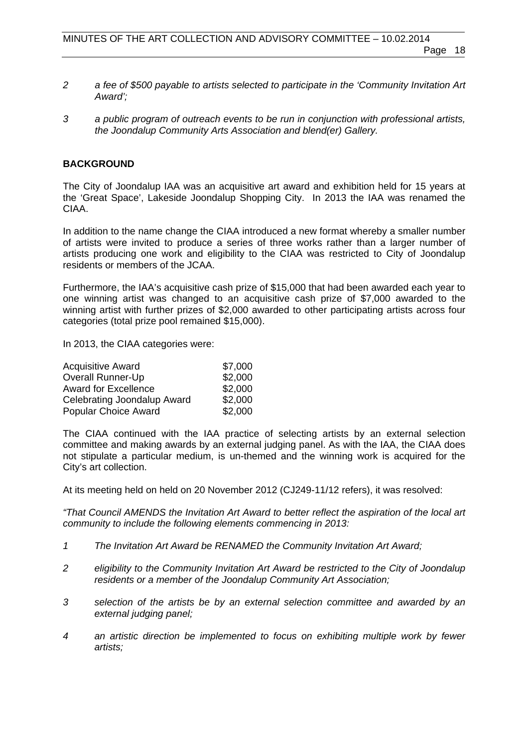*2 a fee of $500 payable to artists selected to participate in the 'Community Invitation Art Award';*

*3 a public program of outreach events to be run in conjunction with professional artists, the Joondalup Community Arts Association and blend(er) Gallery.*

**BACKGROUND**

The City of Joondalup IAA was an acquisitive art award and exhibition held for 15 years at the 'Great Space', Lakeside Joondalup Shopping City. In 2013 the IAA was renamed the CIAA.

In addition to the name change the CIAA introduced a new format whereby a smaller number of artists were invited to produce a series of three works rather than a larger number of artists producing one work and eligibility to the CIAA was restricted to City of Joondalup residents or members of the JCAA.

Furthermore, the IAA's acquisitive cash prize of $15,000 that had been awarded each year to one winning artist was changed to an acquisitive cash prize of $7,000 awarded to the winning artist with further prizes of $2,000 awarded to other participating artists across four categories (total prize pool remained $15,000).

In 2013, the CIAA categories were:

| | |
|---|---|
| Acquisitive Award | $7,000 |
| Overall Runner-Up | $2,000 |
| Award for Excellence | $2,000 |
| Celebrating Joondalup Award | $2,000 |
| Popular Choice Award | $2,000 |

The CIAA continued with the IAA practice of selecting artists by an external selection committee and making awards by an external judging panel. As with the IAA, the CIAA does not stipulate a particular medium, is un-themed and the winning work is acquired for the City's art collection.

At its meeting held on held on 20 November 2012 (CJ249-11/12 refers), it was resolved:

*"That Council AMENDS the Invitation Art Award to better reflect the aspiration of the local art community to include the following elements commencing in 2013:*

*1 The Invitation Art Award be RENAMED the Community Invitation Art Award;*

*2 eligibility to the Community Invitation Art Award be restricted to the City of Joondalup residents or a member of the Joondalup Community Art Association;*

*3 selection of the artists be by an external selection committee and awarded by an external judging panel;*

*4 an artistic direction be implemented to focus on exhibiting multiple work by fewer artists;*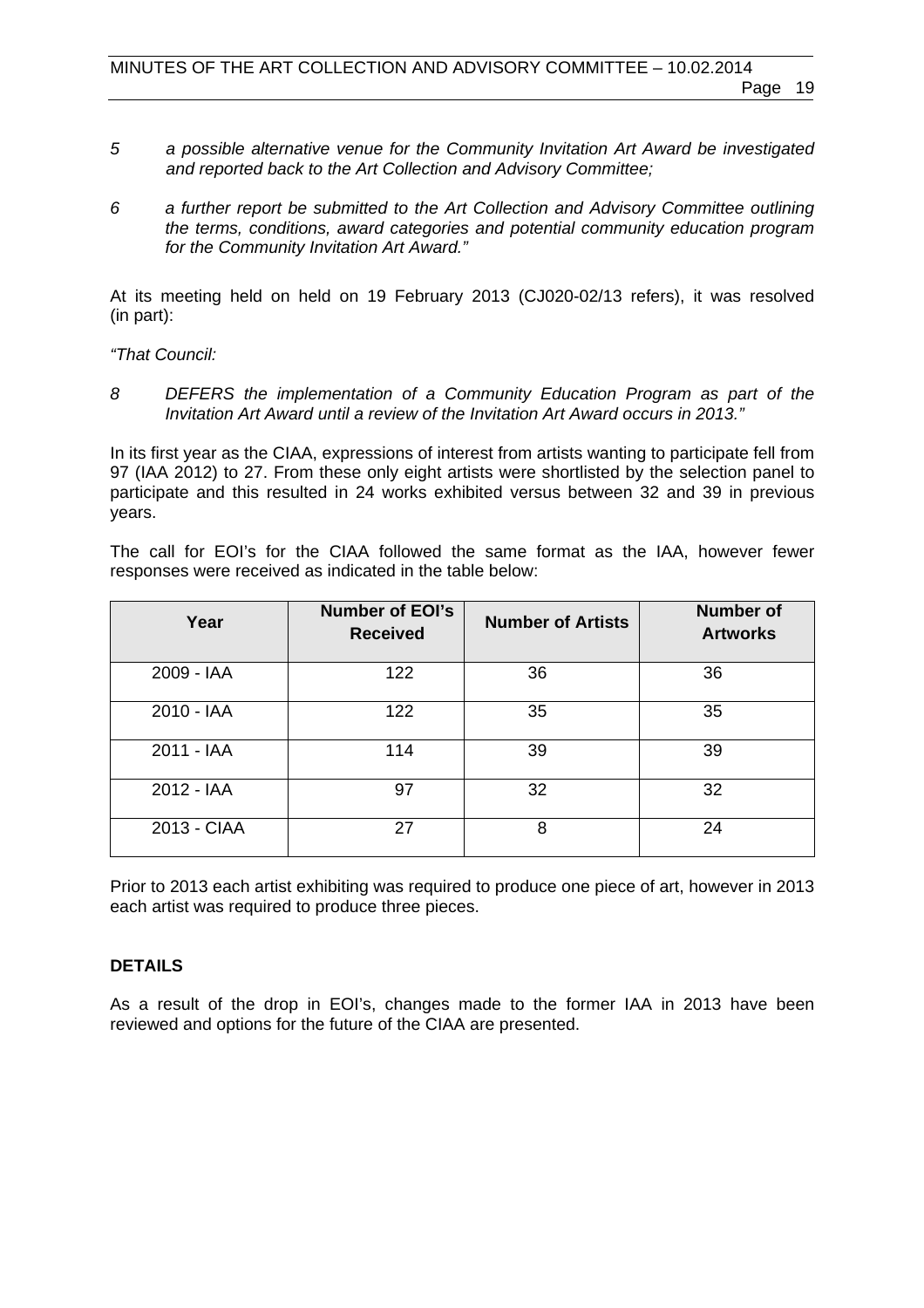*5 a possible alternative venue for the Community Invitation Art Award be investigated and reported back to the Art Collection and Advisory Committee;*

*6 a further report be submitted to the Art Collection and Advisory Committee outlining the terms, conditions, award categories and potential community education program for the Community Invitation Art Award."*

At its meeting held on held on 19 February 2013 (CJ020-02/13 refers), it was resolved (in part):

*"That Council:*

*8 DEFERS the implementation of a Community Education Program as part of the Invitation Art Award until a review of the Invitation Art Award occurs in 2013."*

In its first year as the CIAA, expressions of interest from artists wanting to participate fell from 97 (IAA 2012) to 27. From these only eight artists were shortlisted by the selection panel to participate and this resulted in 24 works exhibited versus between 32 and 39 in previous years.

The call for EOI's for the CIAA followed the same format as the IAA, however fewer responses were received as indicated in the table below:

| Year | Number of EOI's Received | Number of Artists | Number of Artworks |
|---|---|---|---|
| 2009 - IAA | 122 | 36 | 36 |
| 2010 - IAA | 122 | 35 | 35 |
| 2011 - IAA | 114 | 39 | 39 |
| 2012 - IAA | 97 | 32 | 32 |
| 2013 - CIAA | 27 | 8 | 24 |

Prior to 2013 each artist exhibiting was required to produce one piece of art, however in 2013 each artist was required to produce three pieces.

**DETAILS**

As a result of the drop in EOI's, changes made to the former IAA in 2013 have been reviewed and options for the future of the CIAA are presented.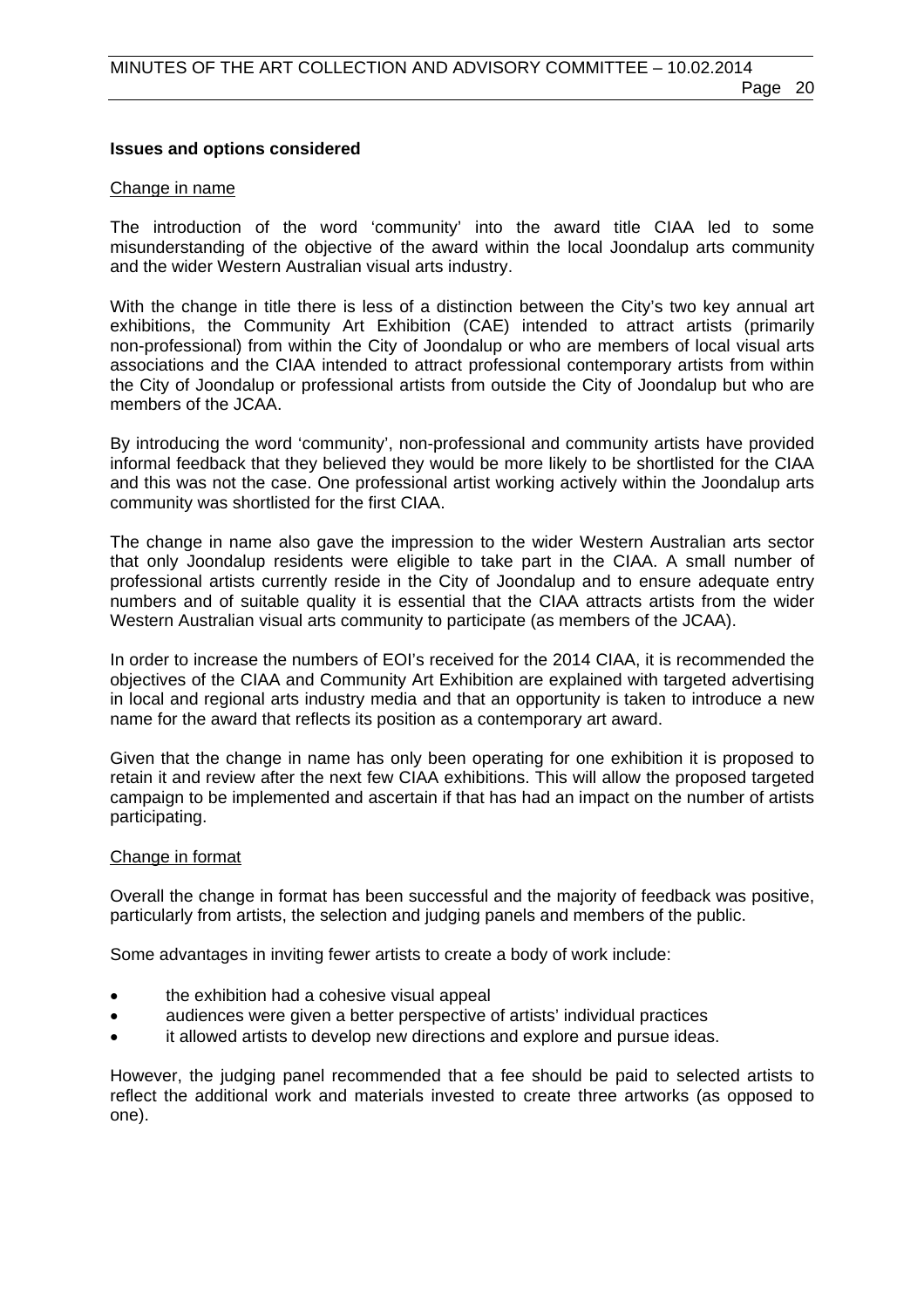**Issues and options considered**

Change in name

The introduction of the word 'community' into the award title CIAA led to some misunderstanding of the objective of the award within the local Joondalup arts community and the wider Western Australian visual arts industry.

With the change in title there is less of a distinction between the City's two key annual art exhibitions, the Community Art Exhibition (CAE) intended to attract artists (primarily non-professional) from within the City of Joondalup or who are members of local visual arts associations and the CIAA intended to attract professional contemporary artists from within the City of Joondalup or professional artists from outside the City of Joondalup but who are members of the JCAA.

By introducing the word 'community', non-professional and community artists have provided informal feedback that they believed they would be more likely to be shortlisted for the CIAA and this was not the case. One professional artist working actively within the Joondalup arts community was shortlisted for the first CIAA.

The change in name also gave the impression to the wider Western Australian arts sector that only Joondalup residents were eligible to take part in the CIAA. A small number of professional artists currently reside in the City of Joondalup and to ensure adequate entry numbers and of suitable quality it is essential that the CIAA attracts artists from the wider Western Australian visual arts community to participate (as members of the JCAA).

In order to increase the numbers of EOI's received for the 2014 CIAA, it is recommended the objectives of the CIAA and Community Art Exhibition are explained with targeted advertising in local and regional arts industry media and that an opportunity is taken to introduce a new name for the award that reflects its position as a contemporary art award.

Given that the change in name has only been operating for one exhibition it is proposed to retain it and review after the next few CIAA exhibitions. This will allow the proposed targeted campaign to be implemented and ascertain if that has had an impact on the number of artists participating.

Change in format

Overall the change in format has been successful and the majority of feedback was positive, particularly from artists, the selection and judging panels and members of the public.

Some advantages in inviting fewer artists to create a body of work include:

- the exhibition had a cohesive visual appeal
- audiences were given a better perspective of artists' individual practices
- it allowed artists to develop new directions and explore and pursue ideas.

However, the judging panel recommended that a fee should be paid to selected artists to reflect the additional work and materials invested to create three artworks (as opposed to one).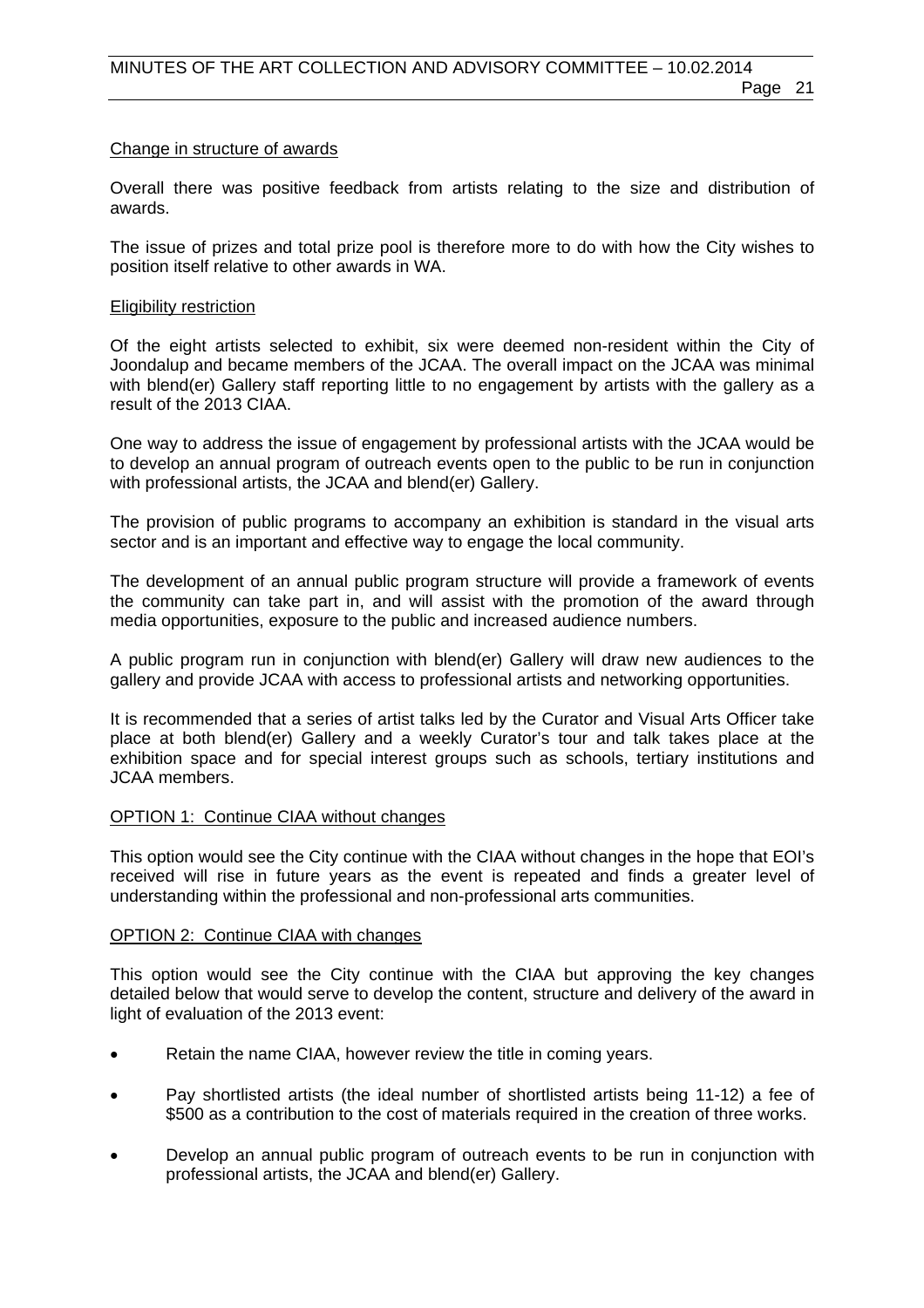<u>Change in structure of awards</u>

Overall there was positive feedback from artists relating to the size and distribution of awards.

The issue of prizes and total prize pool is therefore more to do with how the City wishes to position itself relative to other awards in WA.

<u>Eligibility restriction</u>

Of the eight artists selected to exhibit, six were deemed non-resident within the City of Joondalup and became members of the JCAA. The overall impact on the JCAA was minimal with blend(er) Gallery staff reporting little to no engagement by artists with the gallery as a result of the 2013 CIAA.

One way to address the issue of engagement by professional artists with the JCAA would be to develop an annual program of outreach events open to the public to be run in conjunction with professional artists, the JCAA and blend(er) Gallery.

The provision of public programs to accompany an exhibition is standard in the visual arts sector and is an important and effective way to engage the local community.

The development of an annual public program structure will provide a framework of events the community can take part in, and will assist with the promotion of the award through media opportunities, exposure to the public and increased audience numbers.

A public program run in conjunction with blend(er) Gallery will draw new audiences to the gallery and provide JCAA with access to professional artists and networking opportunities.

It is recommended that a series of artist talks led by the Curator and Visual Arts Officer take place at both blend(er) Gallery and a weekly Curator's tour and talk takes place at the exhibition space and for special interest groups such as schools, tertiary institutions and JCAA members.

<u>OPTION 1: Continue CIAA without changes</u>

This option would see the City continue with the CIAA without changes in the hope that EOI's received will rise in future years as the event is repeated and finds a greater level of understanding within the professional and non-professional arts communities.

<u>OPTION 2: Continue CIAA with changes</u>

This option would see the City continue with the CIAA but approving the key changes detailed below that would serve to develop the content, structure and delivery of the award in light of evaluation of the 2013 event:

- Retain the name CIAA, however review the title in coming years.
- Pay shortlisted artists (the ideal number of shortlisted artists being 11-12) a fee of $500 as a contribution to the cost of materials required in the creation of three works.
- Develop an annual public program of outreach events to be run in conjunction with professional artists, the JCAA and blend(er) Gallery.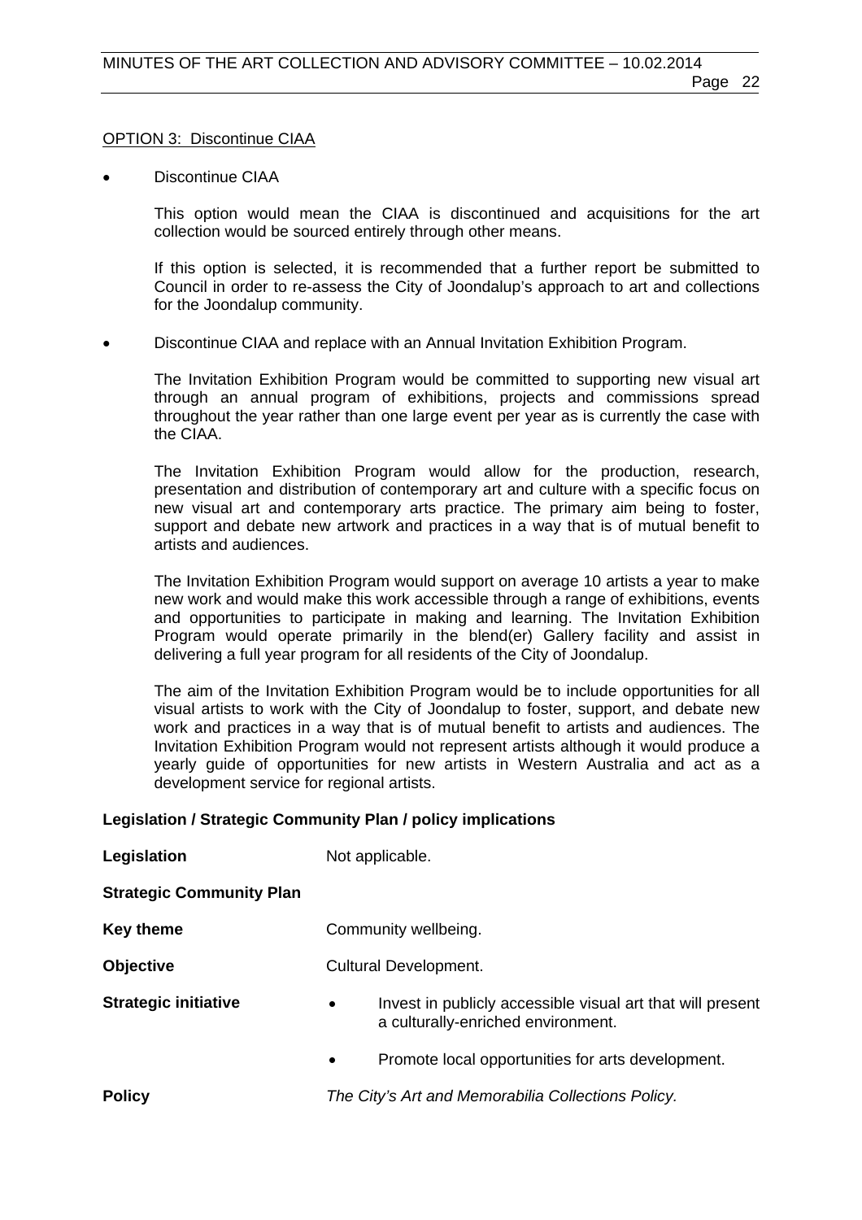OPTION 3: Discontinue CIAA

- Discontinue CIAA

  This option would mean the CIAA is discontinued and acquisitions for the art collection would be sourced entirely through other means.

  If this option is selected, it is recommended that a further report be submitted to Council in order to re-assess the City of Joondalup's approach to art and collections for the Joondalup community.

- Discontinue CIAA and replace with an Annual Invitation Exhibition Program.

  The Invitation Exhibition Program would be committed to supporting new visual art through an annual program of exhibitions, projects and commissions spread throughout the year rather than one large event per year as is currently the case with the CIAA.

  The Invitation Exhibition Program would allow for the production, research, presentation and distribution of contemporary art and culture with a specific focus on new visual art and contemporary arts practice. The primary aim being to foster, support and debate new artwork and practices in a way that is of mutual benefit to artists and audiences.

  The Invitation Exhibition Program would support on average 10 artists a year to make new work and would make this work accessible through a range of exhibitions, events and opportunities to participate in making and learning. The Invitation Exhibition Program would operate primarily in the blend(er) Gallery facility and assist in delivering a full year program for all residents of the City of Joondalup.

  The aim of the Invitation Exhibition Program would be to include opportunities for all visual artists to work with the City of Joondalup to foster, support, and debate new work and practices in a way that is of mutual benefit to artists and audiences. The Invitation Exhibition Program would not represent artists although it would produce a yearly guide of opportunities for new artists in Western Australia and act as a development service for regional artists.

**Legislation / Strategic Community Plan / policy implications**

**Legislation** Not applicable.

**Strategic Community Plan**

**Key theme** Community wellbeing.

**Objective** Cultural Development.

**Strategic initiative**

- Invest in publicly accessible visual art that will present a culturally-enriched environment.
- Promote local opportunities for arts development.

**Policy** *The City's Art and Memorabilia Collections Policy.*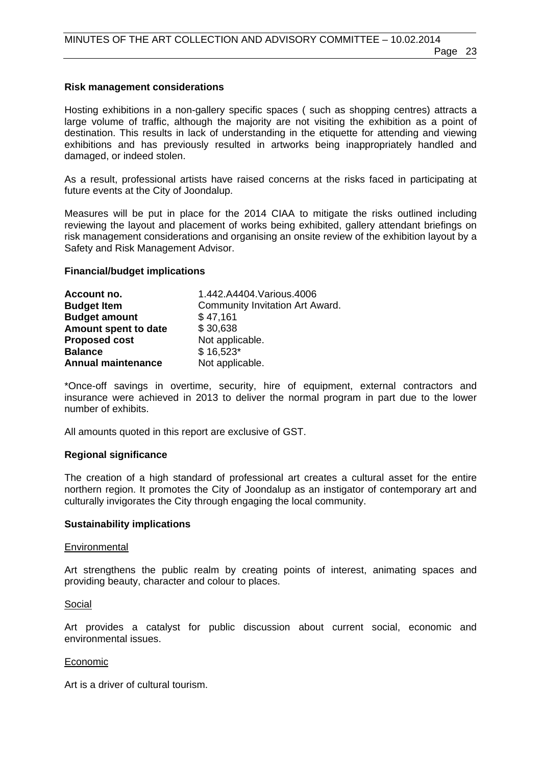**Risk management considerations**

Hosting exhibitions in a non-gallery specific spaces ( such as shopping centres) attracts a large volume of traffic, although the majority are not visiting the exhibition as a point of destination. This results in lack of understanding in the etiquette for attending and viewing exhibitions and has previously resulted in artworks being inappropriately handled and damaged, or indeed stolen.

As a result, professional artists have raised concerns at the risks faced in participating at future events at the City of Joondalup.

Measures will be put in place for the 2014 CIAA to mitigate the risks outlined including reviewing the layout and placement of works being exhibited, gallery attendant briefings on risk management considerations and organising an onsite review of the exhibition layout by a Safety and Risk Management Advisor.

**Financial/budget implications**

| | |
|---|---|
| **Account no.** | 1.442.A4404.Various.4006 |
| **Budget Item** | Community Invitation Art Award. |
| **Budget amount** | $ 47,161 |
| **Amount spent to date** | $ 30,638 |
| **Proposed cost** | Not applicable. |
| **Balance** | $ 16,523* |
| **Annual maintenance** | Not applicable. |

*Once-off savings in overtime, security, hire of equipment, external contractors and insurance were achieved in 2013 to deliver the normal program in part due to the lower number of exhibits.

All amounts quoted in this report are exclusive of GST.

**Regional significance**

The creation of a high standard of professional art creates a cultural asset for the entire northern region. It promotes the City of Joondalup as an instigator of contemporary art and culturally invigorates the City through engaging the local community.

**Sustainability implications**

Environmental

Art strengthens the public realm by creating points of interest, animating spaces and providing beauty, character and colour to places.

Social

Art provides a catalyst for public discussion about current social, economic and environmental issues.

Economic

Art is a driver of cultural tourism.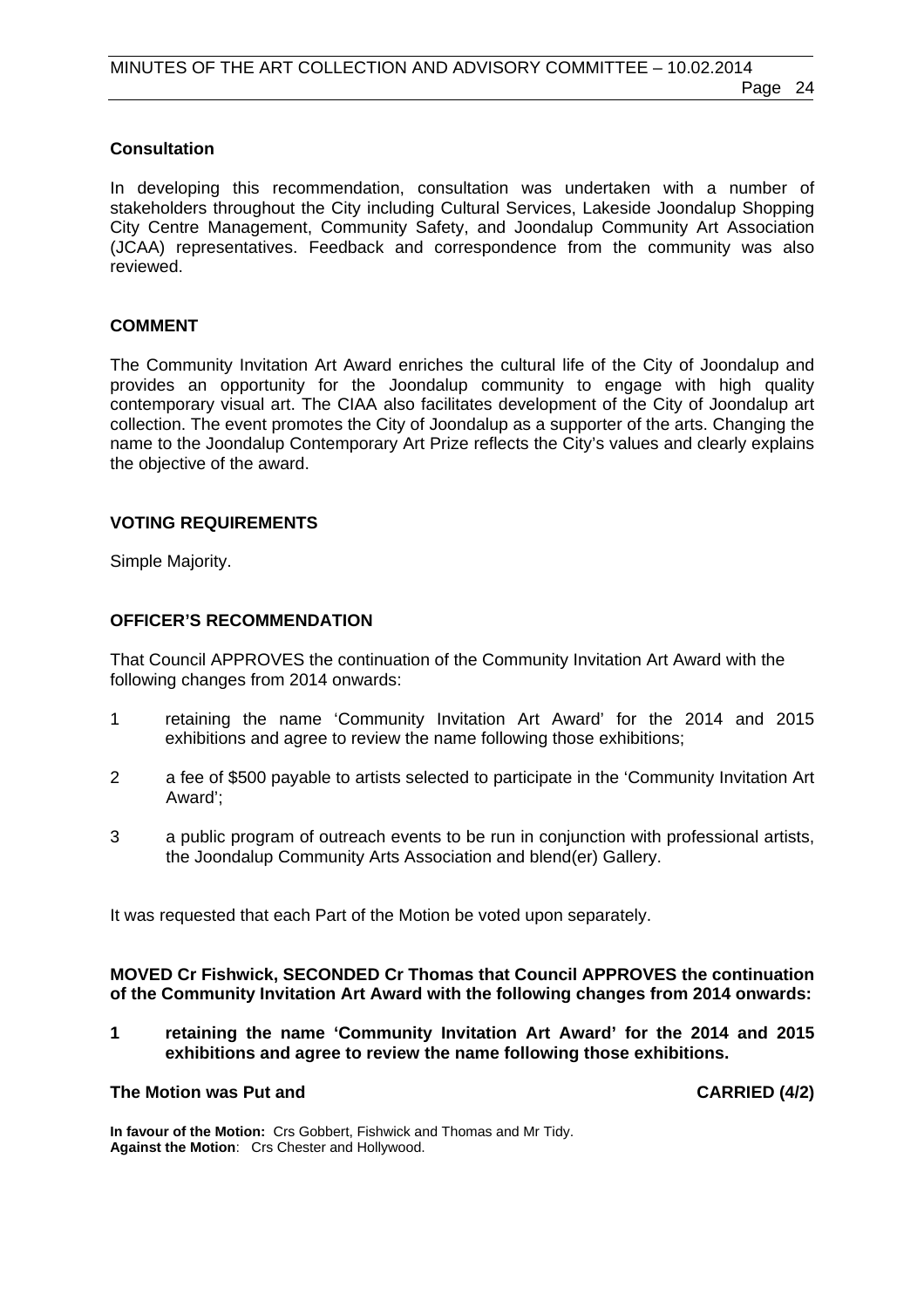**Consultation**

In developing this recommendation, consultation was undertaken with a number of stakeholders throughout the City including Cultural Services, Lakeside Joondalup Shopping City Centre Management, Community Safety, and Joondalup Community Art Association (JCAA) representatives. Feedback and correspondence from the community was also reviewed.

**COMMENT**

The Community Invitation Art Award enriches the cultural life of the City of Joondalup and provides an opportunity for the Joondalup community to engage with high quality contemporary visual art. The CIAA also facilitates development of the City of Joondalup art collection. The event promotes the City of Joondalup as a supporter of the arts. Changing the name to the Joondalup Contemporary Art Prize reflects the City's values and clearly explains the objective of the award.

**VOTING REQUIREMENTS**

Simple Majority.

**OFFICER'S RECOMMENDATION**

That Council APPROVES the continuation of the Community Invitation Art Award with the following changes from 2014 onwards:

1 retaining the name 'Community Invitation Art Award' for the 2014 and 2015 exhibitions and agree to review the name following those exhibitions;

2 a fee of $500 payable to artists selected to participate in the 'Community Invitation Art Award';

3 a public program of outreach events to be run in conjunction with professional artists, the Joondalup Community Arts Association and blend(er) Gallery.

It was requested that each Part of the Motion be voted upon separately.

**MOVED Cr Fishwick, SECONDED Cr Thomas that Council APPROVES the continuation of the Community Invitation Art Award with the following changes from 2014 onwards:**

**1 retaining the name 'Community Invitation Art Award' for the 2014 and 2015 exhibitions and agree to review the name following those exhibitions.**

**The Motion was Put and CARRIED (4/2)**

**In favour of the Motion:** Crs Gobbert, Fishwick and Thomas and Mr Tidy.
**Against the Motion**: Crs Chester and Hollywood.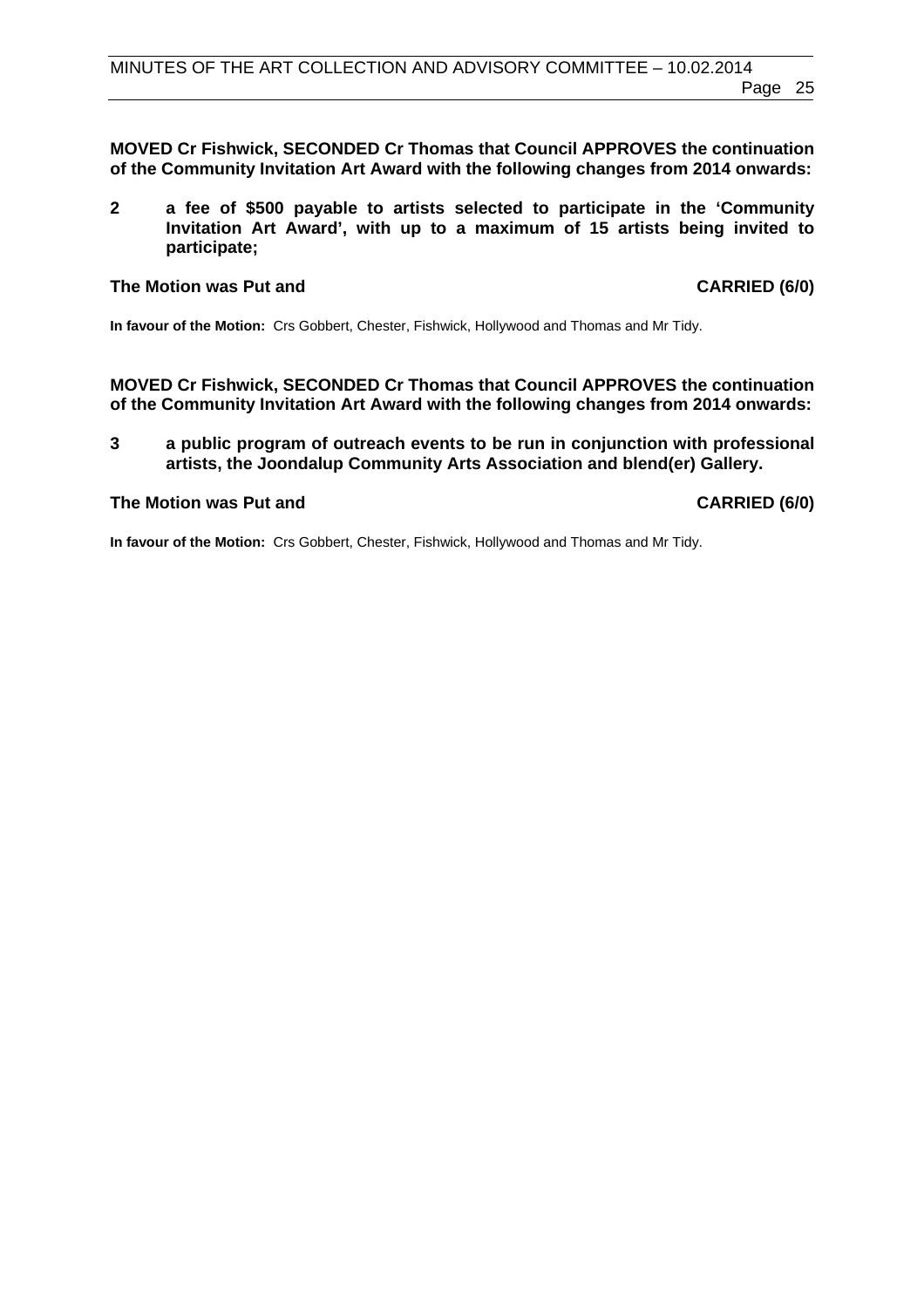**MOVED Cr Fishwick, SECONDED Cr Thomas that Council APPROVES the continuation of the Community Invitation Art Award with the following changes from 2014 onwards:**

**2 a fee of $500 payable to artists selected to participate in the 'Community Invitation Art Award', with up to a maximum of 15 artists being invited to participate;**

**The Motion was Put and CARRIED (6/0)**

**In favour of the Motion:** Crs Gobbert, Chester, Fishwick, Hollywood and Thomas and Mr Tidy.

**MOVED Cr Fishwick, SECONDED Cr Thomas that Council APPROVES the continuation of the Community Invitation Art Award with the following changes from 2014 onwards:**

**3 a public program of outreach events to be run in conjunction with professional artists, the Joondalup Community Arts Association and blend(er) Gallery.**

**The Motion was Put and CARRIED (6/0)**

**In favour of the Motion:** Crs Gobbert, Chester, Fishwick, Hollywood and Thomas and Mr Tidy.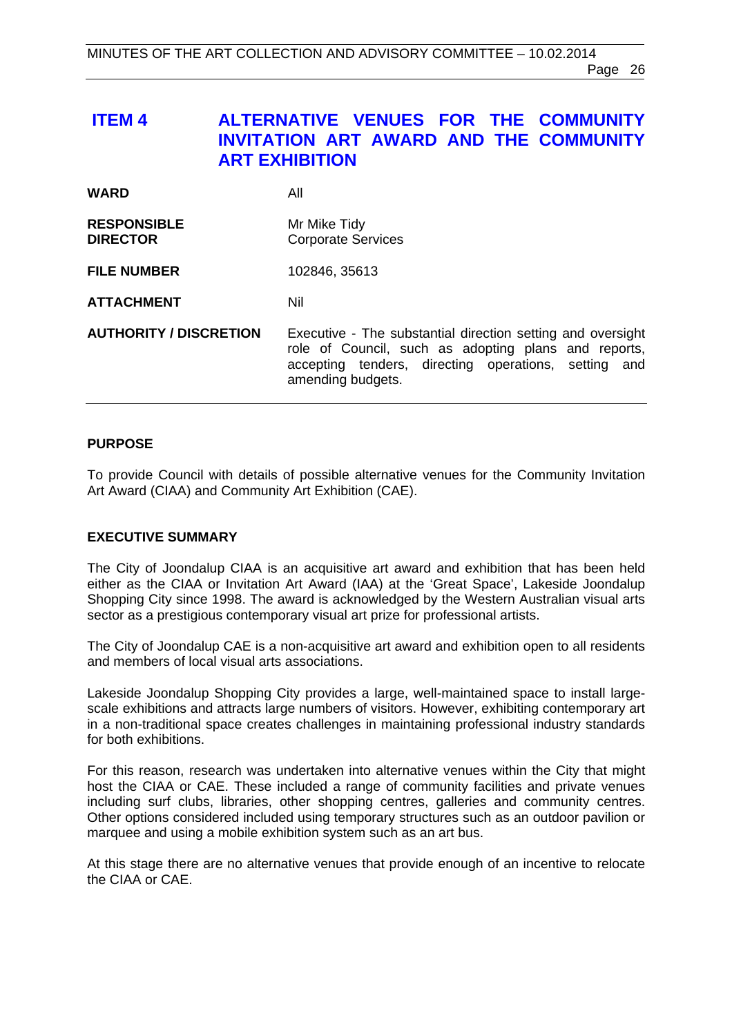## ITEM 4 ALTERNATIVE VENUES FOR THE COMMUNITY INVITATION ART AWARD AND THE COMMUNITY ART EXHIBITION

| | |
|---|---|
| **WARD** | All |
| **RESPONSIBLE DIRECTOR** | Mr Mike Tidy<br>Corporate Services |
| **FILE NUMBER** | 102846, 35613 |
| **ATTACHMENT** | Nil |
| **AUTHORITY / DISCRETION** | Executive - The substantial direction setting and oversight role of Council, such as adopting plans and reports, accepting tenders, directing operations, setting and amending budgets. |

### PURPOSE

To provide Council with details of possible alternative venues for the Community Invitation Art Award (CIAA) and Community Art Exhibition (CAE).

### EXECUTIVE SUMMARY

The City of Joondalup CIAA is an acquisitive art award and exhibition that has been held either as the CIAA or Invitation Art Award (IAA) at the 'Great Space', Lakeside Joondalup Shopping City since 1998. The award is acknowledged by the Western Australian visual arts sector as a prestigious contemporary visual art prize for professional artists.

The City of Joondalup CAE is a non-acquisitive art award and exhibition open to all residents and members of local visual arts associations.

Lakeside Joondalup Shopping City provides a large, well-maintained space to install large-scale exhibitions and attracts large numbers of visitors. However, exhibiting contemporary art in a non-traditional space creates challenges in maintaining professional industry standards for both exhibitions.

For this reason, research was undertaken into alternative venues within the City that might host the CIAA or CAE. These included a range of community facilities and private venues including surf clubs, libraries, other shopping centres, galleries and community centres. Other options considered included using temporary structures such as an outdoor pavilion or marquee and using a mobile exhibition system such as an art bus.

At this stage there are no alternative venues that provide enough of an incentive to relocate the CIAA or CAE.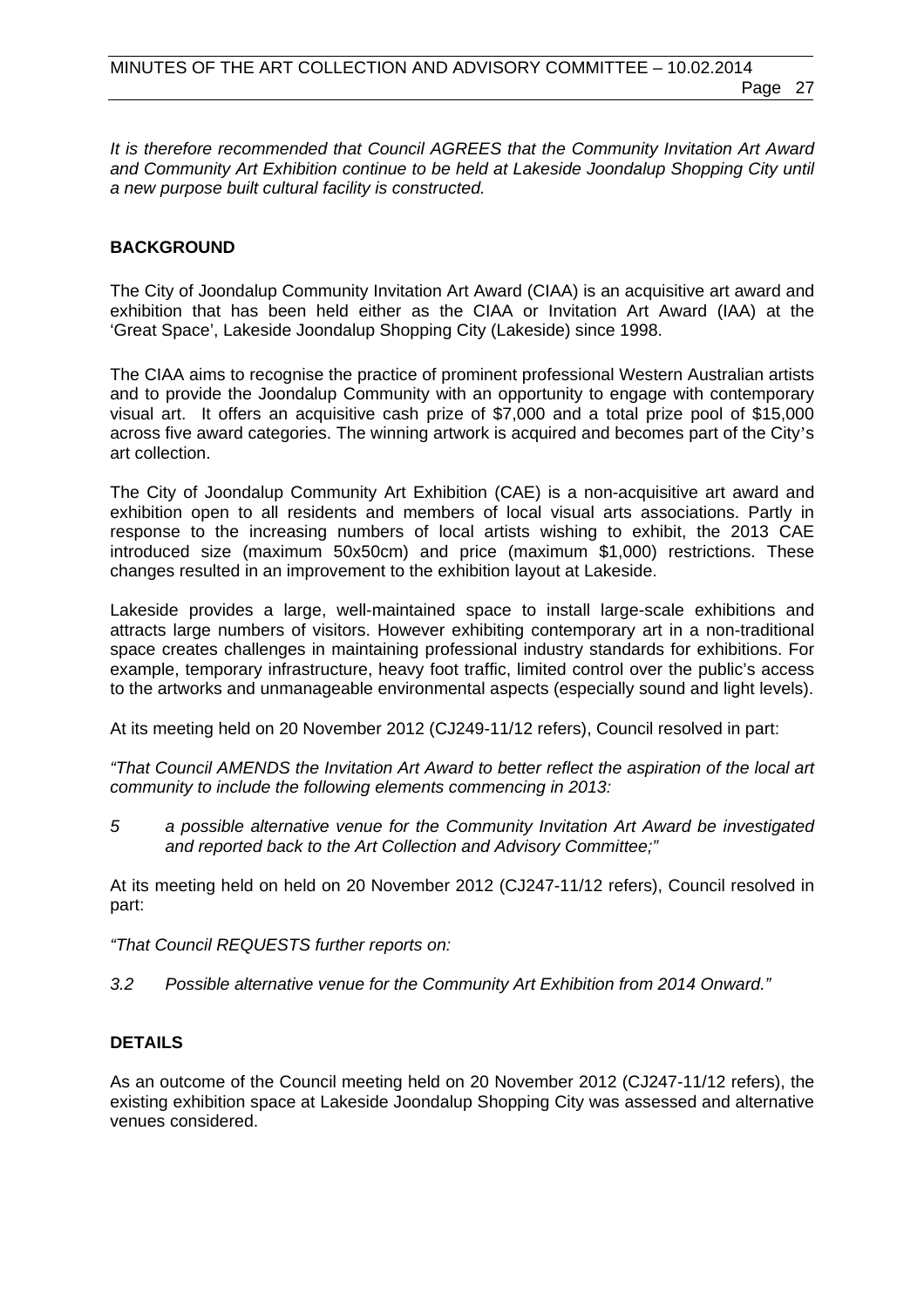*It is therefore recommended that Council AGREES that the Community Invitation Art Award and Community Art Exhibition continue to be held at Lakeside Joondalup Shopping City until a new purpose built cultural facility is constructed.*

## BACKGROUND

The City of Joondalup Community Invitation Art Award (CIAA) is an acquisitive art award and exhibition that has been held either as the CIAA or Invitation Art Award (IAA) at the 'Great Space', Lakeside Joondalup Shopping City (Lakeside) since 1998.

The CIAA aims to recognise the practice of prominent professional Western Australian artists and to provide the Joondalup Community with an opportunity to engage with contemporary visual art. It offers an acquisitive cash prize of $7,000 and a total prize pool of $15,000 across five award categories. The winning artwork is acquired and becomes part of the City's art collection.

The City of Joondalup Community Art Exhibition (CAE) is a non-acquisitive art award and exhibition open to all residents and members of local visual arts associations. Partly in response to the increasing numbers of local artists wishing to exhibit, the 2013 CAE introduced size (maximum 50x50cm) and price (maximum $1,000) restrictions. These changes resulted in an improvement to the exhibition layout at Lakeside.

Lakeside provides a large, well-maintained space to install large-scale exhibitions and attracts large numbers of visitors. However exhibiting contemporary art in a non-traditional space creates challenges in maintaining professional industry standards for exhibitions. For example, temporary infrastructure, heavy foot traffic, limited control over the public's access to the artworks and unmanageable environmental aspects (especially sound and light levels).

At its meeting held on 20 November 2012 (CJ249-11/12 refers), Council resolved in part:

*"That Council AMENDS the Invitation Art Award to better reflect the aspiration of the local art community to include the following elements commencing in 2013:*

*5 a possible alternative venue for the Community Invitation Art Award be investigated and reported back to the Art Collection and Advisory Committee;"*

At its meeting held on held on 20 November 2012 (CJ247-11/12 refers), Council resolved in part:

*"That Council REQUESTS further reports on:*

*3.2 Possible alternative venue for the Community Art Exhibition from 2014 Onward."*

## DETAILS

As an outcome of the Council meeting held on 20 November 2012 (CJ247-11/12 refers), the existing exhibition space at Lakeside Joondalup Shopping City was assessed and alternative venues considered.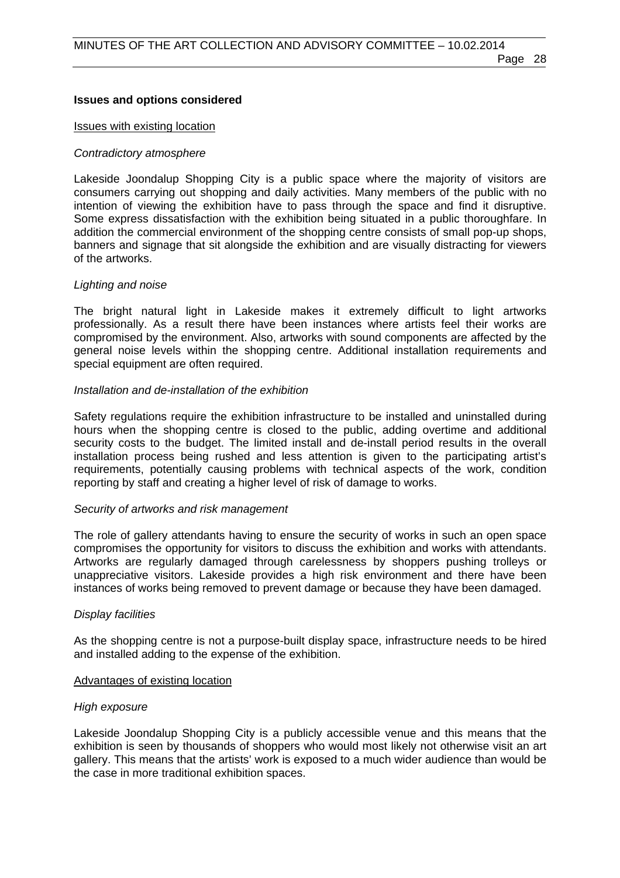**Issues and options considered**

Issues with existing location

*Contradictory atmosphere*

Lakeside Joondalup Shopping City is a public space where the majority of visitors are consumers carrying out shopping and daily activities. Many members of the public with no intention of viewing the exhibition have to pass through the space and find it disruptive. Some express dissatisfaction with the exhibition being situated in a public thoroughfare. In addition the commercial environment of the shopping centre consists of small pop-up shops, banners and signage that sit alongside the exhibition and are visually distracting for viewers of the artworks.

*Lighting and noise*

The bright natural light in Lakeside makes it extremely difficult to light artworks professionally. As a result there have been instances where artists feel their works are compromised by the environment. Also, artworks with sound components are affected by the general noise levels within the shopping centre. Additional installation requirements and special equipment are often required.

*Installation and de-installation of the exhibition*

Safety regulations require the exhibition infrastructure to be installed and uninstalled during hours when the shopping centre is closed to the public, adding overtime and additional security costs to the budget. The limited install and de-install period results in the overall installation process being rushed and less attention is given to the participating artist's requirements, potentially causing problems with technical aspects of the work, condition reporting by staff and creating a higher level of risk of damage to works.

*Security of artworks and risk management*

The role of gallery attendants having to ensure the security of works in such an open space compromises the opportunity for visitors to discuss the exhibition and works with attendants. Artworks are regularly damaged through carelessness by shoppers pushing trolleys or unappreciative visitors. Lakeside provides a high risk environment and there have been instances of works being removed to prevent damage or because they have been damaged.

*Display facilities*

As the shopping centre is not a purpose-built display space, infrastructure needs to be hired and installed adding to the expense of the exhibition.

Advantages of existing location

*High exposure*

Lakeside Joondalup Shopping City is a publicly accessible venue and this means that the exhibition is seen by thousands of shoppers who would most likely not otherwise visit an art gallery. This means that the artists' work is exposed to a much wider audience than would be the case in more traditional exhibition spaces.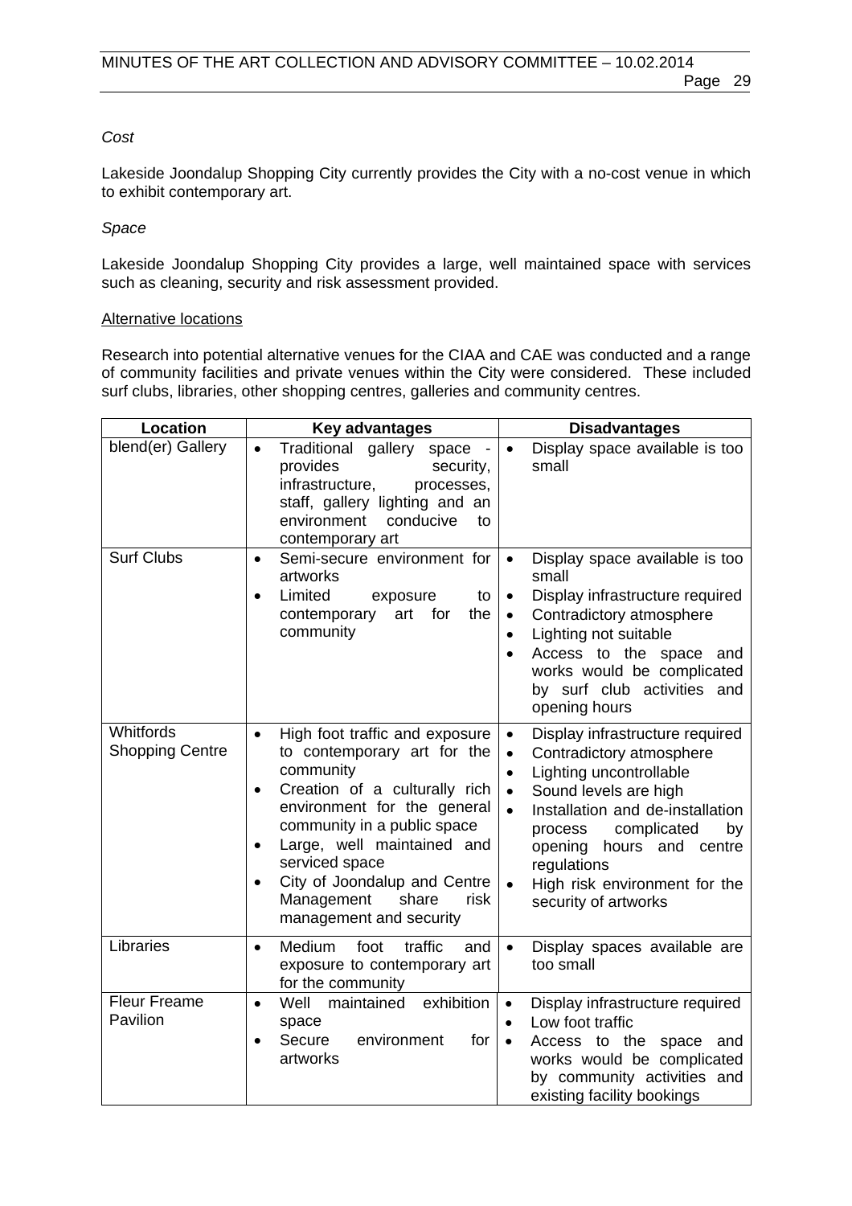*Cost*

Lakeside Joondalup Shopping City currently provides the City with a no-cost venue in which to exhibit contemporary art.

*Space*

Lakeside Joondalup Shopping City provides a large, well maintained space with services such as cleaning, security and risk assessment provided.

<u>Alternative locations</u>

Research into potential alternative venues for the CIAA and CAE was conducted and a range of community facilities and private venues within the City were considered. These included surf clubs, libraries, other shopping centres, galleries and community centres.

| Location | Key advantages | Disadvantages |
|---|---|---|
| blend(er) Gallery | • Traditional gallery space - provides security, infrastructure, processes, staff, gallery lighting and an environment conducive to contemporary art | • Display space available is too small |
| Surf Clubs | • Semi-secure environment for artworks<br>• Limited exposure to contemporary art for the community | • Display space available is too small<br>• Display infrastructure required<br>• Contradictory atmosphere<br>• Lighting not suitable<br>• Access to the space and works would be complicated by surf club activities and opening hours |
| Whitfords Shopping Centre | • High foot traffic and exposure to contemporary art for the community<br>• Creation of a culturally rich environment for the general community in a public space<br>• Large, well maintained and serviced space<br>• City of Joondalup and Centre Management share risk management and security | • Display infrastructure required<br>• Contradictory atmosphere<br>• Lighting uncontrollable<br>• Sound levels are high<br>• Installation and de-installation process complicated by opening hours and centre regulations<br>• High risk environment for the security of artworks |
| Libraries | • Medium foot traffic and exposure to contemporary art for the community | • Display spaces available are too small |
| Fleur Freame Pavilion | • Well maintained exhibition space<br>• Secure environment for artworks | • Display infrastructure required<br>• Low foot traffic<br>• Access to the space and works would be complicated by community activities and existing facility bookings |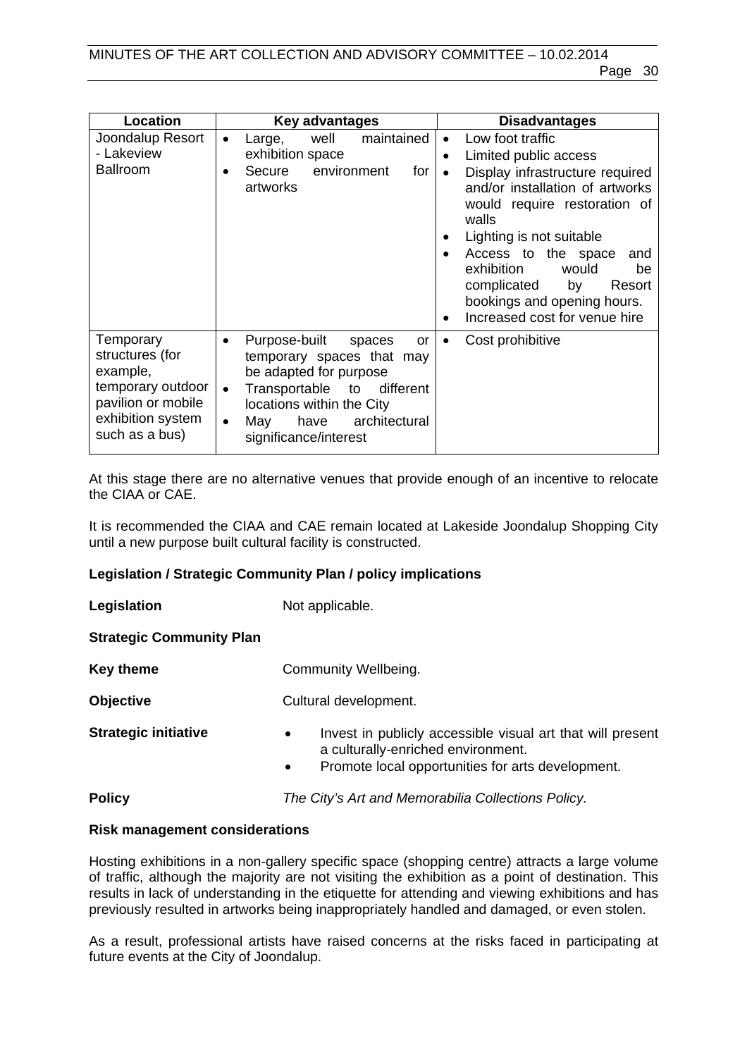| Location | Key advantages | Disadvantages |
|---|---|---|
| Joondalup Resort - Lakeview Ballroom | • Large, well maintained exhibition space<br>• Secure environment for artworks | • Low foot traffic<br>• Limited public access<br>• Display infrastructure required and/or installation of artworks would require restoration of walls<br>• Lighting is not suitable<br>• Access to the space and exhibition would be complicated by Resort bookings and opening hours.<br>• Increased cost for venue hire |
| Temporary structures (for example, temporary outdoor pavilion or mobile exhibition system such as a bus) | • Purpose-built spaces or temporary spaces that may be adapted for purpose<br>• Transportable to different locations within the City<br>• May have architectural significance/interest | • Cost prohibitive |

At this stage there are no alternative venues that provide enough of an incentive to relocate the CIAA or CAE.

It is recommended the CIAA and CAE remain located at Lakeside Joondalup Shopping City until a new purpose built cultural facility is constructed.

**Legislation / Strategic Community Plan / policy implications**

**Legislation** Not applicable.

**Strategic Community Plan**

**Key theme** Community Wellbeing.

**Objective** Cultural development.

**Strategic initiative**

- Invest in publicly accessible visual art that will present a culturally-enriched environment.
- Promote local opportunities for arts development.

**Policy** *The City's Art and Memorabilia Collections Policy.*

**Risk management considerations**

Hosting exhibitions in a non-gallery specific space (shopping centre) attracts a large volume of traffic, although the majority are not visiting the exhibition as a point of destination. This results in lack of understanding in the etiquette for attending and viewing exhibitions and has previously resulted in artworks being inappropriately handled and damaged, or even stolen.

As a result, professional artists have raised concerns at the risks faced in participating at future events at the City of Joondalup.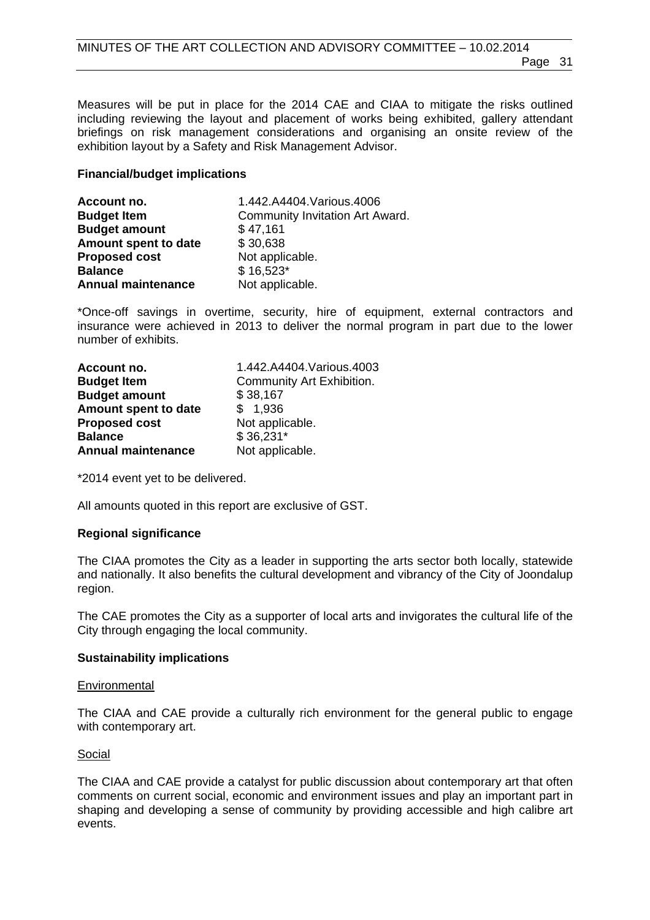Measures will be put in place for the 2014 CAE and CIAA to mitigate the risks outlined including reviewing the layout and placement of works being exhibited, gallery attendant briefings on risk management considerations and organising an onsite review of the exhibition layout by a Safety and Risk Management Advisor.

**Financial/budget implications**

| | |
|---|---|
| **Account no.** | 1.442.A4404.Various.4006 |
| **Budget Item** | Community Invitation Art Award. |
| **Budget amount** | $ 47,161 |
| **Amount spent to date** | $ 30,638 |
| **Proposed cost** | Not applicable. |
| **Balance** | $ 16,523* |
| **Annual maintenance** | Not applicable. |

*Once-off savings in overtime, security, hire of equipment, external contractors and insurance were achieved in 2013 to deliver the normal program in part due to the lower number of exhibits.

| | |
|---|---|
| **Account no.** | 1.442.A4404.Various.4003 |
| **Budget Item** | Community Art Exhibition. |
| **Budget amount** | $ 38,167 |
| **Amount spent to date** | $ 1,936 |
| **Proposed cost** | Not applicable. |
| **Balance** | $ 36,231* |
| **Annual maintenance** | Not applicable. |

*2014 event yet to be delivered.

All amounts quoted in this report are exclusive of GST.

**Regional significance**

The CIAA promotes the City as a leader in supporting the arts sector both locally, statewide and nationally. It also benefits the cultural development and vibrancy of the City of Joondalup region.

The CAE promotes the City as a supporter of local arts and invigorates the cultural life of the City through engaging the local community.

**Sustainability implications**

Environmental

The CIAA and CAE provide a culturally rich environment for the general public to engage with contemporary art.

Social

The CIAA and CAE provide a catalyst for public discussion about contemporary art that often comments on current social, economic and environment issues and play an important part in shaping and developing a sense of community by providing accessible and high calibre art events.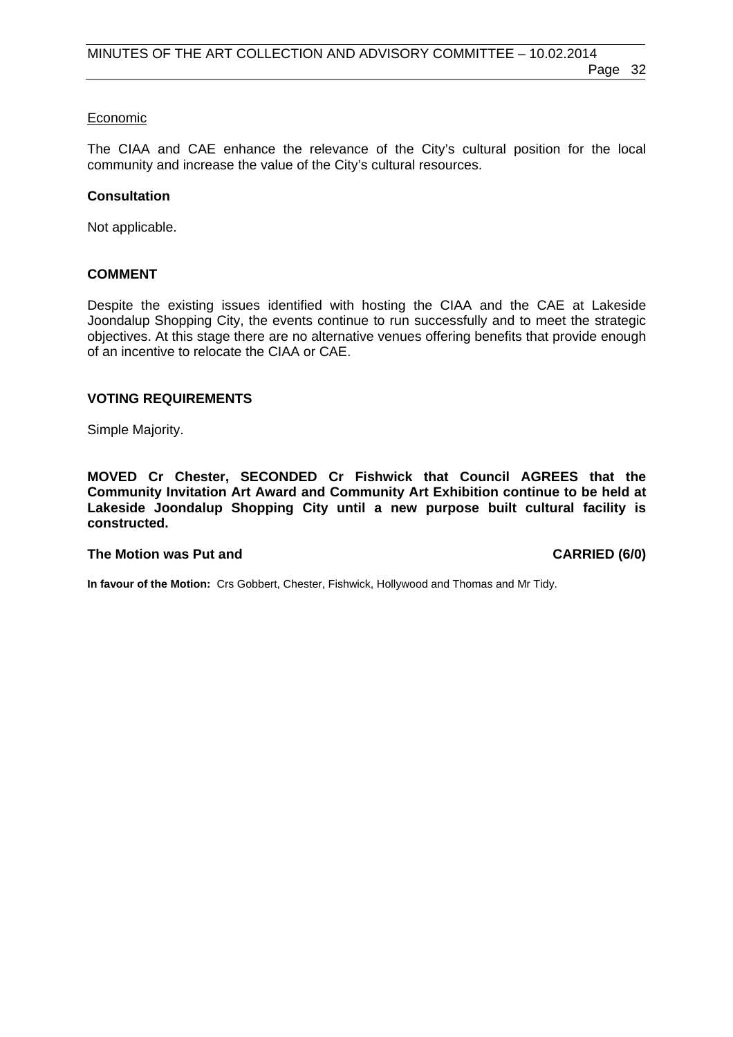Economic

The CIAA and CAE enhance the relevance of the City's cultural position for the local community and increase the value of the City's cultural resources.

**Consultation**

Not applicable.

**COMMENT**

Despite the existing issues identified with hosting the CIAA and the CAE at Lakeside Joondalup Shopping City, the events continue to run successfully and to meet the strategic objectives. At this stage there are no alternative venues offering benefits that provide enough of an incentive to relocate the CIAA or CAE.

**VOTING REQUIREMENTS**

Simple Majority.

**MOVED Cr Chester, SECONDED Cr Fishwick that Council AGREES that the Community Invitation Art Award and Community Art Exhibition continue to be held at Lakeside Joondalup Shopping City until a new purpose built cultural facility is constructed.**

**The Motion was Put and CARRIED (6/0)**

**In favour of the Motion:** Crs Gobbert, Chester, Fishwick, Hollywood and Thomas and Mr Tidy.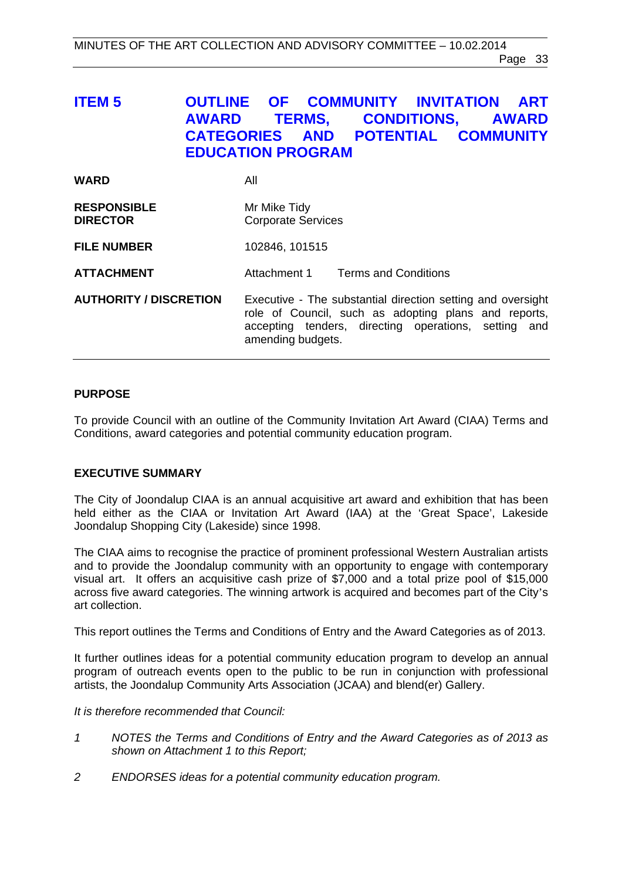## ITEM 5 OUTLINE OF COMMUNITY INVITATION ART AWARD TERMS, CONDITIONS, AWARD CATEGORIES AND POTENTIAL COMMUNITY EDUCATION PROGRAM

| | |
|---|---|
| **WARD** | All |
| **RESPONSIBLE DIRECTOR** | Mr Mike Tidy<br>Corporate Services |
| **FILE NUMBER** | 102846, 101515 |
| **ATTACHMENT** | Attachment 1 Terms and Conditions |
| **AUTHORITY / DISCRETION** | Executive - The substantial direction setting and oversight role of Council, such as adopting plans and reports, accepting tenders, directing operations, setting and amending budgets. |

### PURPOSE

To provide Council with an outline of the Community Invitation Art Award (CIAA) Terms and Conditions, award categories and potential community education program.

### EXECUTIVE SUMMARY

The City of Joondalup CIAA is an annual acquisitive art award and exhibition that has been held either as the CIAA or Invitation Art Award (IAA) at the 'Great Space', Lakeside Joondalup Shopping City (Lakeside) since 1998.

The CIAA aims to recognise the practice of prominent professional Western Australian artists and to provide the Joondalup community with an opportunity to engage with contemporary visual art. It offers an acquisitive cash prize of $7,000 and a total prize pool of $15,000 across five award categories. The winning artwork is acquired and becomes part of the City's art collection.

This report outlines the Terms and Conditions of Entry and the Award Categories as of 2013.

It further outlines ideas for a potential community education program to develop an annual program of outreach events open to the public to be run in conjunction with professional artists, the Joondalup Community Arts Association (JCAA) and blend(er) Gallery.

*It is therefore recommended that Council:*

1. *NOTES the Terms and Conditions of Entry and the Award Categories as of 2013 as shown on Attachment 1 to this Report;*
2. *ENDORSES ideas for a potential community education program.*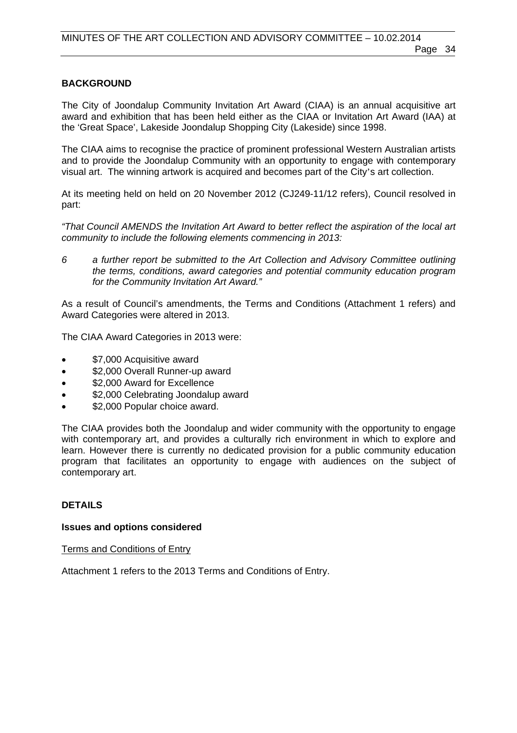## BACKGROUND

The City of Joondalup Community Invitation Art Award (CIAA) is an annual acquisitive art award and exhibition that has been held either as the CIAA or Invitation Art Award (IAA) at the 'Great Space', Lakeside Joondalup Shopping City (Lakeside) since 1998.

The CIAA aims to recognise the practice of prominent professional Western Australian artists and to provide the Joondalup Community with an opportunity to engage with contemporary visual art. The winning artwork is acquired and becomes part of the City's art collection.

At its meeting held on held on 20 November 2012 (CJ249-11/12 refers), Council resolved in part:

*"That Council AMENDS the Invitation Art Award to better reflect the aspiration of the local art community to include the following elements commencing in 2013:*

*6 a further report be submitted to the Art Collection and Advisory Committee outlining the terms, conditions, award categories and potential community education program for the Community Invitation Art Award."*

As a result of Council's amendments, the Terms and Conditions (Attachment 1 refers) and Award Categories were altered in 2013.

The CIAA Award Categories in 2013 were:

- $7,000 Acquisitive award
- $2,000 Overall Runner-up award
- $2,000 Award for Excellence
- $2,000 Celebrating Joondalup award
- $2,000 Popular choice award.

The CIAA provides both the Joondalup and wider community with the opportunity to engage with contemporary art, and provides a culturally rich environment in which to explore and learn. However there is currently no dedicated provision for a public community education program that facilitates an opportunity to engage with audiences on the subject of contemporary art.

## DETAILS

### Issues and options considered

Terms and Conditions of Entry

Attachment 1 refers to the 2013 Terms and Conditions of Entry.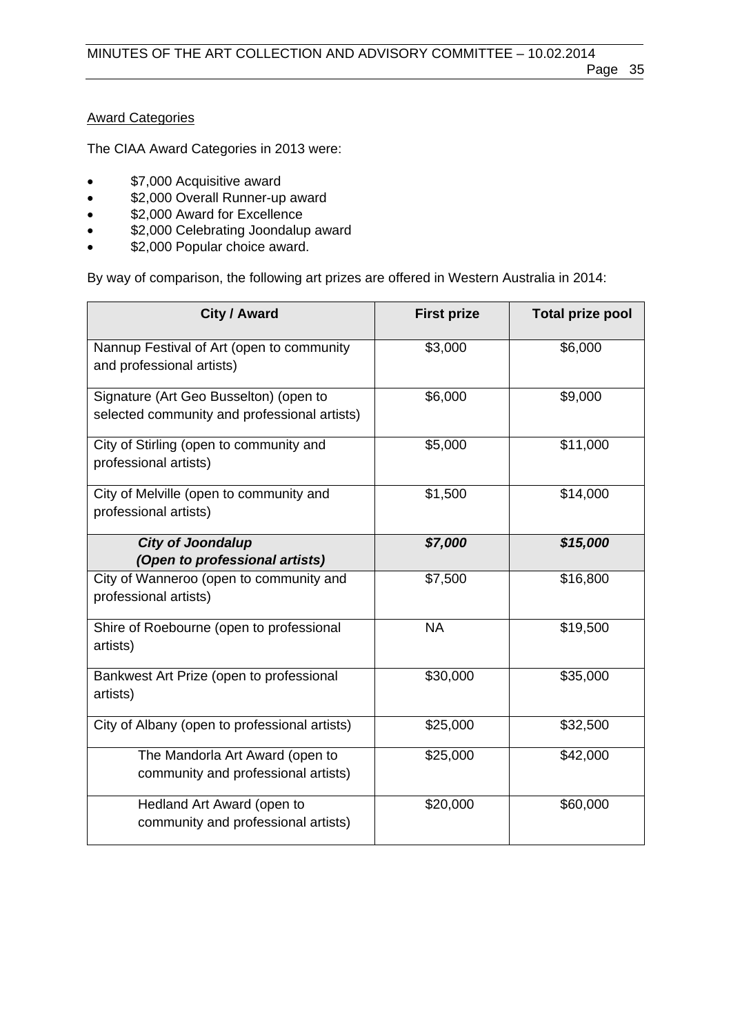Award Categories

The CIAA Award Categories in 2013 were:

- $7,000 Acquisitive award
- $2,000 Overall Runner-up award
- $2,000 Award for Excellence
- $2,000 Celebrating Joondalup award
- $2,000 Popular choice award.

By way of comparison, the following art prizes are offered in Western Australia in 2014:

| City / Award | First prize | Total prize pool |
|---|---|---|
| Nannup Festival of Art (open to community and professional artists) | $3,000 | $6,000 |
| Signature (Art Geo Busselton) (open to selected community and professional artists) | $6,000 | $9,000 |
| City of Stirling (open to community and professional artists) | $5,000 | $11,000 |
| City of Melville (open to community and professional artists) | $1,500 | $14,000 |
| ***City of Joondalup (Open to professional artists)*** | ***$7,000*** | ***$15,000*** |
| City of Wanneroo (open to community and professional artists) | $7,500 | $16,800 |
| Shire of Roebourne (open to professional artists) | NA | $19,500 |
| Bankwest Art Prize (open to professional artists) | $30,000 | $35,000 |
| City of Albany (open to professional artists) | $25,000 | $32,500 |
| The Mandorla Art Award (open to community and professional artists) | $25,000 | $42,000 |
| Hedland Art Award (open to community and professional artists) | $20,000 | $60,000 |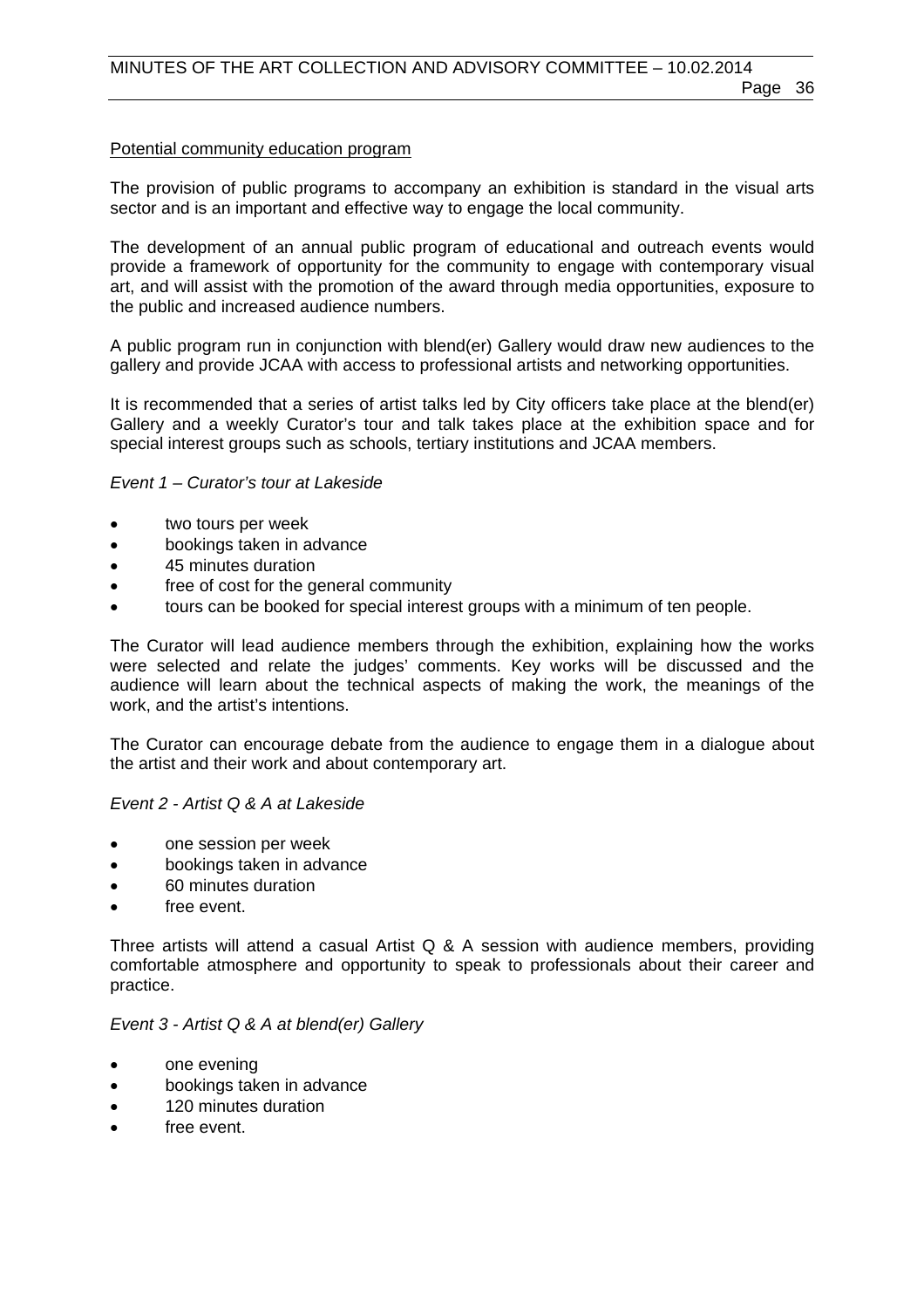Potential community education program

The provision of public programs to accompany an exhibition is standard in the visual arts sector and is an important and effective way to engage the local community.

The development of an annual public program of educational and outreach events would provide a framework of opportunity for the community to engage with contemporary visual art, and will assist with the promotion of the award through media opportunities, exposure to the public and increased audience numbers.

A public program run in conjunction with blend(er) Gallery would draw new audiences to the gallery and provide JCAA with access to professional artists and networking opportunities.

It is recommended that a series of artist talks led by City officers take place at the blend(er) Gallery and a weekly Curator's tour and talk takes place at the exhibition space and for special interest groups such as schools, tertiary institutions and JCAA members.

*Event 1 – Curator's tour at Lakeside*

- two tours per week
- bookings taken in advance
- 45 minutes duration
- free of cost for the general community
- tours can be booked for special interest groups with a minimum of ten people.

The Curator will lead audience members through the exhibition, explaining how the works were selected and relate the judges' comments. Key works will be discussed and the audience will learn about the technical aspects of making the work, the meanings of the work, and the artist's intentions.

The Curator can encourage debate from the audience to engage them in a dialogue about the artist and their work and about contemporary art.

*Event 2 - Artist Q & A at Lakeside*

- one session per week
- bookings taken in advance
- 60 minutes duration
- free event.

Three artists will attend a casual Artist Q & A session with audience members, providing comfortable atmosphere and opportunity to speak to professionals about their career and practice.

*Event 3 - Artist Q & A at blend(er) Gallery*

- one evening
- bookings taken in advance
- 120 minutes duration
- free event.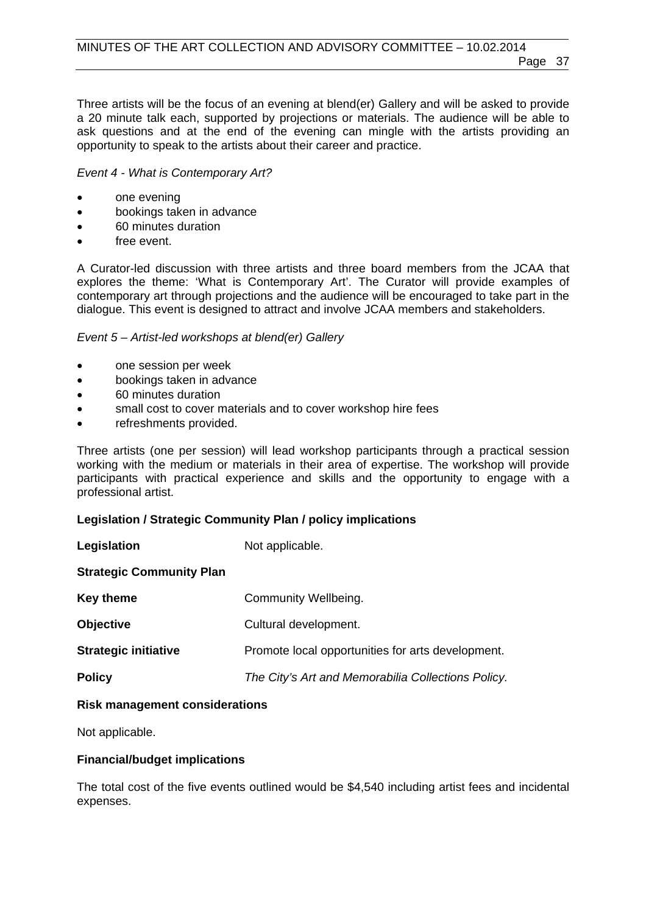Three artists will be the focus of an evening at blend(er) Gallery and will be asked to provide a 20 minute talk each, supported by projections or materials. The audience will be able to ask questions and at the end of the evening can mingle with the artists providing an opportunity to speak to the artists about their career and practice.

*Event 4 - What is Contemporary Art?*

- one evening
- bookings taken in advance
- 60 minutes duration
- free event.

A Curator-led discussion with three artists and three board members from the JCAA that explores the theme: 'What is Contemporary Art'. The Curator will provide examples of contemporary art through projections and the audience will be encouraged to take part in the dialogue. This event is designed to attract and involve JCAA members and stakeholders.

*Event 5 – Artist-led workshops at blend(er) Gallery*

- one session per week
- bookings taken in advance
- 60 minutes duration
- small cost to cover materials and to cover workshop hire fees
- refreshments provided.

Three artists (one per session) will lead workshop participants through a practical session working with the medium or materials in their area of expertise. The workshop will provide participants with practical experience and skills and the opportunity to engage with a professional artist.

**Legislation / Strategic Community Plan / policy implications**

**Legislation** Not applicable.

**Strategic Community Plan**

**Key theme** Community Wellbeing.

**Objective** Cultural development.

**Strategic initiative** Promote local opportunities for arts development.

**Policy** *The City's Art and Memorabilia Collections Policy.*

**Risk management considerations**

Not applicable.

**Financial/budget implications**

The total cost of the five events outlined would be $4,540 including artist fees and incidental expenses.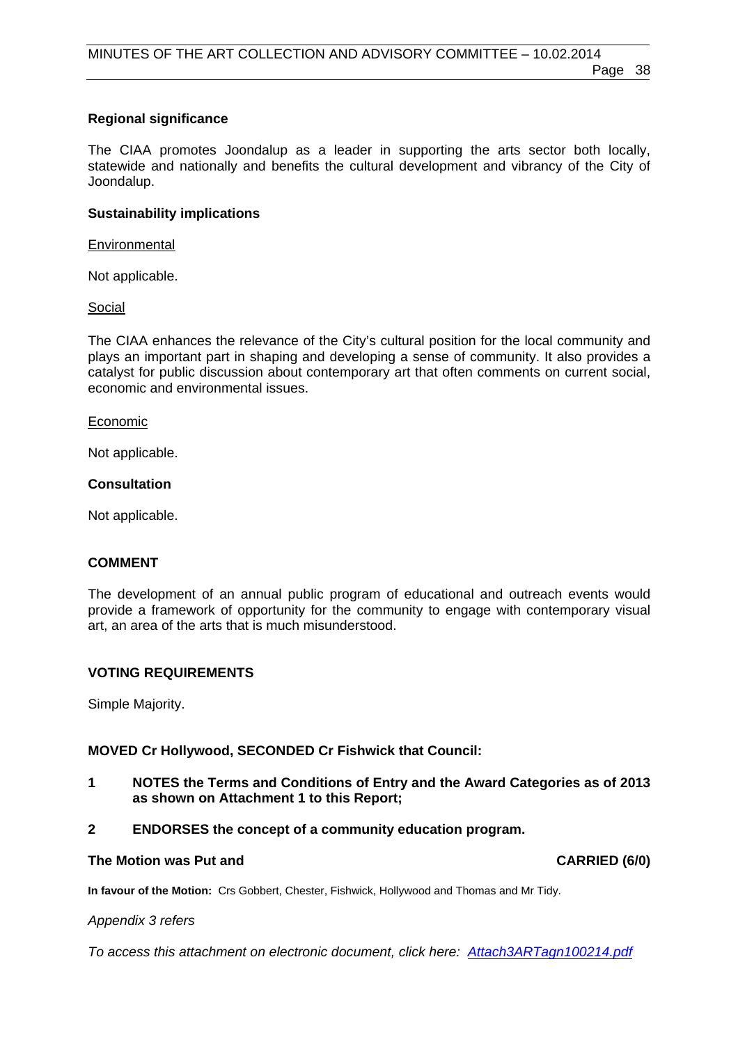**Regional significance**

The CIAA promotes Joondalup as a leader in supporting the arts sector both locally, statewide and nationally and benefits the cultural development and vibrancy of the City of Joondalup.

**Sustainability implications**

Environmental

Not applicable.

Social

The CIAA enhances the relevance of the City's cultural position for the local community and plays an important part in shaping and developing a sense of community. It also provides a catalyst for public discussion about contemporary art that often comments on current social, economic and environmental issues.

Economic

Not applicable.

**Consultation**

Not applicable.

## COMMENT

The development of an annual public program of educational and outreach events would provide a framework of opportunity for the community to engage with contemporary visual art, an area of the arts that is much misunderstood.

## VOTING REQUIREMENTS

Simple Majority.

**MOVED Cr Hollywood, SECONDED Cr Fishwick that Council:**

**1 NOTES the Terms and Conditions of Entry and the Award Categories as of 2013 as shown on Attachment 1 to this Report;**

**2 ENDORSES the concept of a community education program.**

**The Motion was Put and CARRIED (6/0)**

**In favour of the Motion:** Crs Gobbert, Chester, Fishwick, Hollywood and Thomas and Mr Tidy.

*Appendix 3 refers*

*To access this attachment on electronic document, click here: Attach3ARTagn100214.pdf*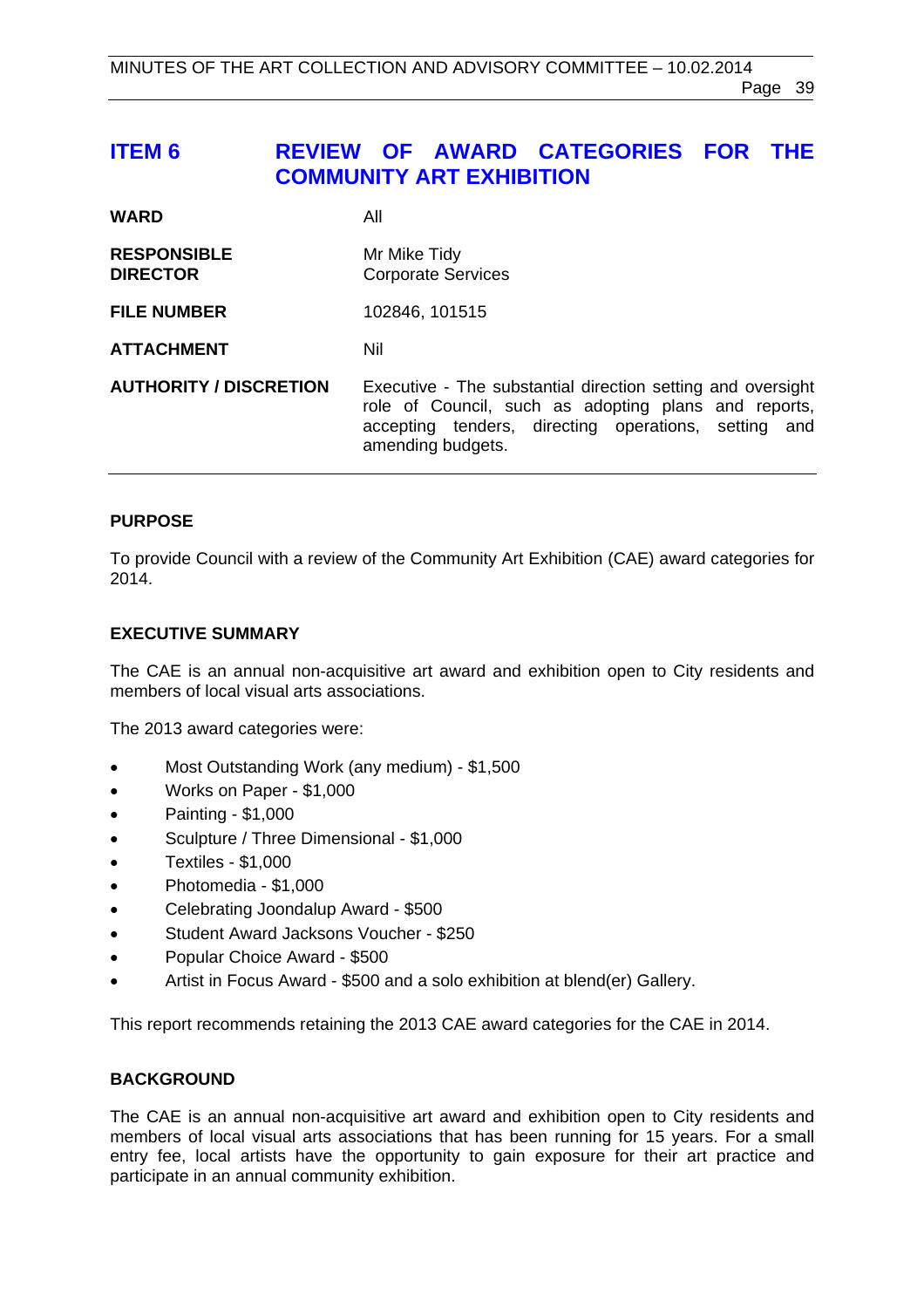# ITEM 6 REVIEW OF AWARD CATEGORIES FOR THE COMMUNITY ART EXHIBITION

| | |
|---|---|
| **WARD** | All |
| **RESPONSIBLE DIRECTOR** | Mr Mike Tidy<br>Corporate Services |
| **FILE NUMBER** | 102846, 101515 |
| **ATTACHMENT** | Nil |
| **AUTHORITY / DISCRETION** | Executive - The substantial direction setting and oversight role of Council, such as adopting plans and reports, accepting tenders, directing operations, setting and amending budgets. |

## PURPOSE

To provide Council with a review of the Community Art Exhibition (CAE) award categories for 2014.

## EXECUTIVE SUMMARY

The CAE is an annual non-acquisitive art award and exhibition open to City residents and members of local visual arts associations.

The 2013 award categories were:

- Most Outstanding Work (any medium) - $1,500
- Works on Paper - $1,000
- Painting - $1,000
- Sculpture / Three Dimensional - $1,000
- Textiles - $1,000
- Photomedia - $1,000
- Celebrating Joondalup Award - $500
- Student Award Jacksons Voucher - $250
- Popular Choice Award - $500
- Artist in Focus Award - $500 and a solo exhibition at blend(er) Gallery.

This report recommends retaining the 2013 CAE award categories for the CAE in 2014.

## BACKGROUND

The CAE is an annual non-acquisitive art award and exhibition open to City residents and members of local visual arts associations that has been running for 15 years. For a small entry fee, local artists have the opportunity to gain exposure for their art practice and participate in an annual community exhibition.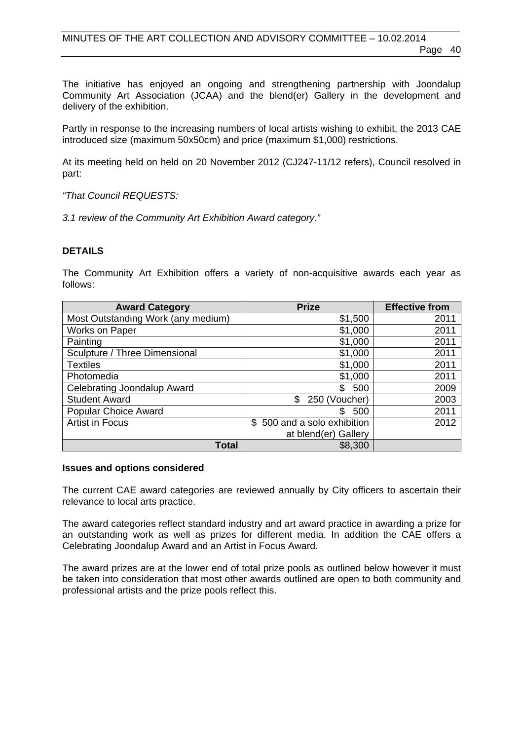The initiative has enjoyed an ongoing and strengthening partnership with Joondalup Community Art Association (JCAA) and the blend(er) Gallery in the development and delivery of the exhibition.

Partly in response to the increasing numbers of local artists wishing to exhibit, the 2013 CAE introduced size (maximum 50x50cm) and price (maximum $1,000) restrictions.

At its meeting held on held on 20 November 2012 (CJ247-11/12 refers), Council resolved in part:

*"That Council REQUESTS:*

*3.1 review of the Community Art Exhibition Award category."*

## DETAILS

The Community Art Exhibition offers a variety of non-acquisitive awards each year as follows:

| Award Category | Prize | Effective from |
|---|---|---|
| Most Outstanding Work (any medium) | $1,500 | 2011 |
| Works on Paper | $1,000 | 2011 |
| Painting | $1,000 | 2011 |
| Sculpture / Three Dimensional | $1,000 | 2011 |
| Textiles | $1,000 | 2011 |
| Photomedia | $1,000 | 2011 |
| Celebrating Joondalup Award | $ 500 | 2009 |
| Student Award | $ 250 (Voucher) | 2003 |
| Popular Choice Award | $ 500 | 2011 |
| Artist in Focus | $ 500 and a solo exhibition at blend(er) Gallery | 2012 |
| **Total** | $8,300 | |

### Issues and options considered

The current CAE award categories are reviewed annually by City officers to ascertain their relevance to local arts practice.

The award categories reflect standard industry and art award practice in awarding a prize for an outstanding work as well as prizes for different media. In addition the CAE offers a Celebrating Joondalup Award and an Artist in Focus Award.

The award prizes are at the lower end of total prize pools as outlined below however it must be taken into consideration that most other awards outlined are open to both community and professional artists and the prize pools reflect this.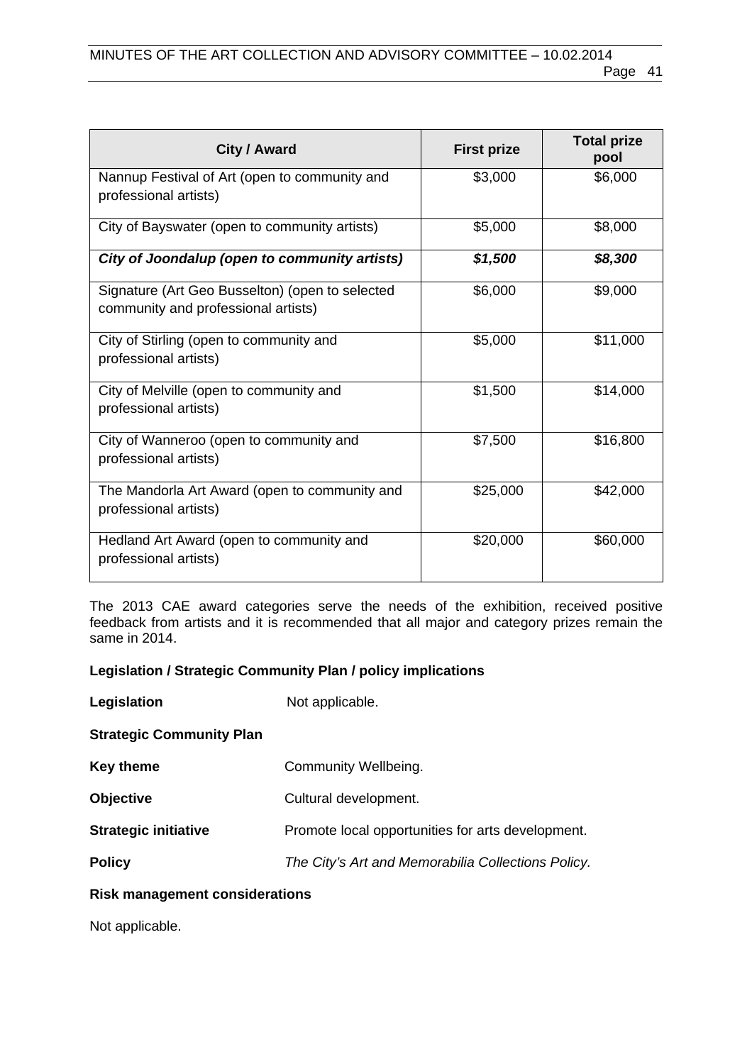| City / Award | First prize | Total prize pool |
|---|---|---|
| Nannup Festival of Art (open to community and professional artists) | $3,000 | $6,000 |
| City of Bayswater (open to community artists) | $5,000 | $8,000 |
| ***City of Joondalup (open to community artists)*** | ***$1,500*** | ***$8,300*** |
| Signature (Art Geo Busselton) (open to selected community and professional artists) | $6,000 | $9,000 |
| City of Stirling (open to community and professional artists) | $5,000 | $11,000 |
| City of Melville (open to community and professional artists) | $1,500 | $14,000 |
| City of Wanneroo (open to community and professional artists) | $7,500 | $16,800 |
| The Mandorla Art Award (open to community and professional artists) | $25,000 | $42,000 |
| Hedland Art Award (open to community and professional artists) | $20,000 | $60,000 |

The 2013 CAE award categories serve the needs of the exhibition, received positive feedback from artists and it is recommended that all major and category prizes remain the same in 2014.

**Legislation / Strategic Community Plan / policy implications**

**Legislation** Not applicable.

**Strategic Community Plan**

**Key theme** Community Wellbeing.

**Objective** Cultural development.

**Strategic initiative** Promote local opportunities for arts development.

**Policy** *The City's Art and Memorabilia Collections Policy.*

**Risk management considerations**

Not applicable.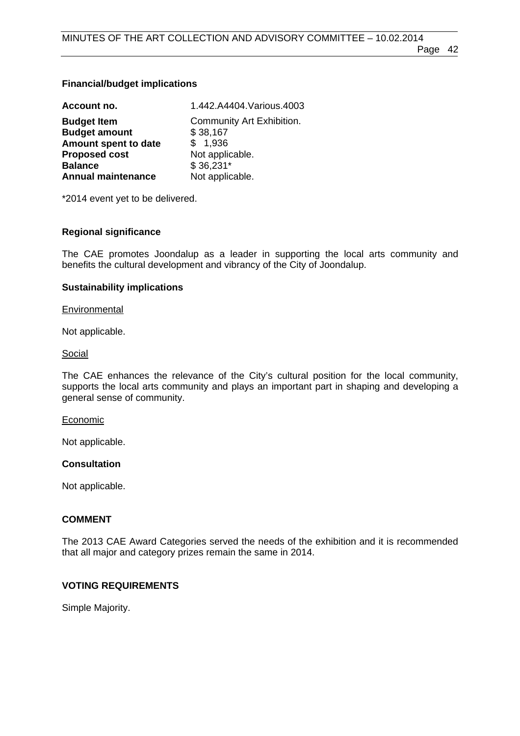**Financial/budget implications**

| | |
|---|---|
| **Account no.** | 1.442.A4404.Various.4003 |
| **Budget Item** | Community Art Exhibition. |
| **Budget amount** | $ 38,167 |
| **Amount spent to date** | $ 1,936 |
| **Proposed cost** | Not applicable. |
| **Balance** | $ 36,231* |
| **Annual maintenance** | Not applicable. |

*2014 event yet to be delivered.

**Regional significance**

The CAE promotes Joondalup as a leader in supporting the local arts community and benefits the cultural development and vibrancy of the City of Joondalup.

**Sustainability implications**

Environmental

Not applicable.

Social

The CAE enhances the relevance of the City's cultural position for the local community, supports the local arts community and plays an important part in shaping and developing a general sense of community.

Economic

Not applicable.

**Consultation**

Not applicable.

**COMMENT**

The 2013 CAE Award Categories served the needs of the exhibition and it is recommended that all major and category prizes remain the same in 2014.

**VOTING REQUIREMENTS**

Simple Majority.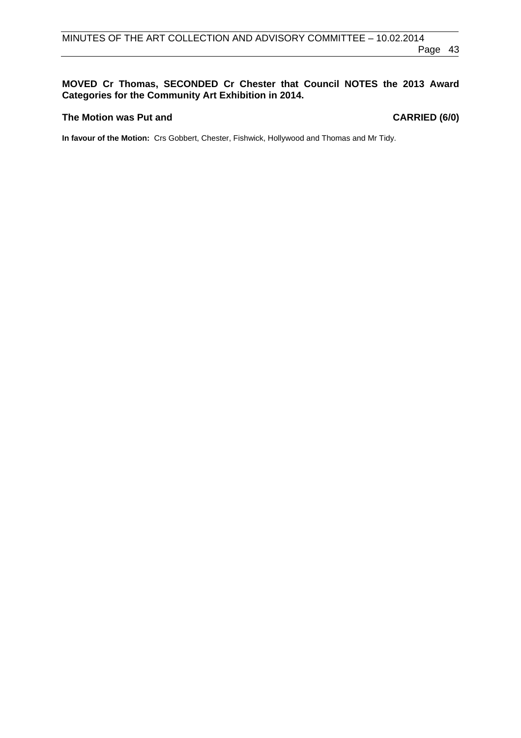**MOVED Cr Thomas, SECONDED Cr Chester that Council NOTES the 2013 Award Categories for the Community Art Exhibition in 2014.**

**The Motion was Put and CARRIED (6/0)**

**In favour of the Motion:** Crs Gobbert, Chester, Fishwick, Hollywood and Thomas and Mr Tidy.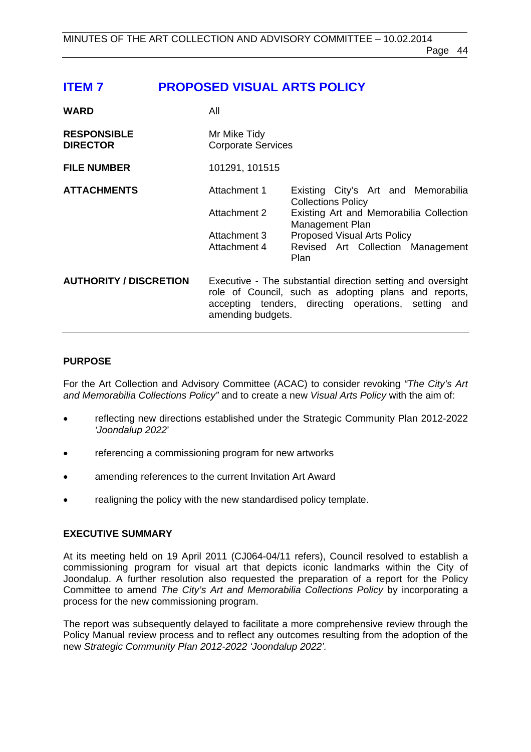# ITEM 7 PROPOSED VISUAL ARTS POLICY

| | | |
|---|---|---|
| **WARD** | All | |
| **RESPONSIBLE DIRECTOR** | Mr Mike Tidy<br>Corporate Services | |
| **FILE NUMBER** | 101291, 101515 | |
| **ATTACHMENTS** | Attachment 1 | Existing City's Art and Memorabilia Collections Policy |
| | Attachment 2 | Existing Art and Memorabilia Collection Management Plan |
| | Attachment 3 | Proposed Visual Arts Policy |
| | Attachment 4 | Revised Art Collection Management Plan |
| **AUTHORITY / DISCRETION** | Executive - The substantial direction setting and oversight role of Council, such as adopting plans and reports, accepting tenders, directing operations, setting and amending budgets. | |

## PURPOSE

For the Art Collection and Advisory Committee (ACAC) to consider revoking *"The City's Art and Memorabilia Collections Policy"* and to create a new *Visual Arts Policy* with the aim of:

- reflecting new directions established under the Strategic Community Plan 2012-2022 *'Joondalup 2022'*
- referencing a commissioning program for new artworks
- amending references to the current Invitation Art Award
- realigning the policy with the new standardised policy template.

## EXECUTIVE SUMMARY

At its meeting held on 19 April 2011 (CJ064-04/11 refers), Council resolved to establish a commissioning program for visual art that depicts iconic landmarks within the City of Joondalup. A further resolution also requested the preparation of a report for the Policy Committee to amend *The City's Art and Memorabilia Collections Policy* by incorporating a process for the new commissioning program.

The report was subsequently delayed to facilitate a more comprehensive review through the Policy Manual review process and to reflect any outcomes resulting from the adoption of the new *Strategic Community Plan 2012-2022 'Joondalup 2022'.*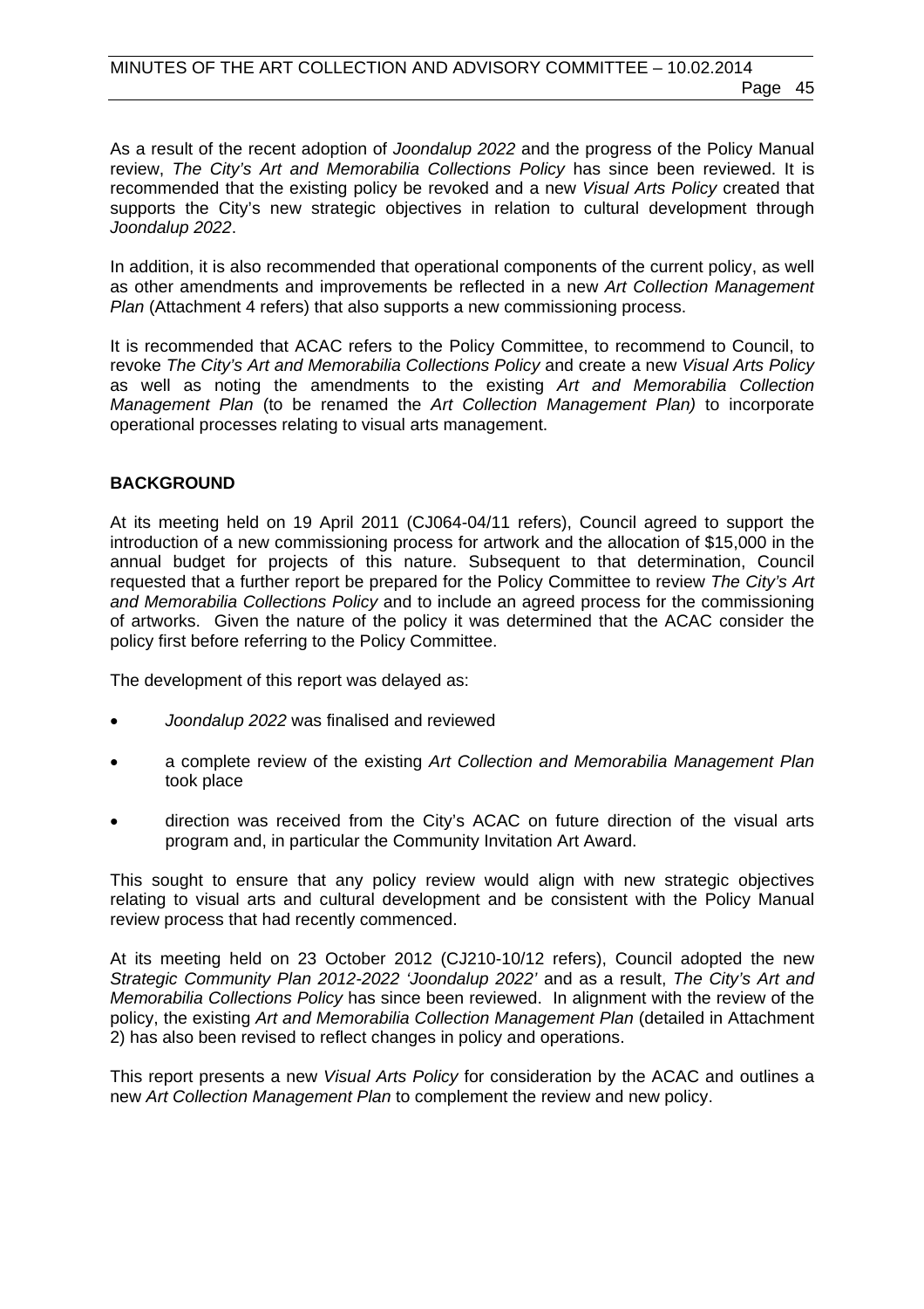As a result of the recent adoption of *Joondalup 2022* and the progress of the Policy Manual review, *The City's Art and Memorabilia Collections Policy* has since been reviewed. It is recommended that the existing policy be revoked and a new *Visual Arts Policy* created that supports the City's new strategic objectives in relation to cultural development through *Joondalup 2022*.

In addition, it is also recommended that operational components of the current policy, as well as other amendments and improvements be reflected in a new *Art Collection Management Plan* (Attachment 4 refers) that also supports a new commissioning process.

It is recommended that ACAC refers to the Policy Committee, to recommend to Council, to revoke *The City's Art and Memorabilia Collections Policy* and create a new *Visual Arts Policy* as well as noting the amendments to the existing *Art and Memorabilia Collection Management Plan* (to be renamed the *Art Collection Management Plan)* to incorporate operational processes relating to visual arts management.

**BACKGROUND**

At its meeting held on 19 April 2011 (CJ064-04/11 refers), Council agreed to support the introduction of a new commissioning process for artwork and the allocation of $15,000 in the annual budget for projects of this nature. Subsequent to that determination, Council requested that a further report be prepared for the Policy Committee to review *The City's Art and Memorabilia Collections Policy* and to include an agreed process for the commissioning of artworks. Given the nature of the policy it was determined that the ACAC consider the policy first before referring to the Policy Committee.

The development of this report was delayed as:

- *Joondalup 2022* was finalised and reviewed
- a complete review of the existing *Art Collection and Memorabilia Management Plan* took place
- direction was received from the City's ACAC on future direction of the visual arts program and, in particular the Community Invitation Art Award.

This sought to ensure that any policy review would align with new strategic objectives relating to visual arts and cultural development and be consistent with the Policy Manual review process that had recently commenced.

At its meeting held on 23 October 2012 (CJ210-10/12 refers), Council adopted the new *Strategic Community Plan 2012-2022 'Joondalup 2022'* and as a result, *The City's Art and Memorabilia Collections Policy* has since been reviewed. In alignment with the review of the policy, the existing *Art and Memorabilia Collection Management Plan* (detailed in Attachment 2) has also been revised to reflect changes in policy and operations.

This report presents a new *Visual Arts Policy* for consideration by the ACAC and outlines a new *Art Collection Management Plan* to complement the review and new policy.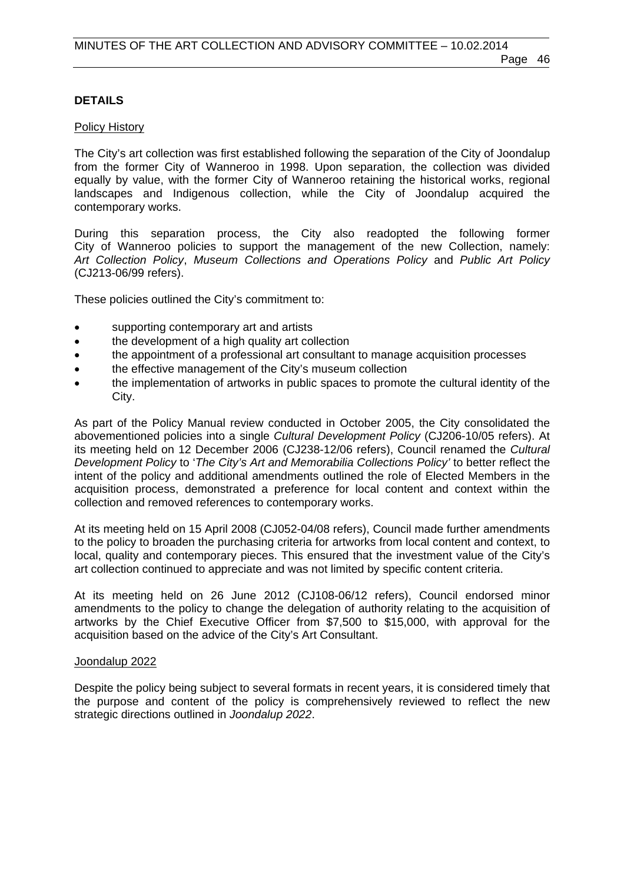## DETAILS

Policy History

The City's art collection was first established following the separation of the City of Joondalup from the former City of Wanneroo in 1998. Upon separation, the collection was divided equally by value, with the former City of Wanneroo retaining the historical works, regional landscapes and Indigenous collection, while the City of Joondalup acquired the contemporary works.

During this separation process, the City also readopted the following former City of Wanneroo policies to support the management of the new Collection, namely: *Art Collection Policy*, *Museum Collections and Operations Policy* and *Public Art Policy* (CJ213-06/99 refers).

These policies outlined the City's commitment to:

- supporting contemporary art and artists
- the development of a high quality art collection
- the appointment of a professional art consultant to manage acquisition processes
- the effective management of the City's museum collection
- the implementation of artworks in public spaces to promote the cultural identity of the City.

As part of the Policy Manual review conducted in October 2005, the City consolidated the abovementioned policies into a single *Cultural Development Policy* (CJ206-10/05 refers). At its meeting held on 12 December 2006 (CJ238-12/06 refers), Council renamed the *Cultural Development Policy* to '*The City's Art and Memorabilia Collections Policy'* to better reflect the intent of the policy and additional amendments outlined the role of Elected Members in the acquisition process, demonstrated a preference for local content and context within the collection and removed references to contemporary works.

At its meeting held on 15 April 2008 (CJ052-04/08 refers), Council made further amendments to the policy to broaden the purchasing criteria for artworks from local content and context, to local, quality and contemporary pieces. This ensured that the investment value of the City's art collection continued to appreciate and was not limited by specific content criteria.

At its meeting held on 26 June 2012 (CJ108-06/12 refers), Council endorsed minor amendments to the policy to change the delegation of authority relating to the acquisition of artworks by the Chief Executive Officer from $7,500 to $15,000, with approval for the acquisition based on the advice of the City's Art Consultant.

Joondalup 2022

Despite the policy being subject to several formats in recent years, it is considered timely that the purpose and content of the policy is comprehensively reviewed to reflect the new strategic directions outlined in *Joondalup 2022*.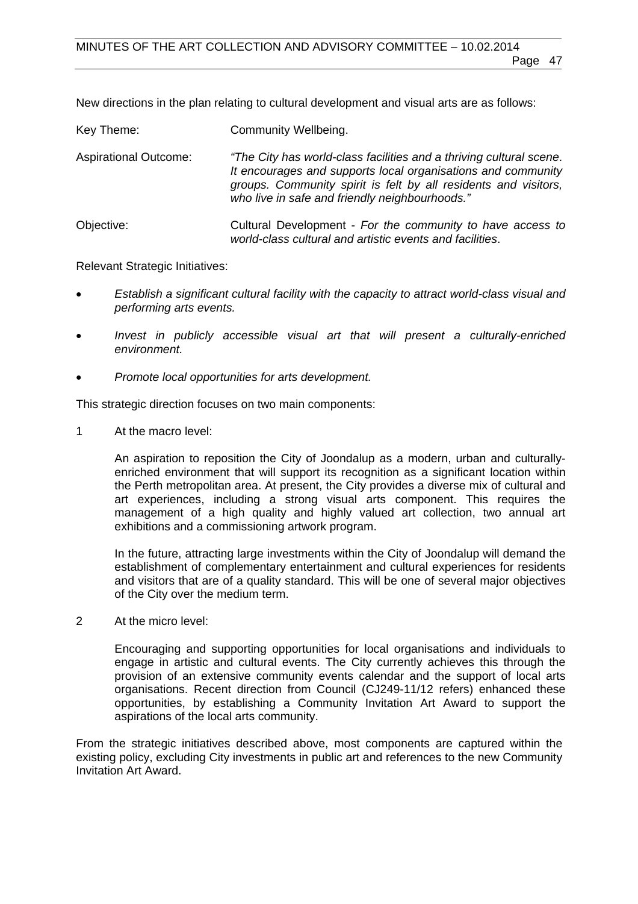New directions in the plan relating to cultural development and visual arts are as follows:

| | |
|---|---|
| Key Theme: | Community Wellbeing. |
| Aspirational Outcome: | *"The City has world-class facilities and a thriving cultural scene. It encourages and supports local organisations and community groups. Community spirit is felt by all residents and visitors, who live in safe and friendly neighbourhoods."* |
| Objective: | Cultural Development - *For the community to have access to world-class cultural and artistic events and facilities*. |

Relevant Strategic Initiatives:

- *Establish a significant cultural facility with the capacity to attract world-class visual and performing arts events.*
- *Invest in publicly accessible visual art that will present a culturally-enriched environment.*
- *Promote local opportunities for arts development.*

This strategic direction focuses on two main components:

1 At the macro level:

   An aspiration to reposition the City of Joondalup as a modern, urban and culturally-enriched environment that will support its recognition as a significant location within the Perth metropolitan area. At present, the City provides a diverse mix of cultural and art experiences, including a strong visual arts component. This requires the management of a high quality and highly valued art collection, two annual art exhibitions and a commissioning artwork program.

   In the future, attracting large investments within the City of Joondalup will demand the establishment of complementary entertainment and cultural experiences for residents and visitors that are of a quality standard. This will be one of several major objectives of the City over the medium term.

2 At the micro level:

   Encouraging and supporting opportunities for local organisations and individuals to engage in artistic and cultural events. The City currently achieves this through the provision of an extensive community events calendar and the support of local arts organisations. Recent direction from Council (CJ249-11/12 refers) enhanced these opportunities, by establishing a Community Invitation Art Award to support the aspirations of the local arts community.

From the strategic initiatives described above, most components are captured within the existing policy, excluding City investments in public art and references to the new Community Invitation Art Award.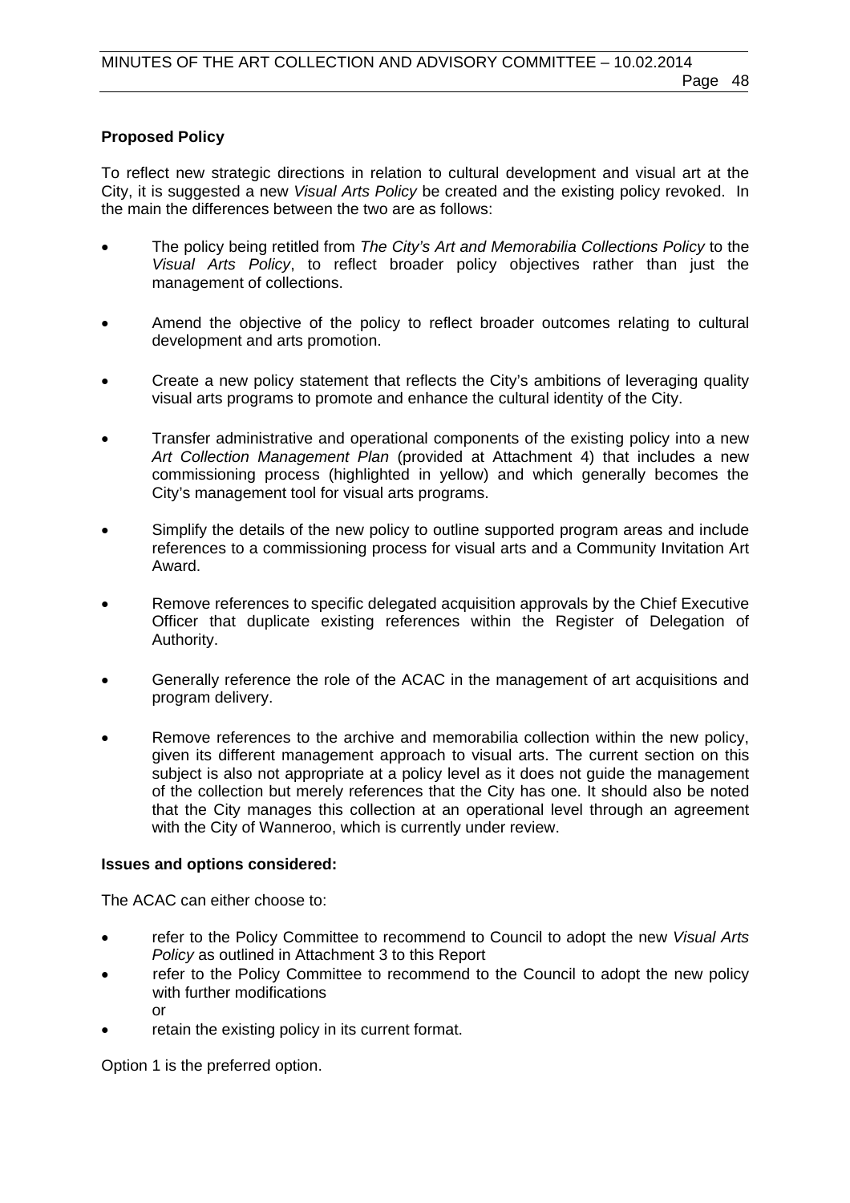**Proposed Policy**

To reflect new strategic directions in relation to cultural development and visual art at the City, it is suggested a new *Visual Arts Policy* be created and the existing policy revoked. In the main the differences between the two are as follows:

- The policy being retitled from *The City's Art and Memorabilia Collections Policy* to the *Visual Arts Policy*, to reflect broader policy objectives rather than just the management of collections.
- Amend the objective of the policy to reflect broader outcomes relating to cultural development and arts promotion.
- Create a new policy statement that reflects the City's ambitions of leveraging quality visual arts programs to promote and enhance the cultural identity of the City.
- Transfer administrative and operational components of the existing policy into a new *Art Collection Management Plan* (provided at Attachment 4) that includes a new commissioning process (highlighted in yellow) and which generally becomes the City's management tool for visual arts programs.
- Simplify the details of the new policy to outline supported program areas and include references to a commissioning process for visual arts and a Community Invitation Art Award.
- Remove references to specific delegated acquisition approvals by the Chief Executive Officer that duplicate existing references within the Register of Delegation of Authority.
- Generally reference the role of the ACAC in the management of art acquisitions and program delivery.
- Remove references to the archive and memorabilia collection within the new policy, given its different management approach to visual arts. The current section on this subject is also not appropriate at a policy level as it does not guide the management of the collection but merely references that the City has one. It should also be noted that the City manages this collection at an operational level through an agreement with the City of Wanneroo, which is currently under review.

**Issues and options considered:**

The ACAC can either choose to:

- refer to the Policy Committee to recommend to Council to adopt the new *Visual Arts Policy* as outlined in Attachment 3 to this Report
- refer to the Policy Committee to recommend to the Council to adopt the new policy with further modifications
  or
- retain the existing policy in its current format.

Option 1 is the preferred option.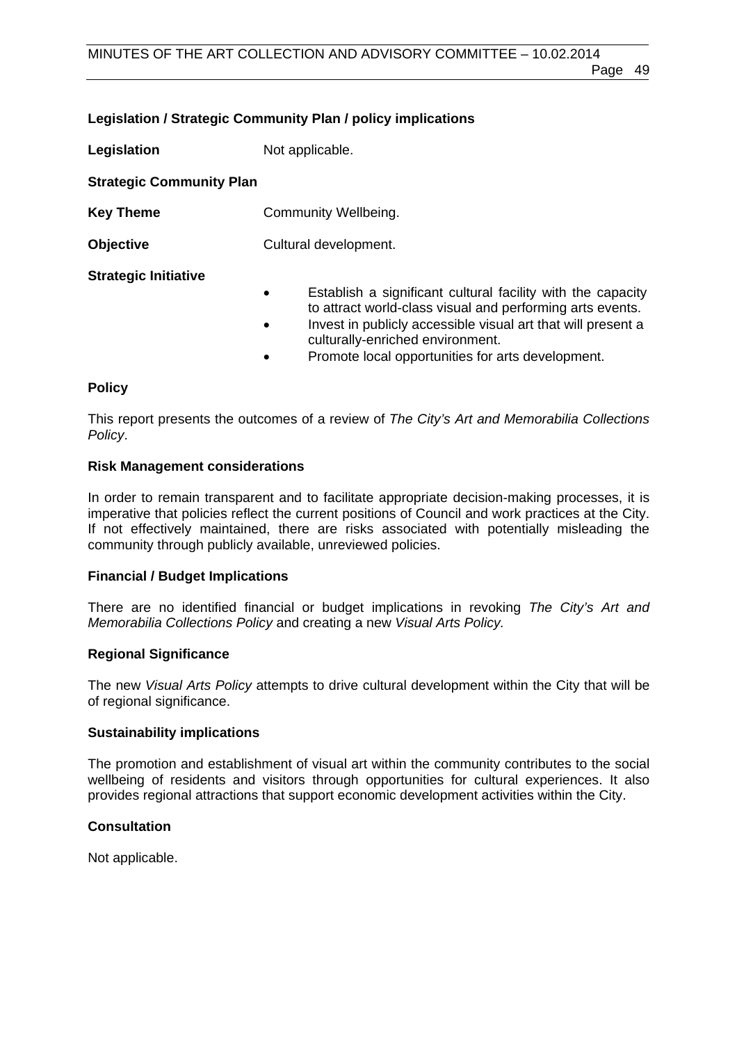**Legislation / Strategic Community Plan / policy implications**

**Legislation** Not applicable.

**Strategic Community Plan**

**Key Theme** Community Wellbeing.

**Objective** Cultural development.

**Strategic Initiative**

- Establish a significant cultural facility with the capacity to attract world-class visual and performing arts events.
- Invest in publicly accessible visual art that will present a culturally-enriched environment.
- Promote local opportunities for arts development.

**Policy**

This report presents the outcomes of a review of *The City's Art and Memorabilia Collections Policy*.

**Risk Management considerations**

In order to remain transparent and to facilitate appropriate decision-making processes, it is imperative that policies reflect the current positions of Council and work practices at the City. If not effectively maintained, there are risks associated with potentially misleading the community through publicly available, unreviewed policies.

**Financial / Budget Implications**

There are no identified financial or budget implications in revoking *The City's Art and Memorabilia Collections Policy* and creating a new *Visual Arts Policy.*

**Regional Significance**

The new *Visual Arts Policy* attempts to drive cultural development within the City that will be of regional significance.

**Sustainability implications**

The promotion and establishment of visual art within the community contributes to the social wellbeing of residents and visitors through opportunities for cultural experiences. It also provides regional attractions that support economic development activities within the City.

**Consultation**

Not applicable.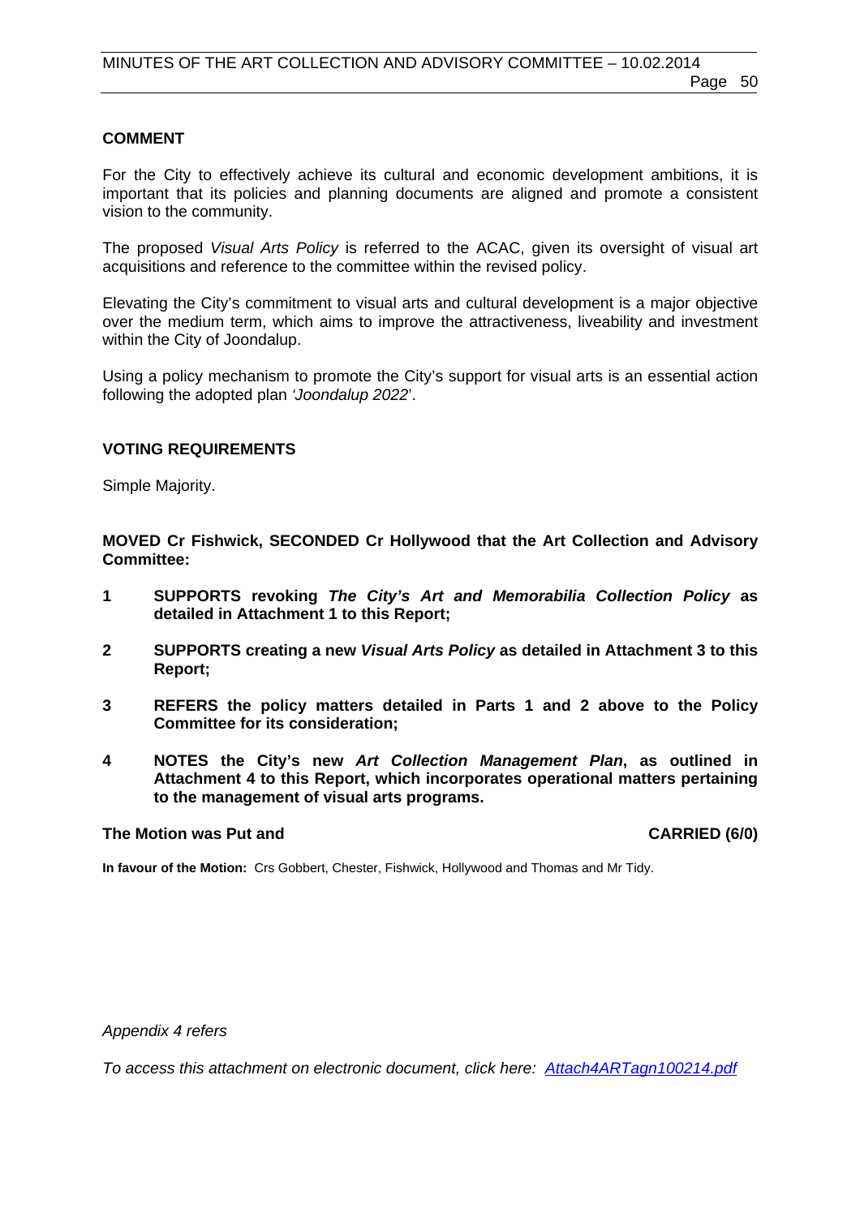## COMMENT

For the City to effectively achieve its cultural and economic development ambitions, it is important that its policies and planning documents are aligned and promote a consistent vision to the community.

The proposed *Visual Arts Policy* is referred to the ACAC, given its oversight of visual art acquisitions and reference to the committee within the revised policy.

Elevating the City's commitment to visual arts and cultural development is a major objective over the medium term, which aims to improve the attractiveness, liveability and investment within the City of Joondalup.

Using a policy mechanism to promote the City's support for visual arts is an essential action following the adopted plan *'Joondalup 2022*'.

## VOTING REQUIREMENTS

Simple Majority.

**MOVED Cr Fishwick, SECONDED Cr Hollywood that the Art Collection and Advisory Committee:**

**1 SUPPORTS revoking *The City's Art and Memorabilia Collection Policy* as detailed in Attachment 1 to this Report;**

**2 SUPPORTS creating a new *Visual Arts Policy* as detailed in Attachment 3 to this Report;**

**3 REFERS the policy matters detailed in Parts 1 and 2 above to the Policy Committee for its consideration;**

**4 NOTES the City's new *Art Collection Management Plan*, as outlined in Attachment 4 to this Report, which incorporates operational matters pertaining to the management of visual arts programs.**

**The Motion was Put and CARRIED (6/0)**

**In favour of the Motion:** Crs Gobbert, Chester, Fishwick, Hollywood and Thomas and Mr Tidy.

*Appendix 4 refers*

*To access this attachment on electronic document, click here: Attach4ARTagn100214.pdf*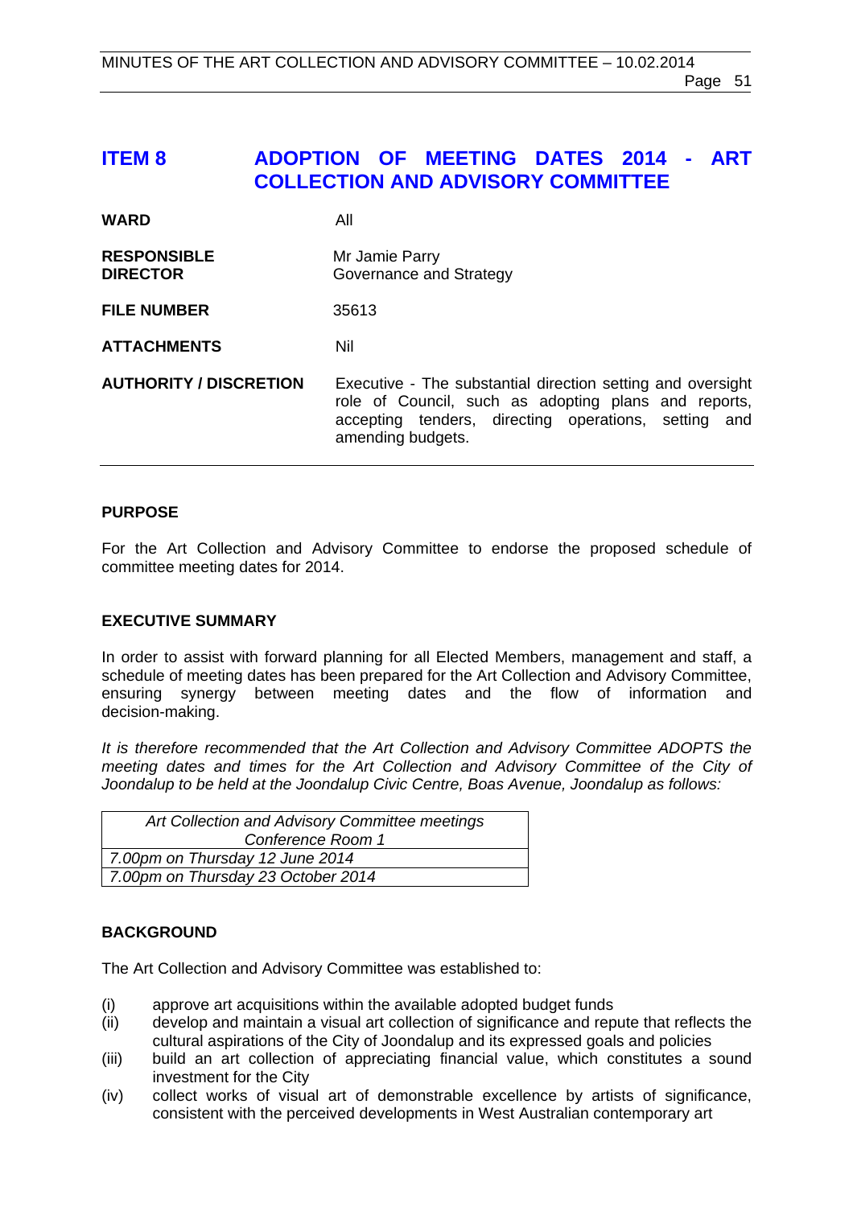# ITEM 8 ADOPTION OF MEETING DATES 2014 - ART COLLECTION AND ADVISORY COMMITTEE

| | |
|---|---|
| **WARD** | All |
| **RESPONSIBLE DIRECTOR** | Mr Jamie Parry<br>Governance and Strategy |
| **FILE NUMBER** | 35613 |
| **ATTACHMENTS** | Nil |
| **AUTHORITY / DISCRETION** | Executive - The substantial direction setting and oversight role of Council, such as adopting plans and reports, accepting tenders, directing operations, setting and amending budgets. |

## PURPOSE

For the Art Collection and Advisory Committee to endorse the proposed schedule of committee meeting dates for 2014.

## EXECUTIVE SUMMARY

In order to assist with forward planning for all Elected Members, management and staff, a schedule of meeting dates has been prepared for the Art Collection and Advisory Committee, ensuring synergy between meeting dates and the flow of information and decision-making.

*It is therefore recommended that the Art Collection and Advisory Committee ADOPTS the meeting dates and times for the Art Collection and Advisory Committee of the City of Joondalup to be held at the Joondalup Civic Centre, Boas Avenue, Joondalup as follows:*

| *Art Collection and Advisory Committee meetings Conference Room 1* |
|---|
| *7.00pm on Thursday 12 June 2014* |
| *7.00pm on Thursday 23 October 2014* |

## BACKGROUND

The Art Collection and Advisory Committee was established to:

(i) approve art acquisitions within the available adopted budget funds
(ii) develop and maintain a visual art collection of significance and repute that reflects the cultural aspirations of the City of Joondalup and its expressed goals and policies
(iii) build an art collection of appreciating financial value, which constitutes a sound investment for the City
(iv) collect works of visual art of demonstrable excellence by artists of significance, consistent with the perceived developments in West Australian contemporary art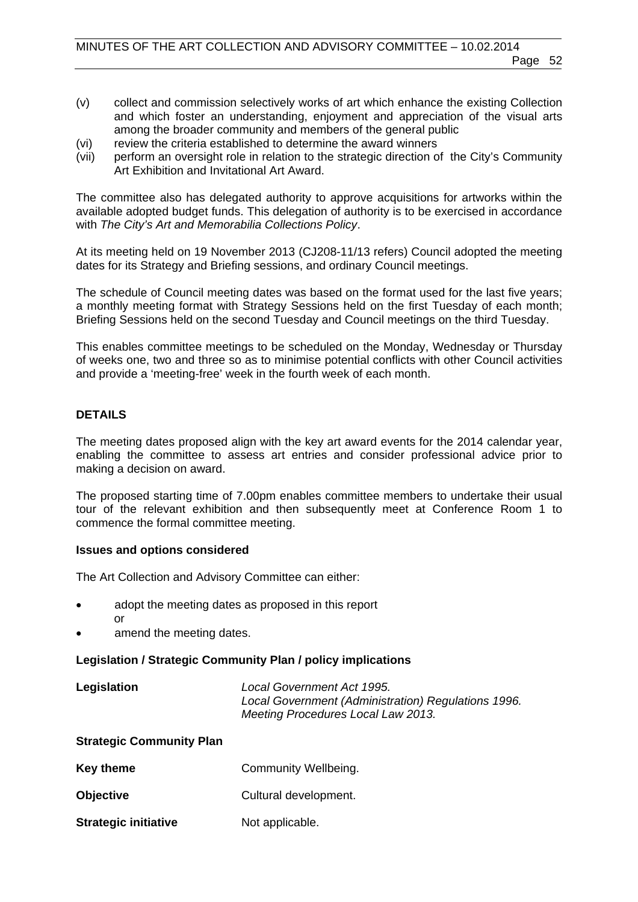(v) collect and commission selectively works of art which enhance the existing Collection and which foster an understanding, enjoyment and appreciation of the visual arts among the broader community and members of the general public
(vi) review the criteria established to determine the award winners
(vii) perform an oversight role in relation to the strategic direction of the City's Community Art Exhibition and Invitational Art Award.

The committee also has delegated authority to approve acquisitions for artworks within the available adopted budget funds. This delegation of authority is to be exercised in accordance with *The City's Art and Memorabilia Collections Policy*.

At its meeting held on 19 November 2013 (CJ208-11/13 refers) Council adopted the meeting dates for its Strategy and Briefing sessions, and ordinary Council meetings.

The schedule of Council meeting dates was based on the format used for the last five years; a monthly meeting format with Strategy Sessions held on the first Tuesday of each month; Briefing Sessions held on the second Tuesday and Council meetings on the third Tuesday.

This enables committee meetings to be scheduled on the Monday, Wednesday or Thursday of weeks one, two and three so as to minimise potential conflicts with other Council activities and provide a 'meeting-free' week in the fourth week of each month.

**DETAILS**

The meeting dates proposed align with the key art award events for the 2014 calendar year, enabling the committee to assess art entries and consider professional advice prior to making a decision on award.

The proposed starting time of 7.00pm enables committee members to undertake their usual tour of the relevant exhibition and then subsequently meet at Conference Room 1 to commence the formal committee meeting.

**Issues and options considered**

The Art Collection and Advisory Committee can either:

- adopt the meeting dates as proposed in this report
  or
- amend the meeting dates.

**Legislation / Strategic Community Plan / policy implications**

**Legislation** *Local Government Act 1995.*
*Local Government (Administration) Regulations 1996.*
*Meeting Procedures Local Law 2013.*

**Strategic Community Plan**

**Key theme** Community Wellbeing.

**Objective** Cultural development.

**Strategic initiative** Not applicable.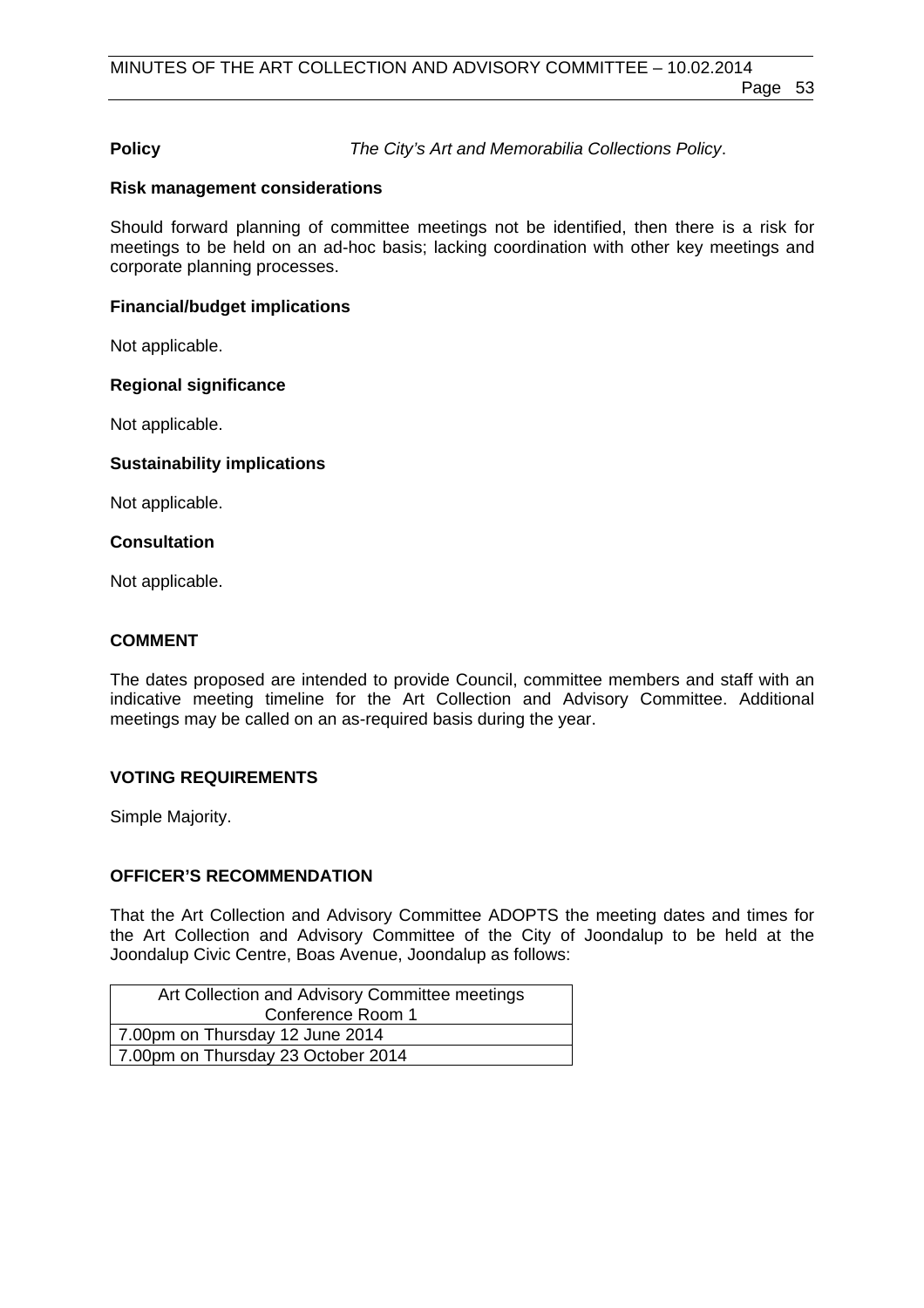**Policy** *The City's Art and Memorabilia Collections Policy*.

**Risk management considerations**

Should forward planning of committee meetings not be identified, then there is a risk for meetings to be held on an ad-hoc basis; lacking coordination with other key meetings and corporate planning processes.

**Financial/budget implications**

Not applicable.

**Regional significance**

Not applicable.

**Sustainability implications**

Not applicable.

**Consultation**

Not applicable.

## COMMENT

The dates proposed are intended to provide Council, committee members and staff with an indicative meeting timeline for the Art Collection and Advisory Committee. Additional meetings may be called on an as-required basis during the year.

## VOTING REQUIREMENTS

Simple Majority.

## OFFICER'S RECOMMENDATION

That the Art Collection and Advisory Committee ADOPTS the meeting dates and times for the Art Collection and Advisory Committee of the City of Joondalup to be held at the Joondalup Civic Centre, Boas Avenue, Joondalup as follows:

| Art Collection and Advisory Committee meetings Conference Room 1 |
|---|
| 7.00pm on Thursday 12 June 2014 |
| 7.00pm on Thursday 23 October 2014 |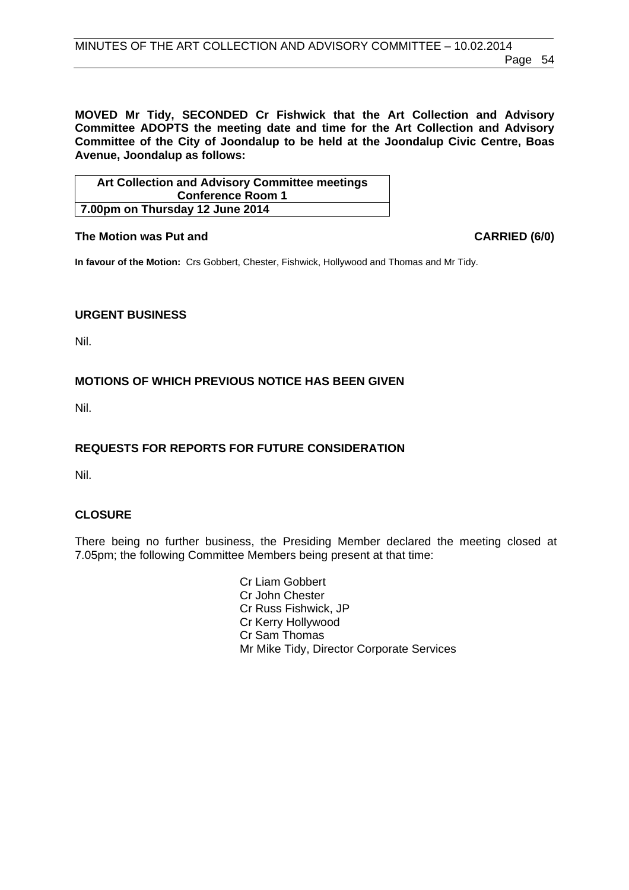**MOVED Mr Tidy, SECONDED Cr Fishwick that the Art Collection and Advisory Committee ADOPTS the meeting date and time for the Art Collection and Advisory Committee of the City of Joondalup to be held at the Joondalup Civic Centre, Boas Avenue, Joondalup as follows:**

| **Art Collection and Advisory Committee meetings Conference Room 1** |
|---|
| **7.00pm on Thursday 12 June 2014** |

**The Motion was Put and CARRIED (6/0)**

**In favour of the Motion:** Crs Gobbert, Chester, Fishwick, Hollywood and Thomas and Mr Tidy.

## URGENT BUSINESS

Nil.

## MOTIONS OF WHICH PREVIOUS NOTICE HAS BEEN GIVEN

Nil.

## REQUESTS FOR REPORTS FOR FUTURE CONSIDERATION

Nil.

## CLOSURE

There being no further business, the Presiding Member declared the meeting closed at 7.05pm; the following Committee Members being present at that time:

Cr Liam Gobbert
Cr John Chester
Cr Russ Fishwick, JP
Cr Kerry Hollywood
Cr Sam Thomas
Mr Mike Tidy, Director Corporate Services